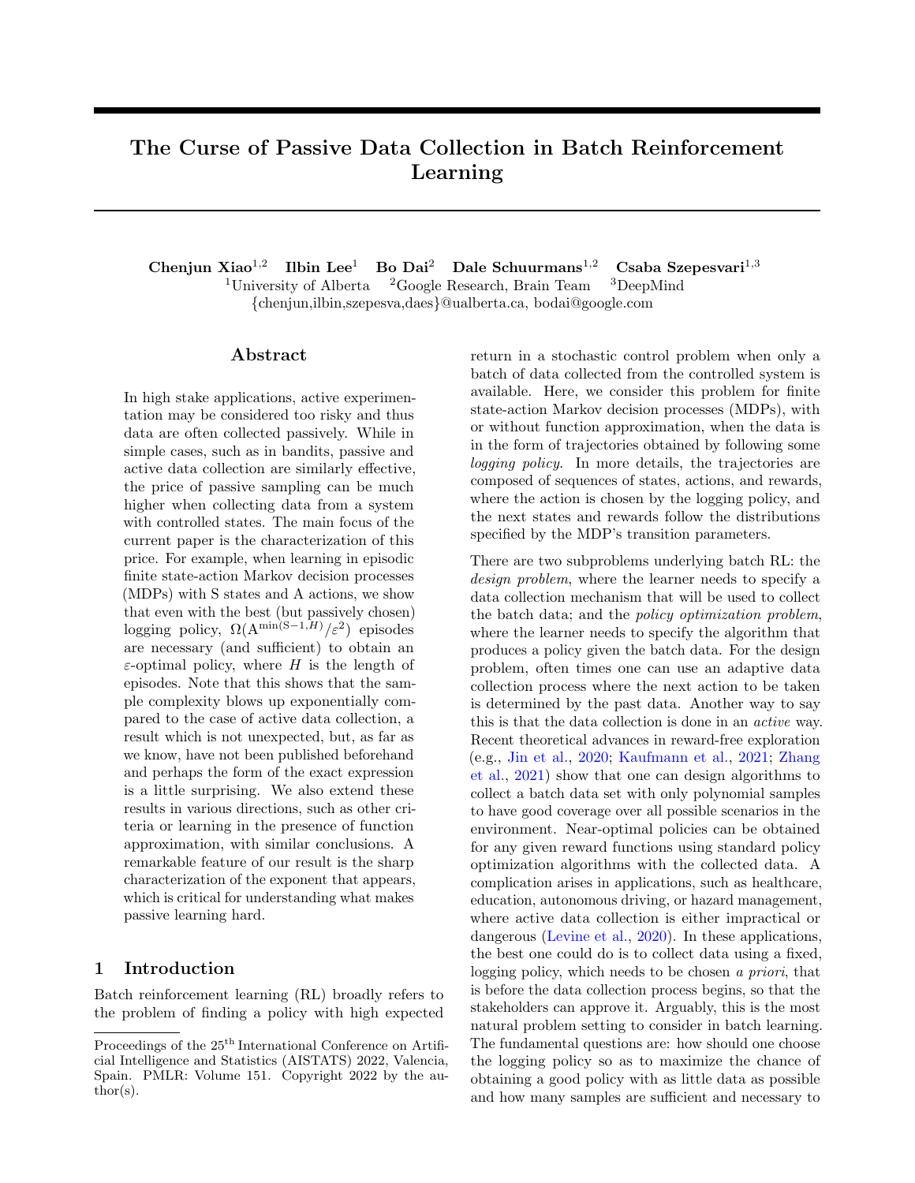# The Curse of Passive Data Collection in Batch Reinforcement Learning

**Chenjun Xiao**[1,2] **Ilbin Lee**[1] **Bo Dai**[2] **Dale Schuurmans**[1,2] **Csaba Szepesvari**[1,3]

[1]University of Alberta [2]Google Research, Brain Team [3]DeepMind

{chenjun,ilbin,szepesva,daes}@ualberta.ca, bodai@google.com

## Abstract

In high stake applications, active experimentation may be considered too risky and thus data are often collected passively. While in simple cases, such as in bandits, passive and active data collection are similarly effective, the price of passive sampling can be much higher when collecting data from a system with controlled states. The main focus of the current paper is the characterization of this price. For example, when learning in episodic finite state-action Markov decision processes (MDPs) with S states and A actions, we show that even with the best (but passively chosen) logging policy, $\Omega(\mathrm{A}^{\min(\mathrm{S}-1,H)}/\varepsilon^2)$ episodes are necessary (and sufficient) to obtain an $\varepsilon$-optimal policy, where $H$ is the length of episodes. Note that this shows that the sample complexity blows up exponentially compared to the case of active data collection, a result which is not unexpected, but, as far as we know, have not been published beforehand and perhaps the form of the exact expression is a little surprising. We also extend these results in various directions, such as other criteria or learning in the presence of function approximation, with similar conclusions. A remarkable feature of our result is the sharp characterization of the exponent that appears, which is critical for understanding what makes passive learning hard.

## 1 Introduction

Batch reinforcement learning (RL) broadly refers to the problem of finding a policy with high expected return in a stochastic control problem when only a batch of data collected from the controlled system is available. Here, we consider this problem for finite state-action Markov decision processes (MDPs), with or without function approximation, when the data is in the form of trajectories obtained by following some *logging policy*. In more details, the trajectories are composed of sequences of states, actions, and rewards, where the action is chosen by the logging policy, and the next states and rewards follow the distributions specified by the MDP's transition parameters.

There are two subproblems underlying batch RL: the *design problem*, where the learner needs to specify a data collection mechanism that will be used to collect the batch data; and the *policy optimization problem*, where the learner needs to specify the algorithm that produces a policy given the batch data. For the design problem, often times one can use an adaptive data collection process where the next action to be taken is determined by the past data. Another way to say this is that the data collection is done in an *active* way. Recent theoretical advances in reward-free exploration (e.g., Jin et al., 2020; Kaufmann et al., 2021; Zhang et al., 2021) show that one can design algorithms to collect a batch data set with only polynomial samples to have good coverage over all possible scenarios in the environment. Near-optimal policies can be obtained for any given reward functions using standard policy optimization algorithms with the collected data. A complication arises in applications, such as healthcare, education, autonomous driving, or hazard management, where active data collection is either impractical or dangerous (Levine et al., 2020). In these applications, the best one could do is to collect data using a fixed, logging policy, which needs to be chosen *a priori*, that is before the data collection process begins, so that the stakeholders can approve it. Arguably, this is the most natural problem setting to consider in batch learning. The fundamental questions are: how should one choose the logging policy so as to maximize the chance of obtaining a good policy with as little data as possible and how many samples are sufficient and necessary to

Proceedings of the 25[th] International Conference on Artificial Intelligence and Statistics (AISTATS) 2022, Valencia, Spain. PMLR: Volume 151. Copyright 2022 by the author(s).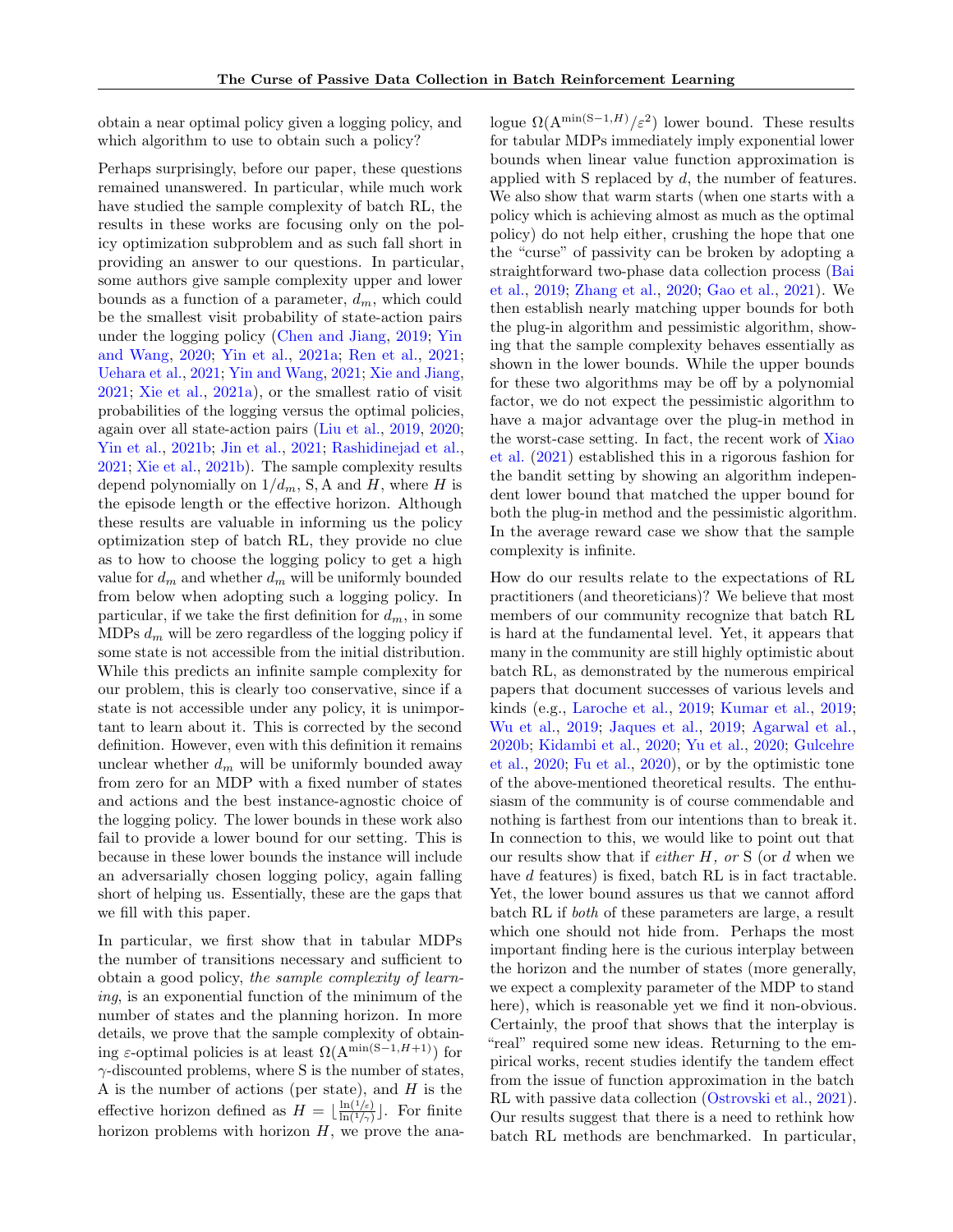obtain a near optimal policy given a logging policy, and which algorithm to use to obtain such a policy?

Perhaps surprisingly, before our paper, these questions remained unanswered. In particular, while much work have studied the sample complexity of batch RL, the results in these works are focusing only on the policy optimization subproblem and as such fall short in providing an answer to our questions. In particular, some authors give sample complexity upper and lower bounds as a function of a parameter, $d_m$, which could be the smallest visit probability of state-action pairs under the logging policy (Chen and Jiang, 2019; Yin and Wang, 2020; Yin et al., 2021a; Ren et al., 2021; Uehara et al., 2021; Yin and Wang, 2021; Xie and Jiang, 2021; Xie et al., 2021a), or the smallest ratio of visit probabilities of the logging versus the optimal policies, again over all state-action pairs (Liu et al., 2019, 2020; Yin et al., 2021b; Jin et al., 2021; Rashidinejad et al., 2021; Xie et al., 2021b). The sample complexity results depend polynomially on $1/d_m$, S, A and $H$, where $H$ is the episode length or the effective horizon. Although these results are valuable in informing us the policy optimization step of batch RL, they provide no clue as to how to choose the logging policy to get a high value for $d_m$ and whether $d_m$ will be uniformly bounded from below when adopting such a logging policy. In particular, if we take the first definition for $d_m$, in some MDPs $d_m$ will be zero regardless of the logging policy if some state is not accessible from the initial distribution. While this predicts an infinite sample complexity for our problem, this is clearly too conservative, since if a state is not accessible under any policy, it is unimportant to learn about it. This is corrected by the second definition. However, even with this definition it remains unclear whether $d_m$ will be uniformly bounded away from zero for an MDP with a fixed number of states and actions and the best instance-agnostic choice of the logging policy. The lower bounds in these work also fail to provide a lower bound for our setting. This is because in these lower bounds the instance will include an adversarially chosen logging policy, again falling short of helping us. Essentially, these are the gaps that we fill with this paper.

In particular, we first show that in tabular MDPs the number of transitions necessary and sufficient to obtain a good policy, *the sample complexity of learning*, is an exponential function of the minimum of the number of states and the planning horizon. In more details, we prove that the sample complexity of obtaining $\varepsilon$-optimal policies is at least $\Omega(\mathrm{A}^{\min(\mathrm{S}-1,H+1)})$ for $\gamma$-discounted problems, where S is the number of states, A is the number of actions (per state), and $H$ is the effective horizon defined as $H = \lfloor \frac{\ln(1/\varepsilon)}{\ln(1/\gamma)} \rfloor$. For finite horizon problems with horizon $H$, we prove the analogue $\Omega(\mathrm{A}^{\min(\mathrm{S}-1,H)}/\varepsilon^2)$ lower bound. These results for tabular MDPs immediately imply exponential lower bounds when linear value function approximation is applied with S replaced by $d$, the number of features. We also show that warm starts (when one starts with a policy which is achieving almost as much as the optimal policy) do not help either, crushing the hope that one the "curse" of passivity can be broken by adopting a straightforward two-phase data collection process (Bai et al., 2019; Zhang et al., 2020; Gao et al., 2021). We then establish nearly matching upper bounds for both the plug-in algorithm and pessimistic algorithm, showing that the sample complexity behaves essentially as shown in the lower bounds. While the upper bounds for these two algorithms may be off by a polynomial factor, we do not expect the pessimistic algorithm to have a major advantage over the plug-in method in the worst-case setting. In fact, the recent work of Xiao et al. (2021) established this in a rigorous fashion for the bandit setting by showing an algorithm independent lower bound that matched the upper bound for both the plug-in method and the pessimistic algorithm. In the average reward case we show that the sample complexity is infinite.

How do our results relate to the expectations of RL practitioners (and theoreticians)? We believe that most members of our community recognize that batch RL is hard at the fundamental level. Yet, it appears that many in the community are still highly optimistic about batch RL, as demonstrated by the numerous empirical papers that document successes of various levels and kinds (e.g., Laroche et al., 2019; Kumar et al., 2019; Wu et al., 2019; Jaques et al., 2019; Agarwal et al., 2020b; Kidambi et al., 2020; Yu et al., 2020; Gulcehre et al., 2020; Fu et al., 2020), or by the optimistic tone of the above-mentioned theoretical results. The enthusiasm of the community is of course commendable and nothing is farthest from our intentions than to break it. In connection to this, we would like to point out that our results show that if *either H, or* S (or $d$ when we have $d$ features) is fixed, batch RL is in fact tractable. Yet, the lower bound assures us that we cannot afford batch RL if *both* of these parameters are large, a result which one should not hide from. Perhaps the most important finding here is the curious interplay between the horizon and the number of states (more generally, we expect a complexity parameter of the MDP to stand here), which is reasonable yet we find it non-obvious. Certainly, the proof that shows that the interplay is "real" required some new ideas. Returning to the empirical works, recent studies identify the tandem effect from the issue of function approximation in the batch RL with passive data collection (Ostrovski et al., 2021). Our results suggest that there is a need to rethink how batch RL methods are benchmarked. In particular,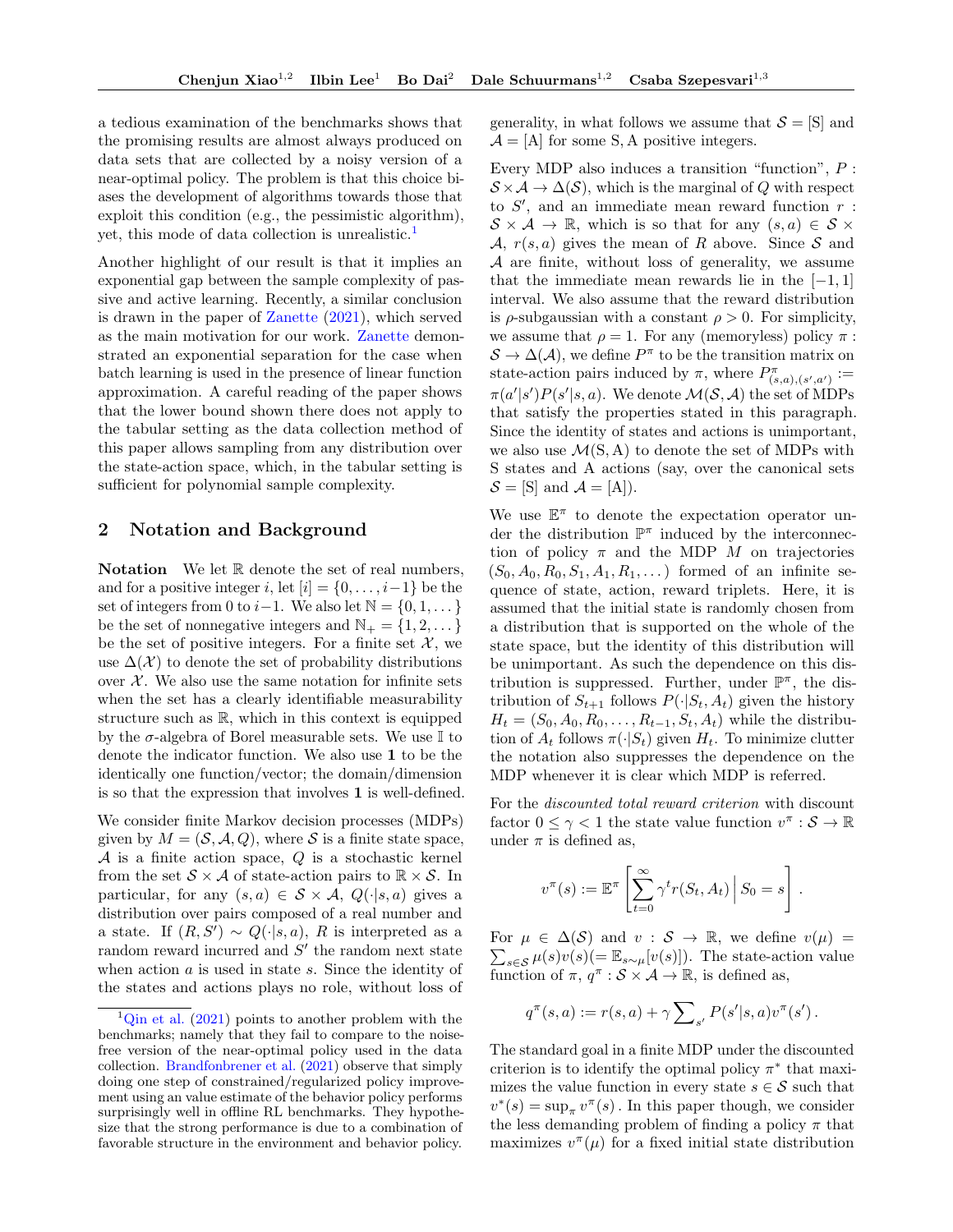a tedious examination of the benchmarks shows that the promising results are almost always produced on data sets that are collected by a noisy version of a near-optimal policy. The problem is that this choice biases the development of algorithms towards those that exploit this condition (e.g., the pessimistic algorithm), yet, this mode of data collection is unrealistic.[1]

Another highlight of our result is that it implies an exponential gap between the sample complexity of passive and active learning. Recently, a similar conclusion is drawn in the paper of Zanette (2021), which served as the main motivation for our work. Zanette demonstrated an exponential separation for the case when batch learning is used in the presence of linear function approximation. A careful reading of the paper shows that the lower bound shown there does not apply to the tabular setting as the data collection method of this paper allows sampling from any distribution over the state-action space, which, in the tabular setting is sufficient for polynomial sample complexity.

## 2 Notation and Background

**Notation** We let $\mathbb{R}$ denote the set of real numbers, and for a positive integer $i$, let $[i] = \{0, \dots, i-1\}$ be the set of integers from 0 to $i-1$. We also let $\mathbb{N} = \{0, 1, \dots\}$ be the set of nonnegative integers and $\mathbb{N}_+ = \{1, 2, \dots\}$ be the set of positive integers. For a finite set $\mathcal{X}$, we use $\Delta(\mathcal{X})$ to denote the set of probability distributions over $\mathcal{X}$. We also use the same notation for infinite sets when the set has a clearly identifiable measurability structure such as $\mathbb{R}$, which in this context is equipped by the $\sigma$-algebra of Borel measurable sets. We use $\mathbb{I}$ to denote the indicator function. We also use $\mathbf{1}$ to be the identically one function/vector; the domain/dimension is so that the expression that involves $\mathbf{1}$ is well-defined.

We consider finite Markov decision processes (MDPs) given by $M = (\mathcal{S}, \mathcal{A}, Q)$, where $\mathcal{S}$ is a finite state space, $\mathcal{A}$ is a finite action space, $Q$ is a stochastic kernel from the set $\mathcal{S} \times \mathcal{A}$ of state-action pairs to $\mathbb{R} \times \mathcal{S}$. In particular, for any $(s, a) \in \mathcal{S} \times \mathcal{A}$, $Q(\cdot|s, a)$ gives a distribution over pairs composed of a real number and a state. If $(R, S') \sim Q(\cdot|s, a)$, $R$ is interpreted as a random reward incurred and $S'$ the random next state when action $a$ is used in state $s$. Since the identity of the states and actions plays no role, without loss of generality, in what follows we assume that $\mathcal{S} = [\mathrm{S}]$ and $\mathcal{A} = [\mathrm{A}]$ for some S, A positive integers.

Every MDP also induces a transition "function", $P : \mathcal{S} \times \mathcal{A} \to \Delta(\mathcal{S})$, which is the marginal of $Q$ with respect to $S'$, and an immediate mean reward function $r : \mathcal{S} \times \mathcal{A} \to \mathbb{R}$, which is so that for any $(s, a) \in \mathcal{S} \times \mathcal{A}$, $r(s, a)$ gives the mean of $R$ above. Since $\mathcal{S}$ and $\mathcal{A}$ are finite, without loss of generality, we assume that the immediate mean rewards lie in the $[-1, 1]$ interval. We also assume that the reward distribution is $\rho$-subgaussian with a constant $\rho > 0$. For simplicity, we assume that $\rho = 1$. For any (memoryless) policy $\pi : \mathcal{S} \to \Delta(\mathcal{A})$, we define $P^\pi$ to be the transition matrix on state-action pairs induced by $\pi$, where $P^\pi_{(s,a),(s',a')} := \pi(a'|s')P(s'|s, a)$. We denote $\mathcal{M}(\mathcal{S}, \mathcal{A})$ the set of MDPs that satisfy the properties stated in this paragraph. Since the identity of states and actions is unimportant, we also use $\mathcal{M}(\mathrm{S}, \mathrm{A})$ to denote the set of MDPs with S states and A actions (say, over the canonical sets $\mathcal{S} = [\mathrm{S}]$ and $\mathcal{A} = [\mathrm{A}]$).

We use $\mathbb{E}^\pi$ to denote the expectation operator under the distribution $\mathbb{P}^\pi$ induced by the interconnection of policy $\pi$ and the MDP $M$ on trajectories $(S_0, A_0, R_0, S_1, A_1, R_1, \dots)$ formed of an infinite sequence of state, action, reward triplets. Here, it is assumed that the initial state is randomly chosen from a distribution that is supported on the whole of the state space, but the identity of this distribution will be unimportant. As such the dependence on this distribution is suppressed. Further, under $\mathbb{P}^\pi$, the distribution of $S_{t+1}$ follows $P(\cdot|S_t, A_t)$ given the history $H_t = (S_0, A_0, R_0, \dots, R_{t-1}, S_t, A_t)$ while the distribution of $A_t$ follows $\pi(\cdot|S_t)$ given $H_t$. To minimize clutter the notation also suppresses the dependence on the MDP whenever it is clear which MDP is referred.

For the *discounted total reward criterion* with discount factor $0 \le \gamma < 1$ the state value function $v^\pi : \mathcal{S} \to \mathbb{R}$ under $\pi$ is defined as,

$$v^\pi(s) := \mathbb{E}^\pi \left[ \sum_{t=0}^{\infty} \gamma^t r(S_t, A_t) \,\Big|\, S_0 = s \right].$$

For $\mu \in \Delta(\mathcal{S})$ and $v : \mathcal{S} \to \mathbb{R}$, we define $v(\mu) = \sum_{s \in \mathcal{S}} \mu(s) v(s) (= \mathbb{E}_{s \sim \mu}[v(s)])$. The state-action value function of $\pi$, $q^\pi : \mathcal{S} \times \mathcal{A} \to \mathbb{R}$, is defined as,

$$q^\pi(s, a) := r(s, a) + \gamma \sum\nolimits_{s'} P(s'|s, a) v^\pi(s').$$

The standard goal in a finite MDP under the discounted criterion is to identify the optimal policy $\pi^*$ that maximizes the value function in every state $s \in \mathcal{S}$ such that $v^*(s) = \sup_\pi v^\pi(s)$. In this paper though, we consider the less demanding problem of finding a policy $\pi$ that maximizes $v^\pi(\mu)$ for a fixed initial state distribution

[1] Qin et al. (2021) points to another problem with the benchmarks; namely that they fail to compare to the noise-free version of the near-optimal policy used in the data collection. Brandfonbrener et al. (2021) observe that simply doing one step of constrained/regularized policy improvement using an value estimate of the behavior policy performs surprisingly well in offline RL benchmarks. They hypothesize that the strong performance is due to a combination of favorable structure in the environment and behavior policy.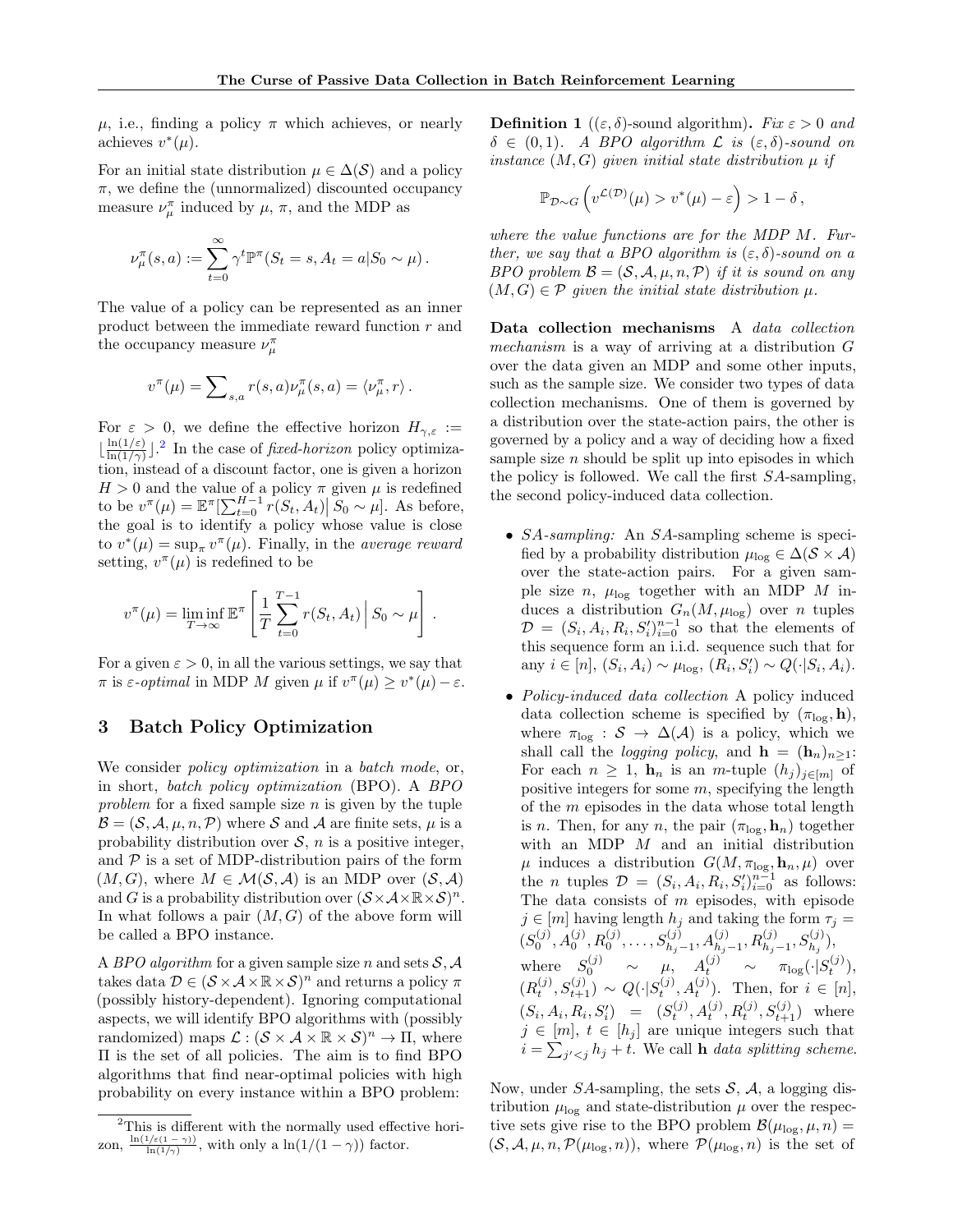$\mu$, i.e., finding a policy $\pi$ which achieves, or nearly achieves $v^*(\mu)$.

For an initial state distribution $\mu \in \Delta(\mathcal{S})$ and a policy $\pi$, we define the (unnormalized) discounted occupancy measure $\nu_\mu^\pi$ induced by $\mu$, $\pi$, and the MDP as

$$\nu_\mu^\pi(s,a) := \sum_{t=0}^{\infty} \gamma^t \mathbb{P}^\pi(S_t = s, A_t = a | S_0 \sim \mu) .$$

The value of a policy can be represented as an inner product between the immediate reward function $r$ and the occupancy measure $\nu_\mu^\pi$

$$v^\pi(\mu) = \sum_{s,a} r(s,a)\nu_\mu^\pi(s,a) = \langle \nu_\mu^\pi, r \rangle .$$

For $\varepsilon > 0$, we define the effective horizon $H_{\gamma,\varepsilon} := \lfloor \frac{\ln(1/\varepsilon)}{\ln(1/\gamma)} \rfloor$.[2] In the case of *fixed-horizon* policy optimization, instead of a discount factor, one is given a horizon $H > 0$ and the value of a policy $\pi$ given $\mu$ is redefined to be $v^\pi(\mu) = \mathbb{E}^\pi[\sum_{t=0}^{H-1} r(S_t, A_t) | S_0 \sim \mu]$. As before, the goal is to identify a policy whose value is close to $v^*(\mu) = \sup_\pi v^\pi(\mu)$. Finally, in the *average reward* setting, $v^\pi(\mu)$ is redefined to be

$$v^\pi(\mu) = \liminf_{T\to\infty} \mathbb{E}^\pi \left[ \frac{1}{T} \sum_{t=0}^{T-1} r(S_t, A_t) \,\Big|\, S_0 \sim \mu \right] .$$

For a given $\varepsilon > 0$, in all the various settings, we say that $\pi$ is *$\varepsilon$-optimal* in MDP $M$ given $\mu$ if $v^\pi(\mu) \geq v^*(\mu) - \varepsilon$.

## 3 Batch Policy Optimization

We consider *policy optimization* in a *batch mode*, or, in short, *batch policy optimization* (BPO). A *BPO problem* for a fixed sample size $n$ is given by the tuple $\mathcal{B} = (\mathcal{S}, \mathcal{A}, \mu, n, \mathcal{P})$ where $\mathcal{S}$ and $\mathcal{A}$ are finite sets, $\mu$ is a probability distribution over $\mathcal{S}$, $n$ is a positive integer, and $\mathcal{P}$ is a set of MDP-distribution pairs of the form $(M, G)$, where $M \in \mathcal{M}(\mathcal{S}, \mathcal{A})$ is an MDP over $(\mathcal{S}, \mathcal{A})$ and $G$ is a probability distribution over $(\mathcal{S} \times \mathcal{A} \times \mathbb{R} \times \mathcal{S})^n$. In what follows a pair $(M, G)$ of the above form will be called a BPO instance.

A *BPO algorithm* for a given sample size $n$ and sets $\mathcal{S}, \mathcal{A}$ takes data $\mathcal{D} \in (\mathcal{S} \times \mathcal{A} \times \mathbb{R} \times \mathcal{S})^n$ and returns a policy $\pi$ (possibly history-dependent). Ignoring computational aspects, we will identify BPO algorithms with (possibly randomized) maps $\mathcal{L} : (\mathcal{S} \times \mathcal{A} \times \mathbb{R} \times \mathcal{S})^n \to \Pi$, where $\Pi$ is the set of all policies. The aim is to find BPO algorithms that find near-optimal policies with high probability on every instance within a BPO problem:

[2] This is different with the normally used effective horizon, $\frac{\ln(1/\varepsilon(1-\gamma))}{\ln(1/\gamma)}$, with only a $\ln(1/(1-\gamma))$ factor.

**Definition 1** (($\varepsilon, \delta$)-sound algorithm)**.** *Fix $\varepsilon > 0$ and $\delta \in (0,1)$. A BPO algorithm $\mathcal{L}$ is $(\varepsilon, \delta)$-sound on instance $(M, G)$ given initial state distribution $\mu$ if*

$$\mathbb{P}_{\mathcal{D}\sim G}\left( v^{\mathcal{L}(\mathcal{D})}(\mu) > v^*(\mu) - \varepsilon \right) > 1 - \delta ,$$

*where the value functions are for the MDP $M$. Further, we say that a BPO algorithm is $(\varepsilon, \delta)$-sound on a BPO problem $\mathcal{B} = (\mathcal{S}, \mathcal{A}, \mu, n, \mathcal{P})$ if it is sound on any $(M, G) \in \mathcal{P}$ given the initial state distribution $\mu$.*

**Data collection mechanisms** A *data collection mechanism* is a way of arriving at a distribution $G$ over the data given an MDP and some other inputs, such as the sample size. We consider two types of data collection mechanisms. One of them is governed by a distribution over the state-action pairs, the other is governed by a policy and a way of deciding how a fixed sample size $n$ should be split up into episodes in which the policy is followed. We call the first *SA*-sampling, the second policy-induced data collection.

- *SA-sampling:* An *SA*-sampling scheme is specified by a probability distribution $\mu_{\log} \in \Delta(\mathcal{S} \times \mathcal{A})$ over the state-action pairs. For a given sample size $n$, $\mu_{\log}$ together with an MDP $M$ induces a distribution $G_n(M, \mu_{\log})$ over $n$ tuples $\mathcal{D} = (S_i, A_i, R_i, S'_i)_{i=0}^{n-1}$ so that the elements of this sequence form an i.i.d. sequence such that for any $i \in [n]$, $(S_i, A_i) \sim \mu_{\log}$, $(R_i, S'_i) \sim Q(\cdot|S_i, A_i)$.
- *Policy-induced data collection* A policy induced data collection scheme is specified by $(\pi_{\log}, \mathbf{h})$, where $\pi_{\log} : \mathcal{S} \to \Delta(\mathcal{A})$ is a policy, which we shall call the *logging policy*, and $\mathbf{h} = (\mathbf{h}_n)_{n\geq 1}$: For each $n \geq 1$, $\mathbf{h}_n$ is an $m$-tuple $(h_j)_{j\in[m]}$ of positive integers for some $m$, specifying the length of the $m$ episodes in the data whose total length is $n$. Then, for any $n$, the pair $(\pi_{\log}, \mathbf{h}_n)$ together with an MDP $M$ and an initial distribution $\mu$ induces a distribution $G(M, \pi_{\log}, \mathbf{h}_n, \mu)$ over the $n$ tuples $\mathcal{D} = (S_i, A_i, R_i, S'_i)_{i=0}^{n-1}$ as follows: The data consists of $m$ episodes, with episode $j \in [m]$ having length $h_j$ and taking the form $\tau_j = (S_0^{(j)}, A_0^{(j)}, R_0^{(j)}, \ldots, S_{h_j-1}^{(j)}, A_{h_j-1}^{(j)}, R_{h_j-1}^{(j)}, S_{h_j}^{(j)})$, where $S_0^{(j)} \sim \mu$, $A_t^{(j)} \sim \pi_{\log}(\cdot|S_t^{(j)})$, $(R_t^{(j)}, S_{t+1}^{(j)}) \sim Q(\cdot|S_t^{(j)}, A_t^{(j)})$. Then, for $i \in [n]$, $(S_i, A_i, R_i, S'_i) = (S_t^{(j)}, A_t^{(j)}, R_t^{(j)}, S_{t+1}^{(j)})$ where $j \in [m]$, $t \in [h_j]$ are unique integers such that $i = \sum_{j'<j} h_j + t$. We call $\mathbf{h}$ *data splitting scheme*.

Now, under *SA*-sampling, the sets $\mathcal{S}$, $\mathcal{A}$, a logging distribution $\mu_{\log}$ and state-distribution $\mu$ over the respective sets give rise to the BPO problem $\mathcal{B}(\mu_{\log}, \mu, n) = (\mathcal{S}, \mathcal{A}, \mu, n, \mathcal{P}(\mu_{\log}, n))$, where $\mathcal{P}(\mu_{\log}, n)$ is the set of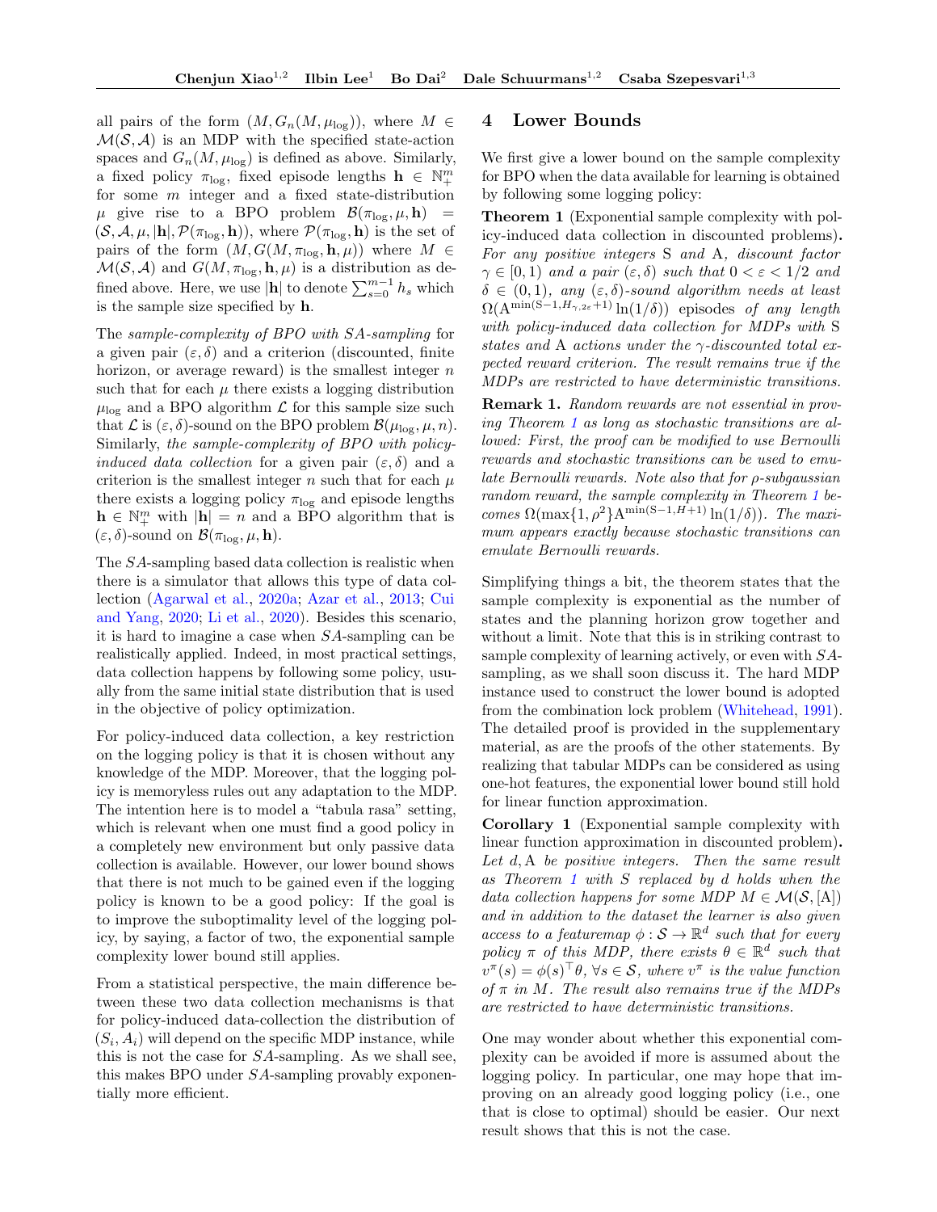all pairs of the form $(M, G_n(M, \mu_{\log}))$, where $M \in \mathcal{M}(\mathcal{S}, \mathcal{A})$ is an MDP with the specified state-action spaces and $G_n(M, \mu_{\log})$ is defined as above. Similarly, a fixed policy $\pi_{\log}$, fixed episode lengths $\mathbf{h} \in \mathbb{N}_+^m$ for some $m$ integer and a fixed state-distribution $\mu$ give rise to a BPO problem $\mathcal{B}(\pi_{\log}, \mu, \mathbf{h}) = (\mathcal{S}, \mathcal{A}, \mu, |\mathbf{h}|, \mathcal{P}(\pi_{\log}, \mathbf{h}))$, where $\mathcal{P}(\pi_{\log}, \mathbf{h})$ is the set of pairs of the form $(M, G(M, \pi_{\log}, \mathbf{h}, \mu))$ where $M \in \mathcal{M}(\mathcal{S}, \mathcal{A})$ and $G(M, \pi_{\log}, \mathbf{h}, \mu)$ is a distribution as defined above. Here, we use $|\mathbf{h}|$ to denote $\sum_{s=0}^{m-1} h_s$ which is the sample size specified by $\mathbf{h}$.

The *sample-complexity of BPO with SA-sampling* for a given pair $(\varepsilon, \delta)$ and a criterion (discounted, finite horizon, or average reward) is the smallest integer $n$ such that for each $\mu$ there exists a logging distribution $\mu_{\log}$ and a BPO algorithm $\mathcal{L}$ for this sample size such that $\mathcal{L}$ is $(\varepsilon, \delta)$-sound on the BPO problem $\mathcal{B}(\mu_{\log}, \mu, n)$. Similarly, *the sample-complexity of BPO with policy-induced data collection* for a given pair $(\varepsilon, \delta)$ and a criterion is the smallest integer $n$ such that for each $\mu$ there exists a logging policy $\pi_{\log}$ and episode lengths $\mathbf{h} \in \mathbb{N}_+^m$ with $|\mathbf{h}| = n$ and a BPO algorithm that is $(\varepsilon, \delta)$-sound on $\mathcal{B}(\pi_{\log}, \mu, \mathbf{h})$.

The *SA*-sampling based data collection is realistic when there is a simulator that allows this type of data collection (Agarwal et al., 2020a; Azar et al., 2013; Cui and Yang, 2020; Li et al., 2020). Besides this scenario, it is hard to imagine a case when *SA*-sampling can be realistically applied. Indeed, in most practical settings, data collection happens by following some policy, usually from the same initial state distribution that is used in the objective of policy optimization.

For policy-induced data collection, a key restriction on the logging policy is that it is chosen without any knowledge of the MDP. Moreover, that the logging policy is memoryless rules out any adaptation to the MDP. The intention here is to model a "tabula rasa" setting, which is relevant when one must find a good policy in a completely new environment but only passive data collection is available. However, our lower bound shows that there is not much to be gained even if the logging policy is known to be a good policy: If the goal is to improve the suboptimality level of the logging policy, by saying, a factor of two, the exponential sample complexity lower bound still applies.

From a statistical perspective, the main difference between these two data collection mechanisms is that for policy-induced data-collection the distribution of $(S_i, A_i)$ will depend on the specific MDP instance, while this is not the case for *SA*-sampling. As we shall see, this makes BPO under *SA*-sampling provably exponentially more efficient.

## 4 Lower Bounds

We first give a lower bound on the sample complexity for BPO when the data available for learning is obtained by following some logging policy:

**Theorem 1** (Exponential sample complexity with policy-induced data collection in discounted problems)**.** *For any positive integers* S *and* A*, discount factor* $\gamma \in [0, 1)$ *and a pair* $(\varepsilon, \delta)$ *such that* $0 < \varepsilon < 1/2$ *and* $\delta \in (0, 1)$*, any* $(\varepsilon, \delta)$*-sound algorithm needs at least* $\Omega(\mathrm{A}^{\min(\mathrm{S}-1, H_{\gamma,2\varepsilon}+1)} \ln(1/\delta))$ *episodes of any length with policy-induced data collection for MDPs with* S *states and* A *actions under the* $\gamma$*-discounted total expected reward criterion. The result remains true if the MDPs are restricted to have deterministic transitions.*

**Remark 1.** *Random rewards are not essential in proving Theorem 1 as long as stochastic transitions are allowed: First, the proof can be modified to use Bernoulli rewards and stochastic transitions can be used to emulate Bernoulli rewards. Note also that for* $\rho$*-subgaussian random reward, the sample complexity in Theorem 1 becomes* $\Omega(\max\{1, \rho^2\} \mathrm{A}^{\min(\mathrm{S}-1, H+1)} \ln(1/\delta))$*. The maximum appears exactly because stochastic transitions can emulate Bernoulli rewards.*

Simplifying things a bit, the theorem states that the sample complexity is exponential as the number of states and the planning horizon grow together and without a limit. Note that this is in striking contrast to sample complexity of learning actively, or even with *SA*-sampling, as we shall soon discuss it. The hard MDP instance used to construct the lower bound is adopted from the combination lock problem (Whitehead, 1991). The detailed proof is provided in the supplementary material, as are the proofs of the other statements. By realizing that tabular MDPs can be considered as using one-hot features, the exponential lower bound still hold for linear function approximation.

**Corollary 1** (Exponential sample complexity with linear function approximation in discounted problem)**.** *Let* $d$, A *be positive integers. Then the same result as Theorem 1 with* $S$ *replaced by* $d$ *holds when the data collection happens for some MDP* $M \in \mathcal{M}(\mathcal{S}, [\mathrm{A}])$ *and in addition to the dataset the learner is also given access to a featuremap* $\phi : \mathcal{S} \to \mathbb{R}^d$ *such that for every policy* $\pi$ *of this MDP, there exists* $\theta \in \mathbb{R}^d$ *such that* $v^\pi(s) = \phi(s)^\top \theta$, $\forall s \in \mathcal{S}$*, where* $v^\pi$ *is the value function of* $\pi$ *in* $M$*. The result also remains true if the MDPs are restricted to have deterministic transitions.*

One may wonder about whether this exponential complexity can be avoided if more is assumed about the logging policy. In particular, one may hope that improving on an already good logging policy (i.e., one that is close to optimal) should be easier. Our next result shows that this is not the case.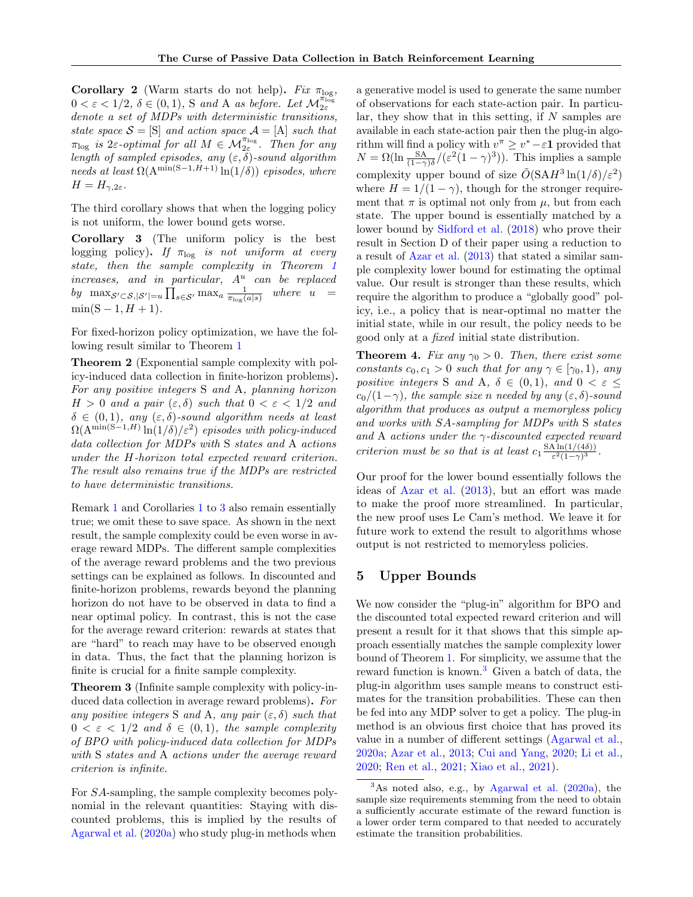**Corollary 2** (Warm starts do not help)**.** *Fix* $\pi_{\log}$*,* $0 < \varepsilon < 1/2$*,* $\delta \in (0, 1)$*,* S *and* A *as before. Let* $\mathcal{M}_{2\varepsilon}^{\pi_{\log}}$ *denote a set of MDPs with deterministic transitions, state space* $\mathcal{S} = [\mathrm{S}]$ *and action space* $\mathcal{A} = [\mathrm{A}]$ *such that* $\pi_{\log}$ *is* $2\varepsilon$*-optimal for all* $M \in \mathcal{M}_{2\varepsilon}^{\pi_{\log}}$*. Then for any length of sampled episodes, any* $(\varepsilon, \delta)$*-sound algorithm needs at least* $\Omega(\mathrm{A}^{\min(\mathrm{S}-1, H+1)} \ln(1/\delta))$ *episodes, where* $H = H_{\gamma, 2\varepsilon}$*.*

The third corollary shows that when the logging policy is not uniform, the lower bound gets worse.

**Corollary 3** (The uniform policy is the best logging policy)**.** *If* $\pi_{\log}$ *is not uniform at every state, then the sample complexity in Theorem 1 increases, and in particular,* $\mathrm{A}^u$ *can be replaced by* $\max_{\mathcal{S}' \subset \mathcal{S}, |\mathcal{S}'| = u} \prod_{s \in \mathcal{S}'} \max_a \frac{1}{\pi_{\log}(a|s)}$ *where* $u = \min(\mathrm{S} - 1, H + 1)$*.*

For fixed-horizon policy optimization, we have the following result similar to Theorem 1

**Theorem 2** (Exponential sample complexity with policy-induced data collection in finite-horizon problems)**.** *For any positive integers* S *and* A*, planning horizon* $H > 0$ *and a pair* $(\varepsilon, \delta)$ *such that* $0 < \varepsilon < 1/2$ *and* $\delta \in (0, 1)$*, any* $(\varepsilon, \delta)$*-sound algorithm needs at least* $\Omega(\mathrm{A}^{\min(\mathrm{S}-1, H)} \ln(1/\delta)/\varepsilon^2)$ *episodes with policy-induced data collection for MDPs with* S *states and* A *actions under the* $H$*-horizon total expected reward criterion. The result also remains true if the MDPs are restricted to have deterministic transitions.*

Remark 1 and Corollaries 1 to 3 also remain essentially true; we omit these to save space. As shown in the next result, the sample complexity could be even worse in average reward MDPs. The different sample complexities of the average reward problems and the two previous settings can be explained as follows. In discounted and finite-horizon problems, rewards beyond the planning horizon do not have to be observed in data to find a near optimal policy. In contrast, this is not the case for the average reward criterion: rewards at states that are "hard" to reach may have to be observed enough in data. Thus, the fact that the planning horizon is finite is crucial for a finite sample complexity.

**Theorem 3** (Infinite sample complexity with policy-induced data collection in average reward problems)**.** *For any positive integers* S *and* A*, any pair* $(\varepsilon, \delta)$ *such that* $0 < \varepsilon < 1/2$ *and* $\delta \in (0, 1)$*, the sample complexity of BPO with policy-induced data collection for MDPs with* S *states and* A *actions under the average reward criterion is infinite.*

For *SA*-sampling, the sample complexity becomes polynomial in the relevant quantities: Staying with discounted problems, this is implied by the results of Agarwal et al. (2020a) who study plug-in methods when a generative model is used to generate the same number of observations for each state-action pair. In particular, they show that in this setting, if $N$ samples are available in each state-action pair then the plug-in algorithm will find a policy with $v^\pi \geq v^* - \varepsilon \mathbf{1}$ provided that $N = \Omega(\ln \frac{\mathrm{SA}}{(1-\gamma)\delta} / (\varepsilon^2 (1-\gamma)^3))$. This implies a sample complexity upper bound of size $\tilde{O}(\mathrm{SA}H^3 \ln(1/\delta)/\varepsilon^2)$ where $H = 1/(1-\gamma)$, though for the stronger requirement that $\pi$ is optimal not only from $\mu$, but from each state. The upper bound is essentially matched by a lower bound by Sidford et al. (2018) who prove their result in Section D of their paper using a reduction to a result of Azar et al. (2013) that stated a similar sample complexity lower bound for estimating the optimal value. Our result is stronger than these results, which require the algorithm to produce a "globally good" policy, i.e., a policy that is near-optimal no matter the initial state, while in our result, the policy needs to be good only at a *fixed* initial state distribution.

**Theorem 4.** *Fix any* $\gamma_0 > 0$*. Then, there exist some constants* $c_0, c_1 > 0$ *such that for any* $\gamma \in [\gamma_0, 1)$*, any positive integers* S *and* A*,* $\delta \in (0, 1)$*, and* $0 < \varepsilon \leq c_0/(1-\gamma)$*, the sample size* $n$ *needed by any* $(\varepsilon, \delta)$*-sound algorithm that produces as output a memoryless policy and works with SA-sampling for MDPs with* S *states and* A *actions under the* $\gamma$*-discounted expected reward criterion must be so that is at least* $c_1 \frac{\mathrm{SA} \ln(1/(4\delta))}{\varepsilon^2 (1-\gamma)^3}$*.*

Our proof for the lower bound essentially follows the ideas of Azar et al. (2013), but an effort was made to make the proof more streamlined. In particular, the new proof uses Le Cam's method. We leave it for future work to extend the result to algorithms whose output is not restricted to memoryless policies.

## 5 Upper Bounds

We now consider the "plug-in" algorithm for BPO and the discounted total expected reward criterion and will present a result for it that shows that this simple approach essentially matches the sample complexity lower bound of Theorem 1. For simplicity, we assume that the reward function is known.[3] Given a batch of data, the plug-in algorithm uses sample means to construct estimates for the transition probabilities. These can then be fed into any MDP solver to get a policy. The plug-in method is an obvious first choice that has proved its value in a number of different settings (Agarwal et al., 2020a; Azar et al., 2013; Cui and Yang, 2020; Li et al., 2020; Ren et al., 2021; Xiao et al., 2021).

[3] As noted also, e.g., by Agarwal et al. (2020a), the sample size requirements stemming from the need to obtain a sufficiently accurate estimate of the reward function is a lower order term compared to that needed to accurately estimate the transition probabilities.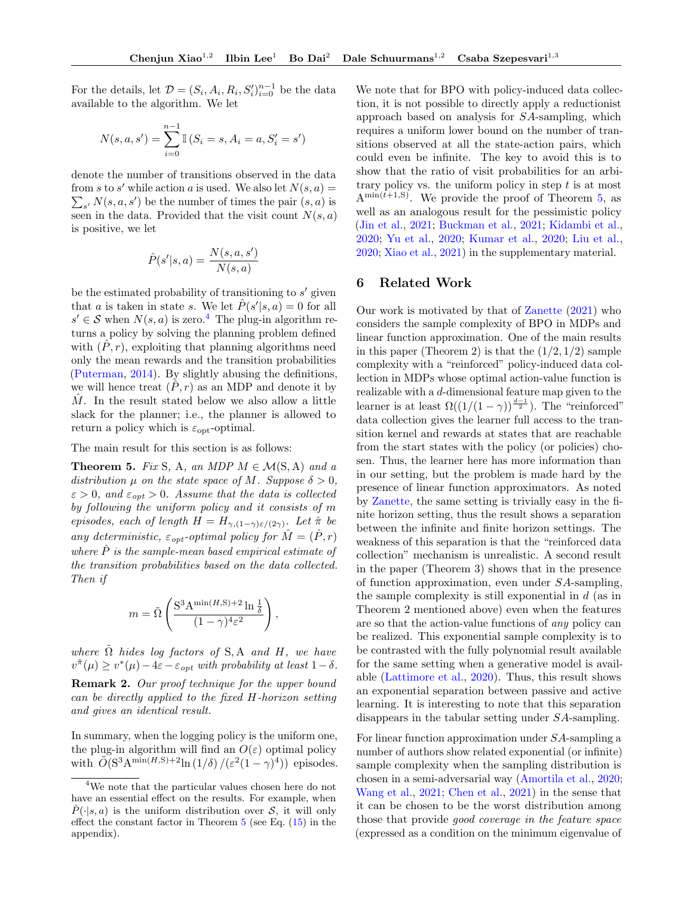For the details, let $\mathcal{D} = (S_i, A_i, R_i, S_i')_{i=0}^{n-1}$ be the data available to the algorithm. We let

$$N(s,a,s') = \sum_{i=0}^{n-1} \mathbb{I}\left(S_i = s, A_i = a, S_i' = s'\right)$$

denote the number of transitions observed in the data from $s$ to $s'$ while action $a$ is used. We also let $N(s,a) = \sum_{s'} N(s,a,s')$ be the number of times the pair $(s,a)$ is seen in the data. Provided that the visit count $N(s,a)$ is positive, we let

$$\hat{P}(s'|s,a) = \frac{N(s,a,s')}{N(s,a)}$$

be the estimated probability of transitioning to $s'$ given that $a$ is taken in state $s$. We let $\hat{P}(s'|s,a) = 0$ for all $s' \in \mathcal{S}$ when $N(s,a)$ is zero.[4] The plug-in algorithm returns a policy by solving the planning problem defined with $(\hat{P}, r)$, exploiting that planning algorithms need only the mean rewards and the transition probabilities (Puterman, 2014). By slightly abusing the definitions, we will hence treat $(\hat{P}, r)$ as an MDP and denote it by $\hat{M}$. In the result stated below we also allow a little slack for the planner; i.e., the planner is allowed to return a policy which is $\varepsilon_{\text{opt}}$-optimal.

The main result for this section is as follows:

**Theorem 5.** *Fix* $\mathrm{S}$, $\mathrm{A}$, *an MDP* $M \in \mathcal{M}(\mathrm{S}, \mathrm{A})$ *and a distribution* $\mu$ *on the state space of* $M$. *Suppose* $\delta > 0$, $\varepsilon > 0$, *and* $\varepsilon_{opt} > 0$. *Assume that the data is collected by following the uniform policy and it consists of* $m$ *episodes, each of length* $H = H_{\gamma,(1-\gamma)\varepsilon/(2\gamma)}$. *Let* $\hat{\pi}$ *be any deterministic,* $\varepsilon_{opt}$*-optimal policy for* $\hat{M} = (\hat{P}, r)$ *where* $\hat{P}$ *is the sample-mean based empirical estimate of the transition probabilities based on the data collected. Then if*

$$m = \tilde{\Omega}\left(\frac{\mathrm{S}^3 \mathrm{A}^{\min(H,\mathrm{S})+2} \ln \frac{1}{\delta}}{(1-\gamma)^4 \varepsilon^2}\right),$$

*where* $\tilde{\Omega}$ *hides log factors of* $\mathrm{S}, \mathrm{A}$ *and* $H$, *we have* $v^{\hat{\pi}}(\mu) \geq v^*(\mu) - 4\varepsilon - \varepsilon_{opt}$ *with probability at least* $1-\delta$.

**Remark 2.** *Our proof technique for the upper bound can be directly applied to the fixed* $H$*-horizon setting and gives an identical result.*

In summary, when the logging policy is the uniform one, the plug-in algorithm will find an $O(\varepsilon)$ optimal policy with $\tilde{O}(\mathrm{S}^3 \mathrm{A}^{\min(H,\mathrm{S})+2} \ln(1/\delta) / (\varepsilon^2 (1-\gamma)^4))$ episodes.

[4] We note that the particular values chosen here do not have an essential effect on the results. For example, when $\hat{P}(\cdot|s,a)$ is the uniform distribution over $\mathcal{S}$, it will only effect the constant factor in Theorem 5 (see Eq. (15) in the appendix).

We note that for BPO with policy-induced data collection, it is not possible to directly apply a reductionist approach based on analysis for $SA$-sampling, which requires a uniform lower bound on the number of transitions observed at all the state-action pairs, which could even be infinite. The key to avoid this is to show that the ratio of visit probabilities for an arbitrary policy vs. the uniform policy in step $t$ is at most $\mathrm{A}^{\min(t+1,\mathrm{S})}$. We provide the proof of Theorem 5, as well as an analogous result for the pessimistic policy (Jin et al., 2021; Buckman et al., 2021; Kidambi et al., 2020; Yu et al., 2020; Kumar et al., 2020; Liu et al., 2020; Xiao et al., 2021) in the supplementary material.

## 6 Related Work

Our work is motivated by that of Zanette (2021) who considers the sample complexity of BPO in MDPs and linear function approximation. One of the main results in this paper (Theorem 2) is that the $(1/2, 1/2)$ sample complexity with a "reinforced" policy-induced data collection in MDPs whose optimal action-value function is realizable with a $d$-dimensional feature map given to the learner is at least $\Omega((1/(1-\gamma))^{\frac{d-1}{2}})$. The "reinforced" data collection gives the learner full access to the transition kernel and rewards at states that are reachable from the start states with the policy (or policies) chosen. Thus, the learner here has more information than in our setting, but the problem is made hard by the presence of linear function approximators. As noted by Zanette, the same setting is trivially easy in the finite horizon setting, thus the result shows a separation between the infinite and finite horizon settings. The weakness of this separation is that the "reinforced data collection" mechanism is unrealistic. A second result in the paper (Theorem 3) shows that in the presence of function approximation, even under $SA$-sampling, the sample complexity is still exponential in $d$ (as in Theorem 2 mentioned above) even when the features are so that the action-value functions of *any* policy can be realized. This exponential sample complexity is to be contrasted with the fully polynomial result available for the same setting when a generative model is available (Lattimore et al., 2020). Thus, this result shows an exponential separation between passive and active learning. It is interesting to note that this separation disappears in the tabular setting under $SA$-sampling.

For linear function approximation under $SA$-sampling a number of authors show related exponential (or infinite) sample complexity when the sampling distribution is chosen in a semi-adversarial way (Amortila et al., 2020; Wang et al., 2021; Chen et al., 2021) in the sense that it can be chosen to be the worst distribution among those that provide *good coverage in the feature space* (expressed as a condition on the minimum eigenvalue of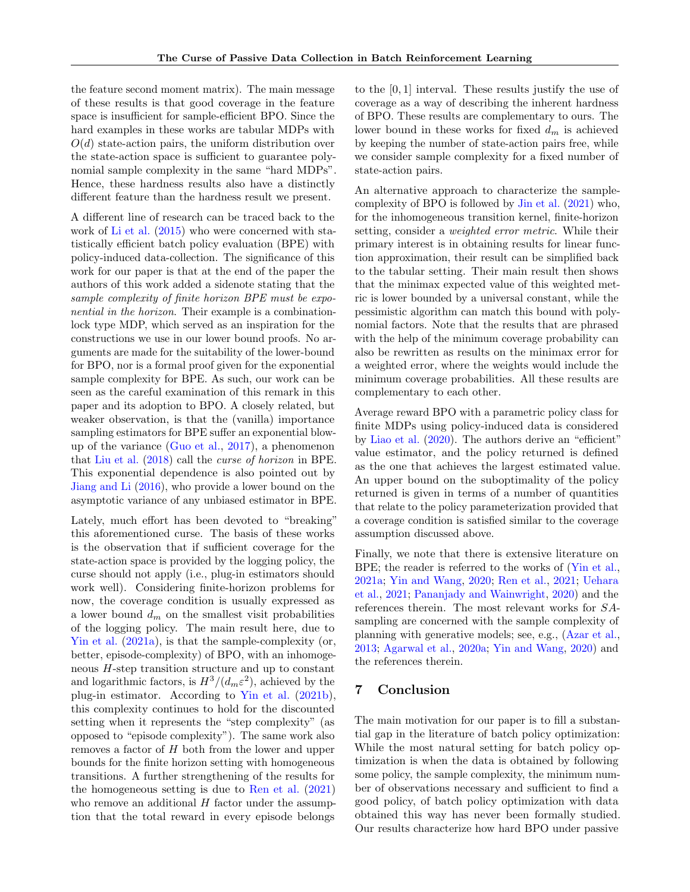the feature second moment matrix). The main message of these results is that good coverage in the feature space is insufficient for sample-efficient BPO. Since the hard examples in these works are tabular MDPs with $O(d)$ state-action pairs, the uniform distribution over the state-action space is sufficient to guarantee polynomial sample complexity in the same "hard MDPs". Hence, these hardness results also have a distinctly different feature than the hardness result we present.

A different line of research can be traced back to the work of Li et al. (2015) who were concerned with statistically efficient batch policy evaluation (BPE) with policy-induced data-collection. The significance of this work for our paper is that at the end of the paper the authors of this work added a sidenote stating that the *sample complexity of finite horizon BPE must be exponential in the horizon*. Their example is a combination-lock type MDP, which served as an inspiration for the constructions we use in our lower bound proofs. No arguments are made for the suitability of the lower-bound for BPO, nor is a formal proof given for the exponential sample complexity for BPE. As such, our work can be seen as the careful examination of this remark in this paper and its adoption to BPO. A closely related, but weaker observation, is that the (vanilla) importance sampling estimators for BPE suffer an exponential blow-up of the variance (Guo et al., 2017), a phenomenon that Liu et al. (2018) call the *curse of horizon* in BPE. This exponential dependence is also pointed out by Jiang and Li (2016), who provide a lower bound on the asymptotic variance of any unbiased estimator in BPE.

Lately, much effort has been devoted to "breaking" this aforementioned curse. The basis of these works is the observation that if sufficient coverage for the state-action space is provided by the logging policy, the curse should not apply (i.e., plug-in estimators should work well). Considering finite-horizon problems for now, the coverage condition is usually expressed as a lower bound $d_m$ on the smallest visit probabilities of the logging policy. The main result here, due to Yin et al. (2021a), is that the sample-complexity (or, better, episode-complexity) of BPO, with an inhomogeneous $H$-step transition structure and up to constant and logarithmic factors, is $H^3/(d_m\varepsilon^2)$, achieved by the plug-in estimator. According to Yin et al. (2021b), this complexity continues to hold for the discounted setting when it represents the "step complexity" (as opposed to "episode complexity"). The same work also removes a factor of $H$ both from the lower and upper bounds for the finite horizon setting with homogeneous transitions. A further strengthening of the results for the homogeneous setting is due to Ren et al. (2021) who remove an additional $H$ factor under the assumption that the total reward in every episode belongs to the $[0, 1]$ interval. These results justify the use of coverage as a way of describing the inherent hardness of BPO. These results are complementary to ours. The lower bound in these works for fixed $d_m$ is achieved by keeping the number of state-action pairs free, while we consider sample complexity for a fixed number of state-action pairs.

An alternative approach to characterize the sample-complexity of BPO is followed by Jin et al. (2021) who, for the inhomogeneous transition kernel, finite-horizon setting, consider a *weighted error metric*. While their primary interest is in obtaining results for linear function approximation, their result can be simplified back to the tabular setting. Their main result then shows that the minimax expected value of this weighted metric is lower bounded by a universal constant, while the pessimistic algorithm can match this bound with polynomial factors. Note that the results that are phrased with the help of the minimum coverage probability can also be rewritten as results on the minimax error for a weighted error, where the weights would include the minimum coverage probabilities. All these results are complementary to each other.

Average reward BPO with a parametric policy class for finite MDPs using policy-induced data is considered by Liao et al. (2020). The authors derive an "efficient" value estimator, and the policy returned is defined as the one that achieves the largest estimated value. An upper bound on the suboptimality of the policy returned is given in terms of a number of quantities that relate to the policy parameterization provided that a coverage condition is satisfied similar to the coverage assumption discussed above.

Finally, we note that there is extensive literature on BPE; the reader is referred to the works of (Yin et al., 2021a; Yin and Wang, 2020; Ren et al., 2021; Uehara et al., 2021; Pananjady and Wainwright, 2020) and the references therein. The most relevant works for $SA$-sampling are concerned with the sample complexity of planning with generative models; see, e.g., (Azar et al., 2013; Agarwal et al., 2020a; Yin and Wang, 2020) and the references therein.

## 7 Conclusion

The main motivation for our paper is to fill a substantial gap in the literature of batch policy optimization: While the most natural setting for batch policy optimization is when the data is obtained by following some policy, the sample complexity, the minimum number of observations necessary and sufficient to find a good policy, of batch policy optimization with data obtained this way has never been formally studied. Our results characterize how hard BPO under passive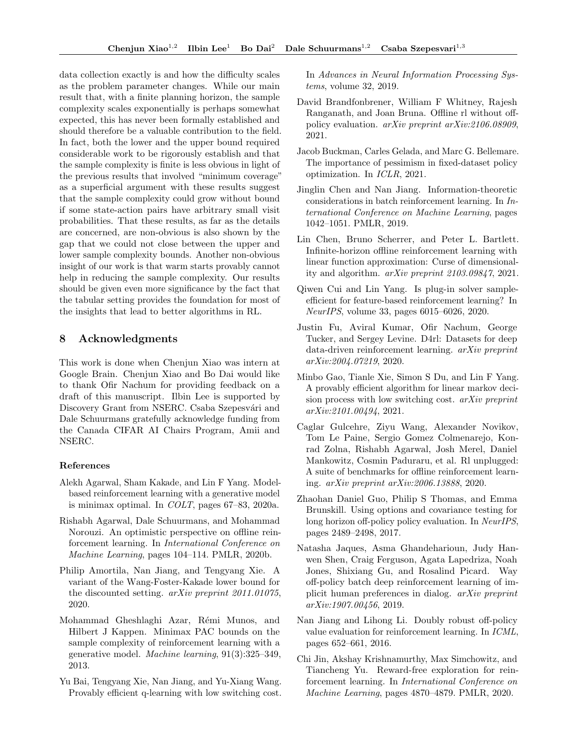data collection exactly is and how the difficulty scales as the problem parameter changes. While our main result that, with a finite planning horizon, the sample complexity scales exponentially is perhaps somewhat expected, this has never been formally established and should therefore be a valuable contribution to the field. In fact, both the lower and the upper bound required considerable work to be rigorously establish and that the sample complexity is finite is less obvious in light of the previous results that involved "minimum coverage" as a superficial argument with these results suggest that the sample complexity could grow without bound if some state-action pairs have arbitrary small visit probabilities. That these results, as far as the details are concerned, are non-obvious is also shown by the gap that we could not close between the upper and lower sample complexity bounds. Another non-obvious insight of our work is that warm starts provably cannot help in reducing the sample complexity. Our results should be given even more significance by the fact that the tabular setting provides the foundation for most of the insights that lead to better algorithms in RL.

## 8 Acknowledgments

This work is done when Chenjun Xiao was intern at Google Brain. Chenjun Xiao and Bo Dai would like to thank Ofir Nachum for providing feedback on a draft of this manuscript. Ilbin Lee is supported by Discovery Grant from NSERC. Csaba Szepesvári and Dale Schuurmans gratefully acknowledge funding from the Canada CIFAR AI Chairs Program, Amii and NSERC.

### References

Alekh Agarwal, Sham Kakade, and Lin F Yang. Model-based reinforcement learning with a generative model is minimax optimal. In *COLT*, pages 67–83, 2020a.

Rishabh Agarwal, Dale Schuurmans, and Mohammad Norouzi. An optimistic perspective on offline reinforcement learning. In *International Conference on Machine Learning*, pages 104–114. PMLR, 2020b.

Philip Amortila, Nan Jiang, and Tengyang Xie. A variant of the Wang-Foster-Kakade lower bound for the discounted setting. *arXiv preprint 2011.01075*, 2020.

Mohammad Gheshlaghi Azar, Rémi Munos, and Hilbert J Kappen. Minimax PAC bounds on the sample complexity of reinforcement learning with a generative model. *Machine learning*, 91(3):325–349, 2013.

Yu Bai, Tengyang Xie, Nan Jiang, and Yu-Xiang Wang. Provably efficient q-learning with low switching cost. In *Advances in Neural Information Processing Systems*, volume 32, 2019.

David Brandfonbrener, William F Whitney, Rajesh Ranganath, and Joan Bruna. Offline rl without off-policy evaluation. *arXiv preprint arXiv:2106.08909*, 2021.

Jacob Buckman, Carles Gelada, and Marc G. Bellemare. The importance of pessimism in fixed-dataset policy optimization. In *ICLR*, 2021.

Jinglin Chen and Nan Jiang. Information-theoretic considerations in batch reinforcement learning. In *International Conference on Machine Learning*, pages 1042–1051. PMLR, 2019.

Lin Chen, Bruno Scherrer, and Peter L. Bartlett. Infinite-horizon offline reinforcement learning with linear function approximation: Curse of dimensionality and algorithm. *arXiv preprint 2103.09847*, 2021.

Qiwen Cui and Lin Yang. Is plug-in solver sample-efficient for feature-based reinforcement learning? In *NeurIPS*, volume 33, pages 6015–6026, 2020.

Justin Fu, Aviral Kumar, Ofir Nachum, George Tucker, and Sergey Levine. D4rl: Datasets for deep data-driven reinforcement learning. *arXiv preprint arXiv:2004.07219*, 2020.

Minbo Gao, Tianle Xie, Simon S Du, and Lin F Yang. A provably efficient algorithm for linear markov decision process with low switching cost. *arXiv preprint arXiv:2101.00494*, 2021.

Caglar Gulcehre, Ziyu Wang, Alexander Novikov, Tom Le Paine, Sergio Gomez Colmenarejo, Konrad Zolna, Rishabh Agarwal, Josh Merel, Daniel Mankowitz, Cosmin Paduraru, et al. Rl unplugged: A suite of benchmarks for offline reinforcement learning. *arXiv preprint arXiv:2006.13888*, 2020.

Zhaohan Daniel Guo, Philip S Thomas, and Emma Brunskill. Using options and covariance testing for long horizon off-policy policy evaluation. In *NeurIPS*, pages 2489–2498, 2017.

Natasha Jaques, Asma Ghandeharioun, Judy Hanwen Shen, Craig Ferguson, Agata Lapedriza, Noah Jones, Shixiang Gu, and Rosalind Picard. Way off-policy batch deep reinforcement learning of implicit human preferences in dialog. *arXiv preprint arXiv:1907.00456*, 2019.

Nan Jiang and Lihong Li. Doubly robust off-policy value evaluation for reinforcement learning. In *ICML*, pages 652–661, 2016.

Chi Jin, Akshay Krishnamurthy, Max Simchowitz, and Tiancheng Yu. Reward-free exploration for reinforcement learning. In *International Conference on Machine Learning*, pages 4870–4879. PMLR, 2020.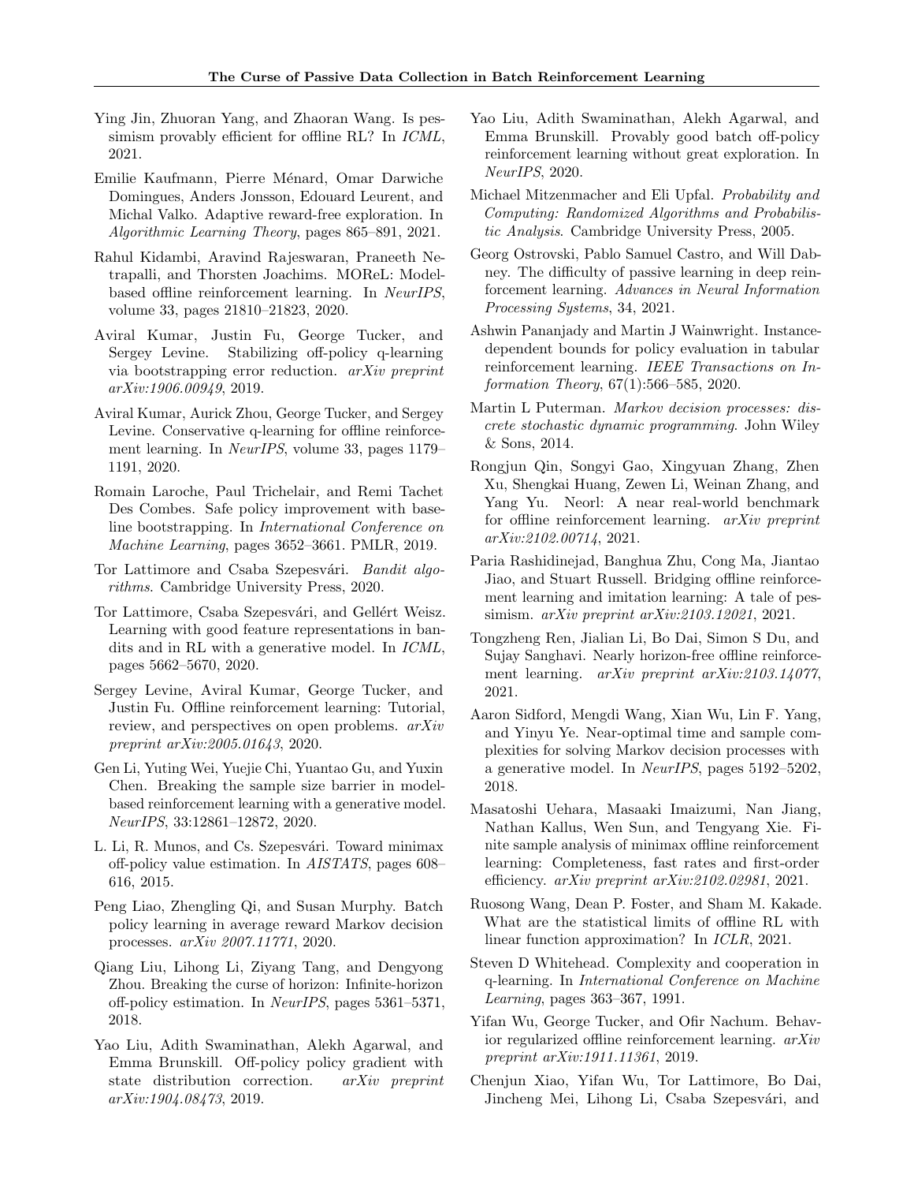Ying Jin, Zhuoran Yang, and Zhaoran Wang. Is pessimism provably efficient for offline RL? In *ICML*, 2021.

Emilie Kaufmann, Pierre Ménard, Omar Darwiche Domingues, Anders Jonsson, Edouard Leurent, and Michal Valko. Adaptive reward-free exploration. In *Algorithmic Learning Theory*, pages 865–891, 2021.

Rahul Kidambi, Aravind Rajeswaran, Praneeth Netrapalli, and Thorsten Joachims. MOReL: Model-based offline reinforcement learning. In *NeurIPS*, volume 33, pages 21810–21823, 2020.

Aviral Kumar, Justin Fu, George Tucker, and Sergey Levine. Stabilizing off-policy q-learning via bootstrapping error reduction. *arXiv preprint arXiv:1906.00949*, 2019.

Aviral Kumar, Aurick Zhou, George Tucker, and Sergey Levine. Conservative q-learning for offline reinforcement learning. In *NeurIPS*, volume 33, pages 1179–1191, 2020.

Romain Laroche, Paul Trichelair, and Remi Tachet Des Combes. Safe policy improvement with baseline bootstrapping. In *International Conference on Machine Learning*, pages 3652–3661. PMLR, 2019.

Tor Lattimore and Csaba Szepesvári. *Bandit algorithms*. Cambridge University Press, 2020.

Tor Lattimore, Csaba Szepesvári, and Gellért Weisz. Learning with good feature representations in bandits and in RL with a generative model. In *ICML*, pages 5662–5670, 2020.

Sergey Levine, Aviral Kumar, George Tucker, and Justin Fu. Offline reinforcement learning: Tutorial, review, and perspectives on open problems. *arXiv preprint arXiv:2005.01643*, 2020.

Gen Li, Yuting Wei, Yuejie Chi, Yuantao Gu, and Yuxin Chen. Breaking the sample size barrier in model-based reinforcement learning with a generative model. *NeurIPS*, 33:12861–12872, 2020.

L. Li, R. Munos, and Cs. Szepesvári. Toward minimax off-policy value estimation. In *AISTATS*, pages 608–616, 2015.

Peng Liao, Zhengling Qi, and Susan Murphy. Batch policy learning in average reward Markov decision processes. *arXiv 2007.11771*, 2020.

Qiang Liu, Lihong Li, Ziyang Tang, and Dengyong Zhou. Breaking the curse of horizon: Infinite-horizon off-policy estimation. In *NeurIPS*, pages 5361–5371, 2018.

Yao Liu, Adith Swaminathan, Alekh Agarwal, and Emma Brunskill. Off-policy policy gradient with state distribution correction. *arXiv preprint arXiv:1904.08473*, 2019.

Yao Liu, Adith Swaminathan, Alekh Agarwal, and Emma Brunskill. Provably good batch off-policy reinforcement learning without great exploration. In *NeurIPS*, 2020.

Michael Mitzenmacher and Eli Upfal. *Probability and Computing: Randomized Algorithms and Probabilistic Analysis*. Cambridge University Press, 2005.

Georg Ostrovski, Pablo Samuel Castro, and Will Dabney. The difficulty of passive learning in deep reinforcement learning. *Advances in Neural Information Processing Systems*, 34, 2021.

Ashwin Pananjady and Martin J Wainwright. Instance-dependent bounds for policy evaluation in tabular reinforcement learning. *IEEE Transactions on Information Theory*, 67(1):566–585, 2020.

Martin L Puterman. *Markov decision processes: discrete stochastic dynamic programming*. John Wiley & Sons, 2014.

Rongjun Qin, Songyi Gao, Xingyuan Zhang, Zhen Xu, Shengkai Huang, Zewen Li, Weinan Zhang, and Yang Yu. Neorl: A near real-world benchmark for offline reinforcement learning. *arXiv preprint arXiv:2102.00714*, 2021.

Paria Rashidinejad, Banghua Zhu, Cong Ma, Jiantao Jiao, and Stuart Russell. Bridging offline reinforcement learning and imitation learning: A tale of pessimism. *arXiv preprint arXiv:2103.12021*, 2021.

Tongzheng Ren, Jialian Li, Bo Dai, Simon S Du, and Sujay Sanghavi. Nearly horizon-free offline reinforcement learning. *arXiv preprint arXiv:2103.14077*, 2021.

Aaron Sidford, Mengdi Wang, Xian Wu, Lin F. Yang, and Yinyu Ye. Near-optimal time and sample complexities for solving Markov decision processes with a generative model. In *NeurIPS*, pages 5192–5202, 2018.

Masatoshi Uehara, Masaaki Imaizumi, Nan Jiang, Nathan Kallus, Wen Sun, and Tengyang Xie. Finite sample analysis of minimax offline reinforcement learning: Completeness, fast rates and first-order efficiency. *arXiv preprint arXiv:2102.02981*, 2021.

Ruosong Wang, Dean P. Foster, and Sham M. Kakade. What are the statistical limits of offline RL with linear function approximation? In *ICLR*, 2021.

Steven D Whitehead. Complexity and cooperation in q-learning. In *International Conference on Machine Learning*, pages 363–367, 1991.

Yifan Wu, George Tucker, and Ofir Nachum. Behavior regularized offline reinforcement learning. *arXiv preprint arXiv:1911.11361*, 2019.

Chenjun Xiao, Yifan Wu, Tor Lattimore, Bo Dai, Jincheng Mei, Lihong Li, Csaba Szepesvári, and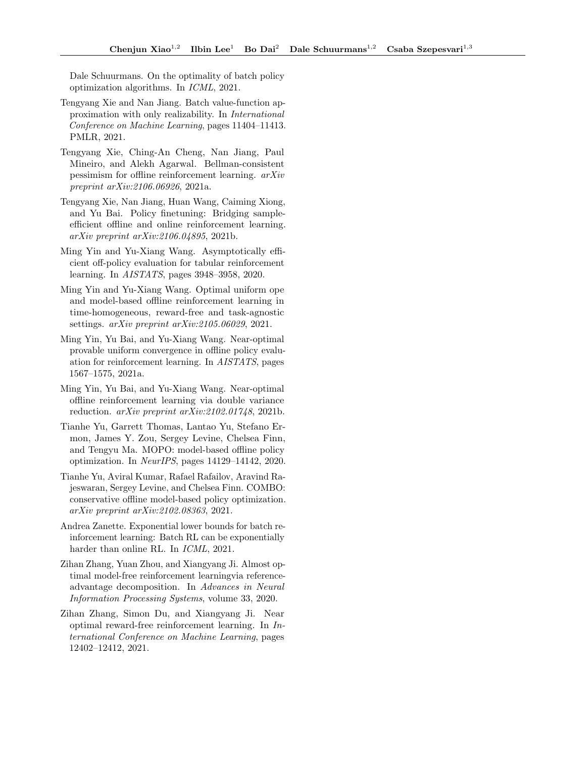Dale Schuurmans. On the optimality of batch policy optimization algorithms. In *ICML*, 2021.

Tengyang Xie and Nan Jiang. Batch value-function approximation with only realizability. In *International Conference on Machine Learning*, pages 11404–11413. PMLR, 2021.

Tengyang Xie, Ching-An Cheng, Nan Jiang, Paul Mineiro, and Alekh Agarwal. Bellman-consistent pessimism for offline reinforcement learning. *arXiv preprint arXiv:2106.06926*, 2021a.

Tengyang Xie, Nan Jiang, Huan Wang, Caiming Xiong, and Yu Bai. Policy finetuning: Bridging sample-efficient offline and online reinforcement learning. *arXiv preprint arXiv:2106.04895*, 2021b.

Ming Yin and Yu-Xiang Wang. Asymptotically efficient off-policy evaluation for tabular reinforcement learning. In *AISTATS*, pages 3948–3958, 2020.

Ming Yin and Yu-Xiang Wang. Optimal uniform ope and model-based offline reinforcement learning in time-homogeneous, reward-free and task-agnostic settings. *arXiv preprint arXiv:2105.06029*, 2021.

Ming Yin, Yu Bai, and Yu-Xiang Wang. Near-optimal provable uniform convergence in offline policy evaluation for reinforcement learning. In *AISTATS*, pages 1567–1575, 2021a.

Ming Yin, Yu Bai, and Yu-Xiang Wang. Near-optimal offline reinforcement learning via double variance reduction. *arXiv preprint arXiv:2102.01748*, 2021b.

Tianhe Yu, Garrett Thomas, Lantao Yu, Stefano Ermon, James Y. Zou, Sergey Levine, Chelsea Finn, and Tengyu Ma. MOPO: model-based offline policy optimization. In *NeurIPS*, pages 14129–14142, 2020.

Tianhe Yu, Aviral Kumar, Rafael Rafailov, Aravind Rajeswaran, Sergey Levine, and Chelsea Finn. COMBO: conservative offline model-based policy optimization. *arXiv preprint arXiv:2102.08363*, 2021.

Andrea Zanette. Exponential lower bounds for batch reinforcement learning: Batch RL can be exponentially harder than online RL. In *ICML*, 2021.

Zihan Zhang, Yuan Zhou, and Xiangyang Ji. Almost optimal model-free reinforcement learningvia reference-advantage decomposition. In *Advances in Neural Information Processing Systems*, volume 33, 2020.

Zihan Zhang, Simon Du, and Xiangyang Ji. Near optimal reward-free reinforcement learning. In *International Conference on Machine Learning*, pages 12402–12412, 2021.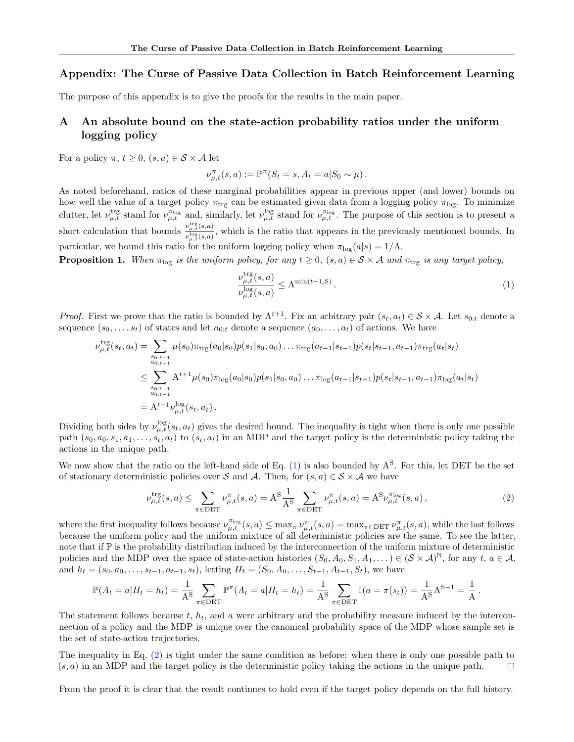## Appendix: The Curse of Passive Data Collection in Batch Reinforcement Learning

The purpose of this appendix is to give the proofs for the results in the main paper.

## A An absolute bound on the state-action probability ratios under the uniform logging policy

For a policy $\pi$, $t \ge 0$, $(s,a) \in \mathcal{S} \times \mathcal{A}$ let

$$\nu^{\pi}_{\mu,t}(s,a) := \mathbb{P}^{\pi}(S_t = s, A_t = a | S_0 \sim \mu)\,.$$

As noted beforehand, ratios of these marginal probabilities appear in previous upper (and lower) bounds on how well the value of a target policy $\pi_{\mathrm{trg}}$ can be estimated given data from a logging policy $\pi_{\mathrm{log}}$. To minimize clutter, let $\nu^{\mathrm{trg}}_{\mu,t}$ stand for $\nu^{\pi_{\mathrm{trg}}}_{\mu,t}$ and, similarly, let $\nu^{\mathrm{log}}_{\mu,t}$ stand for $\nu^{\pi_{\mathrm{log}}}_{\mu,t}$. The purpose of this section is to present a short calculation that bounds $\frac{\nu^{\mathrm{trg}}_{\mu,t}(s,a)}{\nu^{\mathrm{log}}_{\mu,t}(s,a)}$, which is the ratio that appears in the previously mentioned bounds. In particular, we bound this ratio for the uniform logging policy when $\pi_{\mathrm{log}}(a|s) = 1/\mathrm{A}$.

**Proposition 1.** *When $\pi_{\mathrm{log}}$ is the uniform policy, for any $t \ge 0$, $(s,a) \in \mathcal{S} \times \mathcal{A}$ and $\pi_{\mathrm{trg}}$ is any target policy,*

$$\frac{\nu^{\mathrm{trg}}_{\mu,t}(s,a)}{\nu^{\mathrm{log}}_{\mu,t}(s,a)} \le \mathrm{A}^{\min(t+1,\mathrm{S})}\,. \tag{1}$$

*Proof.* First we prove that the ratio is bounded by $\mathrm{A}^{t+1}$. Fix an arbitrary pair $(s_t, a_t) \in \mathcal{S} \times \mathcal{A}$. Let $s_{0:t}$ denote a sequence $(s_0, \dots, s_t)$ of states and let $a_{0:t}$ denote a sequence $(a_0, \dots, a_t)$ of actions. We have

$$\begin{aligned}
\nu^{\mathrm{trg}}_{\mu,t}(s_t,a_t) &= \sum_{\substack{s_{0:t-1}\\ a_{0:t-1}}} \mu(s_0)\pi_{\mathrm{trg}}(a_0|s_0)p(s_1|s_0,a_0)\dots\pi_{\mathrm{trg}}(a_{t-1}|s_{t-1})p(s_t|s_{t-1},a_{t-1})\pi_{\mathrm{trg}}(a_t|s_t) \\
&\le \sum_{\substack{s_{0:t-1}\\ a_{0:t-1}}} \mathrm{A}^{t+1}\mu(s_0)\pi_{\mathrm{log}}(a_0|s_0)p(s_1|s_0,a_0)\dots\pi_{\mathrm{log}}(a_{t-1}|s_{t-1})p(s_t|s_{t-1},a_{t-1})\pi_{\mathrm{log}}(a_t|s_t) \\
&= \mathrm{A}^{t+1}\nu^{\mathrm{log}}_{\mu,t}(s_t,a_t)\,.
\end{aligned}$$

Dividing both sides by $\nu^{\mathrm{log}}_{\mu,t}(s_t,a_t)$ gives the desired bound. The inequality is tight when there is only one possible path $(s_0, a_0, s_1, a_1, \dots, s_t, a_t)$ to $(s_t, a_t)$ in an MDP and the target policy is the deterministic policy taking the actions in the unique path.

We now show that the ratio on the left-hand side of Eq. (1) is also bounded by $\mathrm{A}^{\mathrm{S}}$. For this, let DET be the set of stationary deterministic policies over $\mathcal{S}$ and $\mathcal{A}$. Then, for $(s,a) \in \mathcal{S} \times \mathcal{A}$ we have

$$\nu^{\mathrm{trg}}_{\mu,t}(s,a) \le \sum_{\pi \in \mathrm{DET}} \nu^{\pi}_{\mu,t}(s,a) = \mathrm{A}^{\mathrm{S}}\frac{1}{\mathrm{A}^{\mathrm{S}}}\sum_{\pi \in \mathrm{DET}} \nu^{\pi}_{\mu,t}(s,a) = \mathrm{A}^{\mathrm{S}}\nu^{\pi_{\mathrm{log}}}_{\mu,t}(s,a)\,, \tag{2}$$

where the first inequality follows because $\nu^{\pi_{\mathrm{trg}}}_{\mu,t}(s,a) \le \max_{\pi} \nu^{\pi}_{\mu,t}(s,a) = \max_{\pi \in \mathrm{DET}} \nu^{\pi}_{\mu,t}(s,a)$, while the last follows because the uniform policy and the uniform mixture of all deterministic policies are the same. To see the latter, note that if $\mathbb{P}$ is the probability distribution induced by the interconnection of the uniform mixture of deterministic policies and the MDP over the space of state-action histories $(S_0, A_0, S_1, A_1, \dots) \in (\mathcal{S} \times \mathcal{A})^{\mathbb{N}}$, for any $t$, $a \in \mathcal{A}$, and $h_t = (s_0, a_0, \dots, s_{t-1}, a_{t-1}, s_t)$, letting $H_t = (S_0, A_0, \dots, S_{t-1}, A_{t-1}, S_t)$, we have

$$\mathbb{P}(A_t = a | H_t = h_t) = \frac{1}{\mathrm{A}^{\mathrm{S}}}\sum_{\pi \in \mathrm{DET}} \mathbb{P}^{\pi}(A_t = a | H_t = h_t) = \frac{1}{\mathrm{A}^{\mathrm{S}}}\sum_{\pi \in \mathrm{DET}} \mathbb{I}(a = \pi(s_t)) = \frac{1}{\mathrm{A}^{\mathrm{S}}}\mathrm{A}^{\mathrm{S}-1} = \frac{1}{\mathrm{A}}\,.$$

The statement follows because $t$, $h_t$, and $a$ were arbitrary and the probability measure induced by the interconnection of a policy and the MDP is unique over the canonical probability space of the MDP whose sample set is the set of state-action trajectories.

The inequality in Eq. (2) is tight under the same condition as before: when there is only one possible path to $(s,a)$ in an MDP and the target policy is the deterministic policy taking the actions in the unique path. $\square$

From the proof it is clear that the result continues to hold even if the target policy depends on the full history.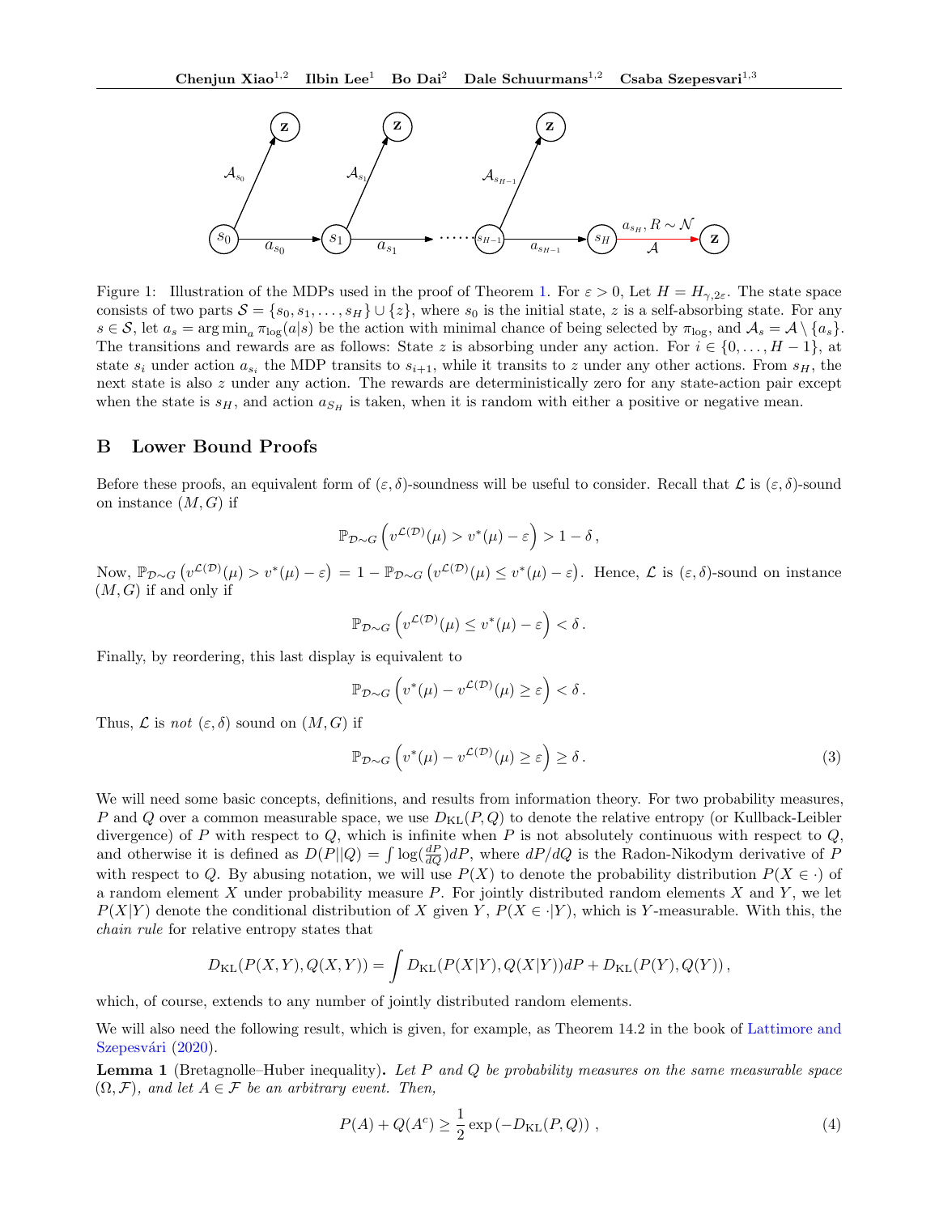Figure 1: Illustration of the MDPs used in the proof of Theorem 1. For $\varepsilon > 0$, Let $H = H_{\gamma,2\varepsilon}$. The state space consists of two parts $\mathcal{S} = \{s_0, s_1, \ldots, s_H\} \cup \{z\}$, where $s_0$ is the initial state, $z$ is a self-absorbing state. For any $s \in \mathcal{S}$, let $a_s = \arg\min_a \pi_{\log}(a|s)$ be the action with minimal chance of being selected by $\pi_{\log}$, and $\mathcal{A}_s = \mathcal{A} \setminus \{a_s\}$. The transitions and rewards are as follows: State $z$ is absorbing under any action. For $i \in \{0, \ldots, H-1\}$, at state $s_i$ under action $a_{s_i}$ the MDP transits to $s_{i+1}$, while it transits to $z$ under any other actions. From $s_H$, the next state is also $z$ under any action. The rewards are deterministically zero for any state-action pair except when the state is $s_H$, and action $a_{S_H}$ is taken, when it is random with either a positive or negative mean.

## B Lower Bound Proofs

Before these proofs, an equivalent form of $(\varepsilon, \delta)$-soundness will be useful to consider. Recall that $\mathcal{L}$ is $(\varepsilon, \delta)$-sound on instance $(M, G)$ if

$$\mathbb{P}_{\mathcal{D}\sim G}\left(v^{\mathcal{L}(\mathcal{D})}(\mu) > v^*(\mu) - \varepsilon\right) > 1 - \delta\,,$$

Now, $\mathbb{P}_{\mathcal{D}\sim G}\left(v^{\mathcal{L}(\mathcal{D})}(\mu) > v^*(\mu) - \varepsilon\right) = 1 - \mathbb{P}_{\mathcal{D}\sim G}\left(v^{\mathcal{L}(\mathcal{D})}(\mu) \leq v^*(\mu) - \varepsilon\right)$. Hence, $\mathcal{L}$ is $(\varepsilon, \delta)$-sound on instance $(M, G)$ if and only if

$$\mathbb{P}_{\mathcal{D}\sim G}\left(v^{\mathcal{L}(\mathcal{D})}(\mu) \leq v^*(\mu) - \varepsilon\right) < \delta\,.$$

Finally, by reordering, this last display is equivalent to

$$\mathbb{P}_{\mathcal{D}\sim G}\left(v^*(\mu) - v^{\mathcal{L}(\mathcal{D})}(\mu) \geq \varepsilon\right) < \delta\,.$$

Thus, $\mathcal{L}$ is *not* $(\varepsilon, \delta)$ sound on $(M, G)$ if

$$\mathbb{P}_{\mathcal{D}\sim G}\left(v^*(\mu) - v^{\mathcal{L}(\mathcal{D})}(\mu) \geq \varepsilon\right) \geq \delta\,. \tag{3}$$

We will need some basic concepts, definitions, and results from information theory. For two probability measures, $P$ and $Q$ over a common measurable space, we use $D_{\mathrm{KL}}(P, Q)$ to denote the relative entropy (or Kullback-Leibler divergence) of $P$ with respect to $Q$, which is infinite when $P$ is not absolutely continuous with respect to $Q$, and otherwise it is defined as $D(P||Q) = \int \log(\frac{dP}{dQ})dP$, where $dP/dQ$ is the Radon-Nikodym derivative of $P$ with respect to $Q$. By abusing notation, we will use $P(X)$ to denote the probability distribution $P(X \in \cdot)$ of a random element $X$ under probability measure $P$. For jointly distributed random elements $X$ and $Y$, we let $P(X|Y)$ denote the conditional distribution of $X$ given $Y$, $P(X \in \cdot|Y)$, which is $Y$-measurable. With this, the *chain rule* for relative entropy states that

$$D_{\mathrm{KL}}(P(X,Y), Q(X,Y)) = \int D_{\mathrm{KL}}(P(X|Y), Q(X|Y))dP + D_{\mathrm{KL}}(P(Y), Q(Y))\,,$$

which, of course, extends to any number of jointly distributed random elements.

We will also need the following result, which is given, for example, as Theorem 14.2 in the book of Lattimore and Szepesvári (2020).

**Lemma 1** (Bretagnolle–Huber inequality)**.** *Let $P$ and $Q$ be probability measures on the same measurable space $(\Omega, \mathcal{F})$, and let $A \in \mathcal{F}$ be an arbitrary event. Then,*

$$P(A) + Q(A^c) \geq \frac{1}{2}\exp\left(-D_{\mathrm{KL}}(P, Q)\right)\,, \tag{4}$$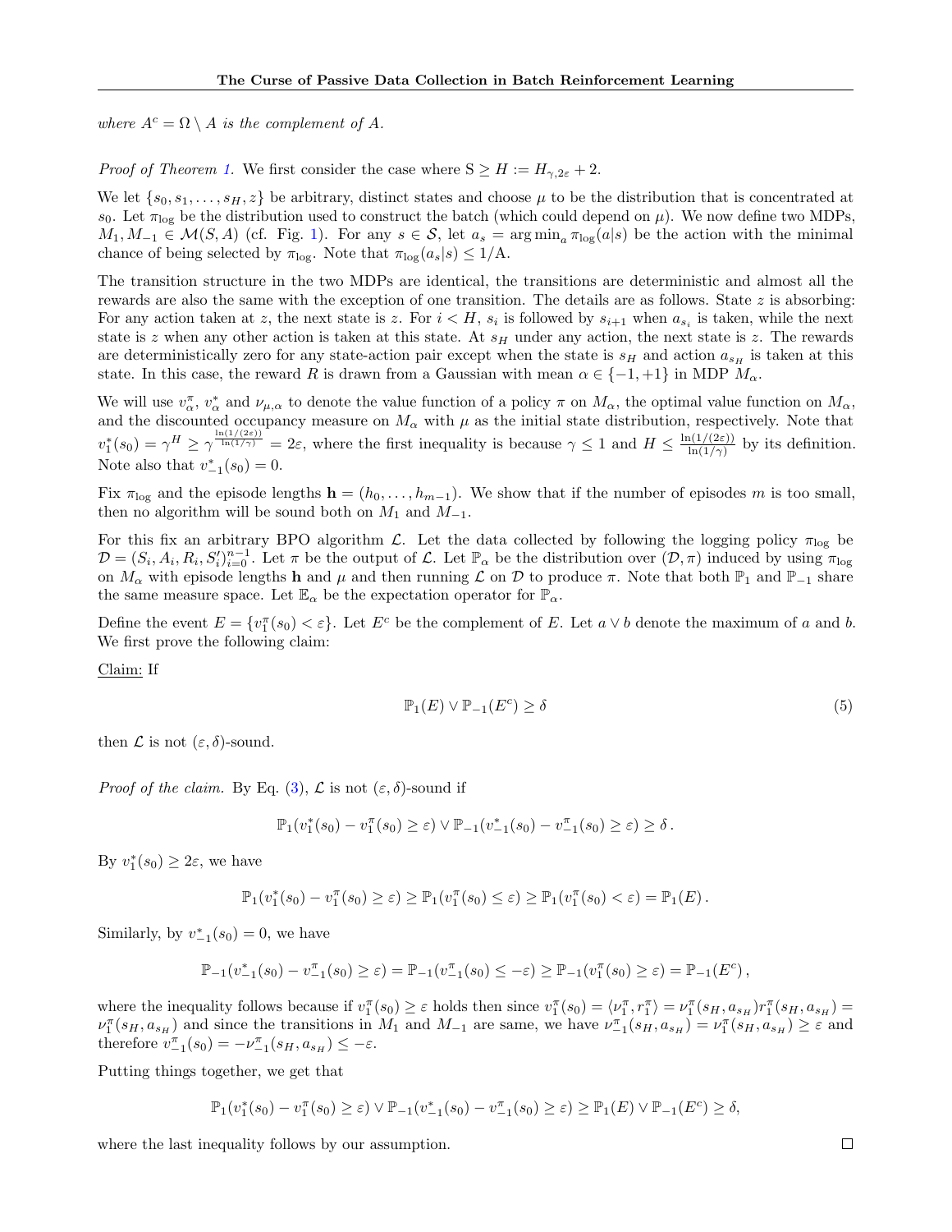*where $A^c = \Omega \setminus A$ is the complement of $A$.*

*Proof of Theorem 1.* We first consider the case where $\mathrm{S} \geq H := H_{\gamma,2\varepsilon} + 2$.

We let $\{s_0, s_1, \ldots, s_H, z\}$ be arbitrary, distinct states and choose $\mu$ to be the distribution that is concentrated at $s_0$. Let $\pi_{\log}$ be the distribution used to construct the batch (which could depend on $\mu$). We now define two MDPs, $M_1, M_{-1} \in \mathcal{M}(S, A)$ (cf. Fig. 1). For any $s \in \mathcal{S}$, let $a_s = \arg\min_a \pi_{\log}(a|s)$ be the action with the minimal chance of being selected by $\pi_{\log}$. Note that $\pi_{\log}(a_s|s) \leq 1/\mathrm{A}$.

The transition structure in the two MDPs are identical, the transitions are deterministic and almost all the rewards are also the same with the exception of one transition. The details are as follows. State $z$ is absorbing: For any action taken at $z$, the next state is $z$. For $i < H$, $s_i$ is followed by $s_{i+1}$ when $a_{s_i}$ is taken, while the next state is $z$ when any other action is taken at this state. At $s_H$ under any action, the next state is $z$. The rewards are deterministically zero for any state-action pair except when the state is $s_H$ and action $a_{s_H}$ is taken at this state. In this case, the reward $R$ is drawn from a Gaussian with mean $\alpha \in \{-1, +1\}$ in MDP $M_\alpha$.

We will use $v^\pi_\alpha$, $v^*_\alpha$ and $\nu_{\mu,\alpha}$ to denote the value function of a policy $\pi$ on $M_\alpha$, the optimal value function on $M_\alpha$, and the discounted occupancy measure on $M_\alpha$ with $\mu$ as the initial state distribution, respectively. Note that $v^*_1(s_0) = \gamma^H \geq \gamma^{\frac{\ln(1/(2\varepsilon))}{\ln(1/\gamma)}} = 2\varepsilon$, where the first inequality is because $\gamma \leq 1$ and $H \leq \frac{\ln(1/(2\varepsilon))}{\ln(1/\gamma)}$ by its definition. Note also that $v^*_{-1}(s_0) = 0$.

Fix $\pi_{\log}$ and the episode lengths $\mathbf{h} = (h_0, \ldots, h_{m-1})$. We show that if the number of episodes $m$ is too small, then no algorithm will be sound both on $M_1$ and $M_{-1}$.

For this fix an arbitrary BPO algorithm $\mathcal{L}$. Let the data collected by following the logging policy $\pi_{\log}$ be $\mathcal{D} = (S_i, A_i, R_i, S'_i)_{i=0}^{n-1}$. Let $\pi$ be the output of $\mathcal{L}$. Let $\mathbb{P}_\alpha$ be the distribution over $(\mathcal{D}, \pi)$ induced by using $\pi_{\log}$ on $M_\alpha$ with episode lengths $\mathbf{h}$ and $\mu$ and then running $\mathcal{L}$ on $\mathcal{D}$ to produce $\pi$. Note that both $\mathbb{P}_1$ and $\mathbb{P}_{-1}$ share the same measure space. Let $\mathbb{E}_\alpha$ be the expectation operator for $\mathbb{P}_\alpha$.

Define the event $E = \{v^\pi_1(s_0) < \varepsilon\}$. Let $E^c$ be the complement of $E$. Let $a \vee b$ denote the maximum of $a$ and $b$. We first prove the following claim:

<u>Claim:</u> If

$$\mathbb{P}_1(E) \vee \mathbb{P}_{-1}(E^c) \geq \delta \tag{5}$$

then $\mathcal{L}$ is not $(\varepsilon, \delta)$-sound.

*Proof of the claim.* By Eq. (3), $\mathcal{L}$ is not $(\varepsilon, \delta)$-sound if

$$\mathbb{P}_1(v^*_1(s_0) - v^\pi_1(s_0) \geq \varepsilon) \vee \mathbb{P}_{-1}(v^*_{-1}(s_0) - v^\pi_{-1}(s_0) \geq \varepsilon) \geq \delta\,.$$

By $v^*_1(s_0) \geq 2\varepsilon$, we have

$$\mathbb{P}_1(v^*_1(s_0) - v^\pi_1(s_0) \geq \varepsilon) \geq \mathbb{P}_1(v^\pi_1(s_0) \leq \varepsilon) \geq \mathbb{P}_1(v^\pi_1(s_0) < \varepsilon) = \mathbb{P}_1(E)\,.$$

Similarly, by $v^*_{-1}(s_0) = 0$, we have

$$\mathbb{P}_{-1}(v^*_{-1}(s_0) - v^\pi_{-1}(s_0) \geq \varepsilon) = \mathbb{P}_{-1}(v^\pi_{-1}(s_0) \leq -\varepsilon) \geq \mathbb{P}_{-1}(v^\pi_1(s_0) \geq \varepsilon) = \mathbb{P}_{-1}(E^c)\,,$$

where the inequality follows because if $v^\pi_1(s_0) \geq \varepsilon$ holds then since $v^\pi_1(s_0) = \langle \nu^\pi_1, r^\pi_1 \rangle = \nu^\pi_1(s_H, a_{s_H}) r^\pi_1(s_H, a_{s_H}) = \nu^\pi_1(s_H, a_{s_H})$ and since the transitions in $M_1$ and $M_{-1}$ are same, we have $\nu^\pi_{-1}(s_H, a_{s_H}) = \nu^\pi_1(s_H, a_{s_H}) \geq \varepsilon$ and therefore $v^\pi_{-1}(s_0) = -\nu^\pi_{-1}(s_H, a_{s_H}) \leq -\varepsilon$.

Putting things together, we get that

$$\mathbb{P}_1(v^*_1(s_0) - v^\pi_1(s_0) \geq \varepsilon) \vee \mathbb{P}_{-1}(v^*_{-1}(s_0) - v^\pi_{-1}(s_0) \geq \varepsilon) \geq \mathbb{P}_1(E) \vee \mathbb{P}_{-1}(E^c) \geq \delta,$$

where the last inequality follows by our assumption. $\square$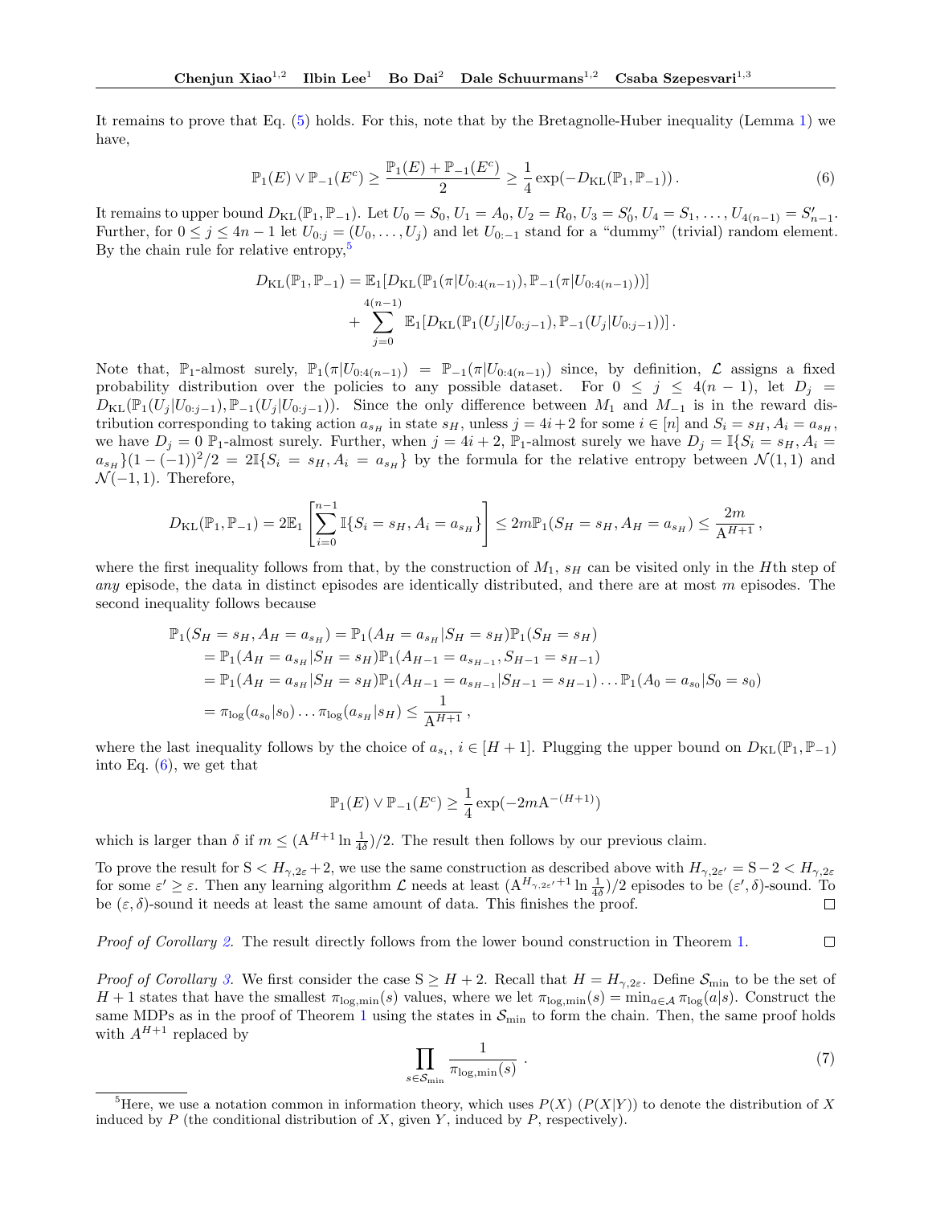It remains to prove that Eq. (5) holds. For this, note that by the Bretagnolle-Huber inequality (Lemma 1) we have,

$$\mathbb{P}_1(E) \vee \mathbb{P}_{-1}(E^c) \geq \frac{\mathbb{P}_1(E) + \mathbb{P}_{-1}(E^c)}{2} \geq \frac{1}{4}\exp(-D_{\mathrm{KL}}(\mathbb{P}_1, \mathbb{P}_{-1}))\,. \tag{6}$$

It remains to upper bound $D_{\mathrm{KL}}(\mathbb{P}_1, \mathbb{P}_{-1})$. Let $U_0 = S_0$, $U_1 = A_0$, $U_2 = R_0$, $U_3 = S_0'$, $U_4 = S_1, \ldots, U_{4(n-1)} = S_{n-1}'$. Further, for $0 \leq j \leq 4n-1$ let $U_{0:j} = (U_0, \ldots, U_j)$ and let $U_{0:-1}$ stand for a "dummy" (trivial) random element. By the chain rule for relative entropy,[5]

$$\begin{aligned}
D_{\mathrm{KL}}(\mathbb{P}_1, \mathbb{P}_{-1}) = \;& \mathbb{E}_1[D_{\mathrm{KL}}(\mathbb{P}_1(\pi|U_{0:4(n-1)}), \mathbb{P}_{-1}(\pi|U_{0:4(n-1)}))] \\
&+ \sum_{j=0}^{4(n-1)} \mathbb{E}_1[D_{\mathrm{KL}}(\mathbb{P}_1(U_j|U_{0:j-1}), \mathbb{P}_{-1}(U_j|U_{0:j-1}))]\,.
\end{aligned}$$

Note that, $\mathbb{P}_1$-almost surely, $\mathbb{P}_1(\pi|U_{0:4(n-1)}) = \mathbb{P}_{-1}(\pi|U_{0:4(n-1)})$ since, by definition, $\mathcal{L}$ assigns a fixed probability distribution over the policies to any possible dataset. For $0 \leq j \leq 4(n-1)$, let $D_j = D_{\mathrm{KL}}(\mathbb{P}_1(U_j|U_{0:j-1}), \mathbb{P}_{-1}(U_j|U_{0:j-1}))$. Since the only difference between $M_1$ and $M_{-1}$ is in the reward distribution corresponding to taking action $a_{s_H}$ in state $s_H$, unless $j = 4i+2$ for some $i \in [n]$ and $S_i = s_H, A_i = a_{s_H}$, we have $D_j = 0$ $\mathbb{P}_1$-almost surely. Further, when $j = 4i+2$, $\mathbb{P}_1$-almost surely we have $D_j = \mathbb{I}\{S_i = s_H, A_i = a_{s_H}\}(1-(-1))^2/2 = 2\mathbb{I}\{S_i = s_H, A_i = a_{s_H}\}$ by the formula for the relative entropy between $\mathcal{N}(1,1)$ and $\mathcal{N}(-1,1)$. Therefore,

$$D_{\mathrm{KL}}(\mathbb{P}_1, \mathbb{P}_{-1}) = 2\mathbb{E}_1\left[\sum_{i=0}^{n-1} \mathbb{I}\{S_i = s_H, A_i = a_{s_H}\}\right] \leq 2m\mathbb{P}_1(S_H = s_H, A_H = a_{s_H}) \leq \frac{2m}{\mathrm{A}^{H+1}}\,,$$

where the first inequality follows from that, by the construction of $M_1$, $s_H$ can be visited only in the $H$th step of *any* episode, the data in distinct episodes are identically distributed, and there are at most $m$ episodes. The second inequality follows because

$$\begin{aligned}
\mathbb{P}_1(S_H = s_H, A_H = a_{s_H}) &= \mathbb{P}_1(A_H = a_{s_H}|S_H = s_H)\mathbb{P}_1(S_H = s_H) \\
&= \mathbb{P}_1(A_H = a_{s_H}|S_H = s_H)\mathbb{P}_1(A_{H-1} = a_{s_{H-1}}, S_{H-1} = s_{H-1}) \\
&= \mathbb{P}_1(A_H = a_{s_H}|S_H = s_H)\mathbb{P}_1(A_{H-1} = a_{s_{H-1}}|S_{H-1} = s_{H-1}) \ldots \mathbb{P}_1(A_0 = a_{s_0}|S_0 = s_0) \\
&= \pi_{\log}(a_{s_0}|s_0) \ldots \pi_{\log}(a_{s_H}|s_H) \leq \frac{1}{\mathrm{A}^{H+1}}\,,
\end{aligned}$$

where the last inequality follows by the choice of $a_{s_i}$, $i \in [H+1]$. Plugging the upper bound on $D_{\mathrm{KL}}(\mathbb{P}_1, \mathbb{P}_{-1})$ into Eq. (6), we get that

$$\mathbb{P}_1(E) \vee \mathbb{P}_{-1}(E^c) \geq \frac{1}{4}\exp(-2m\mathrm{A}^{-(H+1)})$$

which is larger than $\delta$ if $m \leq (\mathrm{A}^{H+1} \ln \frac{1}{4\delta})/2$. The result then follows by our previous claim.

To prove the result for $\mathrm{S} < H_{\gamma,2\varepsilon} + 2$, we use the same construction as described above with $H_{\gamma,2\varepsilon'} = \mathrm{S} - 2 < H_{\gamma,2\varepsilon}$ for some $\varepsilon' \geq \varepsilon$. Then any learning algorithm $\mathcal{L}$ needs at least $(\mathrm{A}^{H_{\gamma,2\varepsilon'}+1} \ln \frac{1}{4\delta})/2$ episodes to be $(\varepsilon', \delta)$-sound. To be $(\varepsilon, \delta)$-sound it needs at least the same amount of data. This finishes the proof. ∎

*Proof of Corollary 2.* The result directly follows from the lower bound construction in Theorem 1. ∎

*Proof of Corollary 3.* We first consider the case $\mathrm{S} \geq H+2$. Recall that $H = H_{\gamma,2\varepsilon}$. Define $\mathcal{S}_{\min}$ to be the set of $H+1$ states that have the smallest $\pi_{\log,\min}(s)$ values, where we let $\pi_{\log,\min}(s) = \min_{a \in \mathcal{A}} \pi_{\log}(a|s)$. Construct the same MDPs as in the proof of Theorem 1 using the states in $\mathcal{S}_{\min}$ to form the chain. Then, the same proof holds with $A^{H+1}$ replaced by

$$\prod_{s \in \mathcal{S}_{\min}} \frac{1}{\pi_{\log,\min}(s)}\,. \tag{7}$$

[5] Here, we use a notation common in information theory, which uses $P(X)$ ($P(X|Y)$) to denote the distribution of $X$ induced by $P$ (the conditional distribution of $X$, given $Y$, induced by $P$, respectively).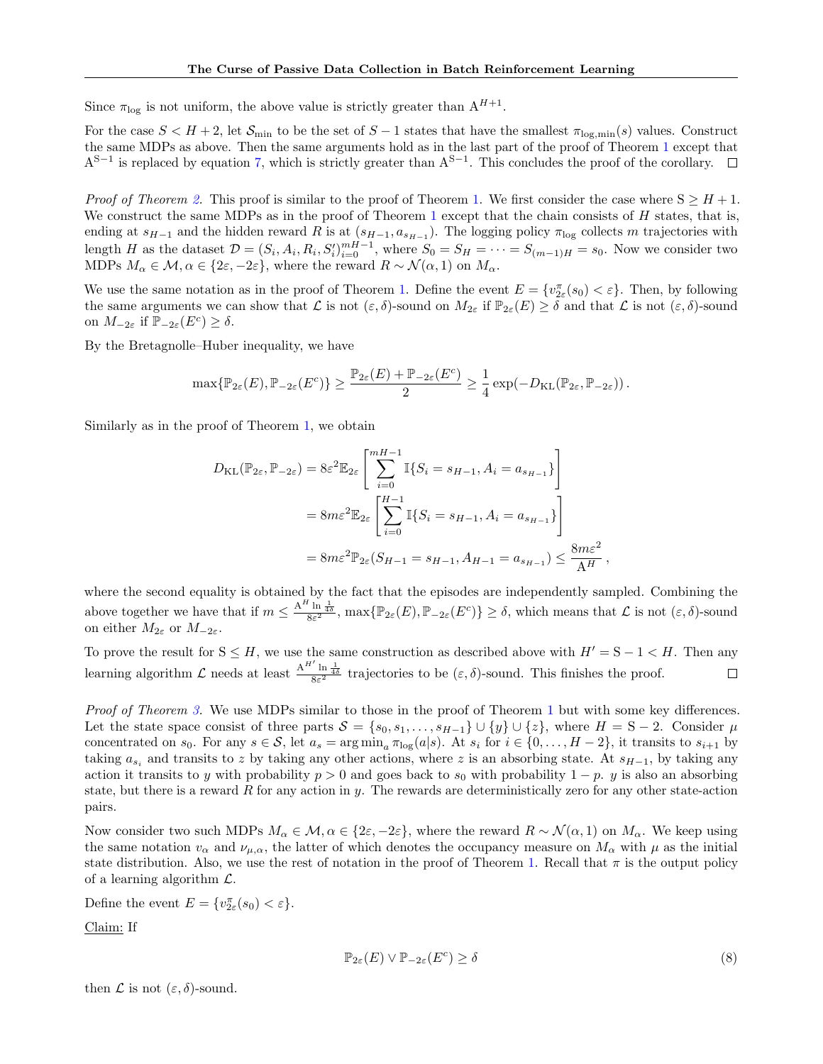Since $\pi_{\log}$ is not uniform, the above value is strictly greater than $\mathrm{A}^{H+1}$.

For the case $S < H+2$, let $\mathcal{S}_{\min}$ to be the set of $S-1$ states that have the smallest $\pi_{\log,\min}(s)$ values. Construct the same MDPs as above. Then the same arguments hold as in the last part of the proof of Theorem 1 except that $\mathrm{A}^{\mathrm{S}-1}$ is replaced by equation 7, which is strictly greater than $\mathrm{A}^{\mathrm{S}-1}$. This concludes the proof of the corollary. $\square$

*Proof of Theorem 2.* This proof is similar to the proof of Theorem 1. We first consider the case where $\mathrm{S} \geq H+1$. We construct the same MDPs as in the proof of Theorem 1 except that the chain consists of $H$ states, that is, ending at $s_{H-1}$ and the hidden reward $R$ is at $(s_{H-1}, a_{s_{H-1}})$. The logging policy $\pi_{\log}$ collects $m$ trajectories with length $H$ as the dataset $\mathcal{D} = (S_i, A_i, R_i, S_i')_{i=0}^{mH-1}$, where $S_0 = S_H = \cdots = S_{(m-1)H} = s_0$. Now we consider two MDPs $M_\alpha \in \mathcal{M}, \alpha \in \{2\varepsilon, -2\varepsilon\}$, where the reward $R \sim \mathcal{N}(\alpha, 1)$ on $M_\alpha$.

We use the same notation as in the proof of Theorem 1. Define the event $E = \{v_{2\varepsilon}^{\pi}(s_0) < \varepsilon\}$. Then, by following the same arguments we can show that $\mathcal{L}$ is not $(\varepsilon, \delta)$-sound on $M_{2\varepsilon}$ if $\mathbb{P}_{2\varepsilon}(E) \geq \delta$ and that $\mathcal{L}$ is not $(\varepsilon, \delta)$-sound on $M_{-2\varepsilon}$ if $\mathbb{P}_{-2\varepsilon}(E^c) \geq \delta$.

By the Bretagnolle–Huber inequality, we have

$$\max\{\mathbb{P}_{2\varepsilon}(E), \mathbb{P}_{-2\varepsilon}(E^c)\} \geq \frac{\mathbb{P}_{2\varepsilon}(E) + \mathbb{P}_{-2\varepsilon}(E^c)}{2} \geq \frac{1}{4}\exp(-D_{\mathrm{KL}}(\mathbb{P}_{2\varepsilon}, \mathbb{P}_{-2\varepsilon}))\,.$$

Similarly as in the proof of Theorem 1, we obtain

$$\begin{aligned}
D_{\mathrm{KL}}(\mathbb{P}_{2\varepsilon}, \mathbb{P}_{-2\varepsilon}) &= 8\varepsilon^2 \mathbb{E}_{2\varepsilon}\left[\sum_{i=0}^{mH-1} \mathbb{I}\{S_i = s_{H-1}, A_i = a_{s_{H-1}}\}\right] \\
&= 8m\varepsilon^2 \mathbb{E}_{2\varepsilon}\left[\sum_{i=0}^{H-1} \mathbb{I}\{S_i = s_{H-1}, A_i = a_{s_{H-1}}\}\right] \\
&= 8m\varepsilon^2 \mathbb{P}_{2\varepsilon}(S_{H-1} = s_{H-1}, A_{H-1} = a_{s_{H-1}}) \leq \frac{8m\varepsilon^2}{\mathrm{A}^H}\,,
\end{aligned}$$

where the second equality is obtained by the fact that the episodes are independently sampled. Combining the above together we have that if $m \leq \frac{\mathrm{A}^H \ln\frac{1}{4\delta}}{8\varepsilon^2}$, $\max\{\mathbb{P}_{2\varepsilon}(E), \mathbb{P}_{-2\varepsilon}(E^c)\} \geq \delta$, which means that $\mathcal{L}$ is not $(\varepsilon, \delta)$-sound on either $M_{2\varepsilon}$ or $M_{-2\varepsilon}$.

To prove the result for $\mathrm{S} \leq H$, we use the same construction as described above with $H' = \mathrm{S} - 1 < H$. Then any learning algorithm $\mathcal{L}$ needs at least $\frac{\mathrm{A}^{H'} \ln\frac{1}{4\delta}}{8\varepsilon^2}$ trajectories to be $(\varepsilon, \delta)$-sound. This finishes the proof. $\square$

*Proof of Theorem 3.* We use MDPs similar to those in the proof of Theorem 1 but with some key differences. Let the state space consist of three parts $\mathcal{S} = \{s_0, s_1, \ldots, s_{H-1}\} \cup \{y\} \cup \{z\}$, where $H = \mathrm{S} - 2$. Consider $\mu$ concentrated on $s_0$. For any $s \in \mathcal{S}$, let $a_s = \arg\min_a \pi_{\log}(a|s)$. At $s_i$ for $i \in \{0, \ldots, H-2\}$, it transits to $s_{i+1}$ by taking $a_{s_i}$ and transits to $z$ by taking any other actions, where $z$ is an absorbing state. At $s_{H-1}$, by taking any action it transits to $y$ with probability $p > 0$ and goes back to $s_0$ with probability $1-p$. $y$ is also an absorbing state, but there is a reward $R$ for any action in $y$. The rewards are deterministically zero for any other state-action pairs.

Now consider two such MDPs $M_\alpha \in \mathcal{M}, \alpha \in \{2\varepsilon, -2\varepsilon\}$, where the reward $R \sim \mathcal{N}(\alpha, 1)$ on $M_\alpha$. We keep using the same notation $v_\alpha$ and $\nu_{\mu,\alpha}$, the latter of which denotes the occupancy measure on $M_\alpha$ with $\mu$ as the initial state distribution. Also, we use the rest of notation in the proof of Theorem 1. Recall that $\pi$ is the output policy of a learning algorithm $\mathcal{L}$.

Define the event $E = \{v_{2\varepsilon}^{\pi}(s_0) < \varepsilon\}$.

<u>Claim:</u> If

$$\mathbb{P}_{2\varepsilon}(E) \vee \mathbb{P}_{-2\varepsilon}(E^c) \geq \delta \tag{8}$$

then $\mathcal{L}$ is not $(\varepsilon, \delta)$-sound.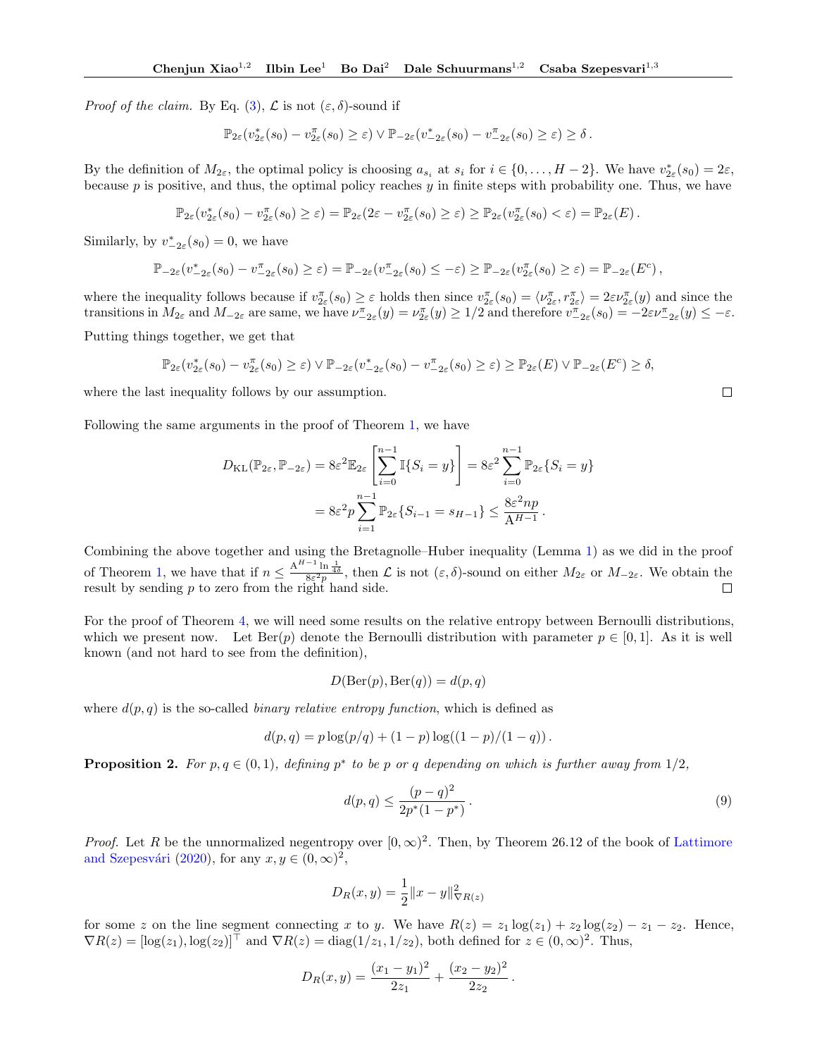*Proof of the claim.* By Eq. (3), $\mathcal{L}$ is not $(\varepsilon, \delta)$-sound if

$$\mathbb{P}_{2\varepsilon}(v^*_{2\varepsilon}(s_0) - v^\pi_{2\varepsilon}(s_0) \geq \varepsilon) \vee \mathbb{P}_{-2\varepsilon}(v^*_{-2\varepsilon}(s_0) - v^\pi_{-2\varepsilon}(s_0) \geq \varepsilon) \geq \delta\,.$$

By the definition of $M_{2\varepsilon}$, the optimal policy is choosing $a_{s_i}$ at $s_i$ for $i \in \{0, \ldots, H-2\}$. We have $v^*_{2\varepsilon}(s_0) = 2\varepsilon$, because $p$ is positive, and thus, the optimal policy reaches $y$ in finite steps with probability one. Thus, we have

$$\mathbb{P}_{2\varepsilon}(v^*_{2\varepsilon}(s_0) - v^\pi_{2\varepsilon}(s_0) \geq \varepsilon) = \mathbb{P}_{2\varepsilon}(2\varepsilon - v^\pi_{2\varepsilon}(s_0) \geq \varepsilon) \geq \mathbb{P}_{2\varepsilon}(v^\pi_{2\varepsilon}(s_0) < \varepsilon) = \mathbb{P}_{2\varepsilon}(E)\,.$$

Similarly, by $v^*_{-2\varepsilon}(s_0) = 0$, we have

$$\mathbb{P}_{-2\varepsilon}(v^*_{-2\varepsilon}(s_0) - v^\pi_{-2\varepsilon}(s_0) \geq \varepsilon) = \mathbb{P}_{-2\varepsilon}(v^\pi_{-2\varepsilon}(s_0) \leq -\varepsilon) \geq \mathbb{P}_{-2\varepsilon}(v^\pi_{2\varepsilon}(s_0) \geq \varepsilon) = \mathbb{P}_{-2\varepsilon}(E^c)\,,$$

where the inequality follows because if $v^\pi_{2\varepsilon}(s_0) \geq \varepsilon$ holds then since $v^\pi_{2\varepsilon}(s_0) = \langle \nu^\pi_{2\varepsilon}, r^\pi_{2\varepsilon} \rangle = 2\varepsilon \nu^\pi_{2\varepsilon}(y)$ and since the transitions in $M_{2\varepsilon}$ and $M_{-2\varepsilon}$ are same, we have $\nu^\pi_{-2\varepsilon}(y) = \nu^\pi_{2\varepsilon}(y) \geq 1/2$ and therefore $v^\pi_{-2\varepsilon}(s_0) = -2\varepsilon \nu^\pi_{-2\varepsilon}(y) \leq -\varepsilon$.

Putting things together, we get that

$$\mathbb{P}_{2\varepsilon}(v^*_{2\varepsilon}(s_0) - v^\pi_{2\varepsilon}(s_0) \geq \varepsilon) \vee \mathbb{P}_{-2\varepsilon}(v^*_{-2\varepsilon}(s_0) - v^\pi_{-2\varepsilon}(s_0) \geq \varepsilon) \geq \mathbb{P}_{2\varepsilon}(E) \vee \mathbb{P}_{-2\varepsilon}(E^c) \geq \delta,$$

where the last inequality follows by our assumption. □

Following the same arguments in the proof of Theorem 1, we have

$$\begin{aligned} D_{\mathrm{KL}}(\mathbb{P}_{2\varepsilon}, \mathbb{P}_{-2\varepsilon}) &= 8\varepsilon^2 \mathbb{E}_{2\varepsilon}\left[\sum_{i=0}^{n-1} \mathbb{I}\{S_i = y\}\right] = 8\varepsilon^2 \sum_{i=0}^{n-1} \mathbb{P}_{2\varepsilon}\{S_i = y\} \\ &= 8\varepsilon^2 p \sum_{i=1}^{n-1} \mathbb{P}_{2\varepsilon}\{S_{i-1} = s_{H-1}\} \leq \frac{8\varepsilon^2 np}{\mathrm{A}^{H-1}}\,. \end{aligned}$$

Combining the above together and using the Bretagnolle–Huber inequality (Lemma 1) as we did in the proof of Theorem 1, we have that if $n \leq \frac{\mathrm{A}^{H-1} \ln \frac{1}{4\delta}}{8\varepsilon^2 p}$, then $\mathcal{L}$ is not $(\varepsilon, \delta)$-sound on either $M_{2\varepsilon}$ or $M_{-2\varepsilon}$. We obtain the result by sending $p$ to zero from the right hand side. □

For the proof of Theorem 4, we will need some results on the relative entropy between Bernoulli distributions, which we present now. Let $\mathrm{Ber}(p)$ denote the Bernoulli distribution with parameter $p \in [0, 1]$. As it is well known (and not hard to see from the definition),

$$D(\mathrm{Ber}(p), \mathrm{Ber}(q)) = d(p, q)$$

where $d(p, q)$ is the so-called *binary relative entropy function*, which is defined as

$$d(p, q) = p \log(p/q) + (1 - p) \log((1 - p)/(1 - q))\,.$$

**Proposition 2.** *For $p, q \in (0, 1)$, defining $p^*$ to be $p$ or $q$ depending on which is further away from $1/2$,*

$$d(p, q) \leq \frac{(p - q)^2}{2p^*(1 - p^*)}\,. \tag{9}$$

*Proof.* Let $R$ be the unnormalized negentropy over $[0, \infty)^2$. Then, by Theorem 26.12 of the book of Lattimore and Szepesvári (2020), for any $x, y \in (0, \infty)^2$,

$$D_R(x, y) = \frac{1}{2}\|x - y\|^2_{\nabla R(z)}$$

for some $z$ on the line segment connecting $x$ to $y$. We have $R(z) = z_1 \log(z_1) + z_2 \log(z_2) - z_1 - z_2$. Hence, $\nabla R(z) = [\log(z_1), \log(z_2)]^\top$ and $\nabla R(z) = \mathrm{diag}(1/z_1, 1/z_2)$, both defined for $z \in (0, \infty)^2$. Thus,

$$D_R(x, y) = \frac{(x_1 - y_1)^2}{2z_1} + \frac{(x_2 - y_2)^2}{2z_2}\,.$$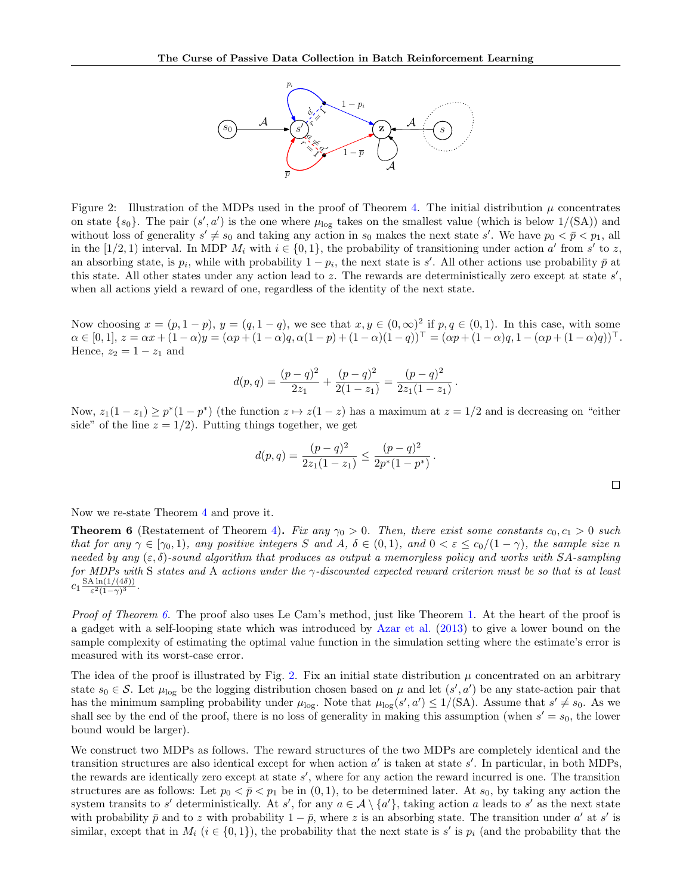Figure 2: Illustration of the MDPs used in the proof of Theorem 4. The initial distribution $\mu$ concentrates on state $\{s_0\}$. The pair $(s', a')$ is the one where $\mu_{\log}$ takes on the smallest value (which is below $1/(\mathrm{SA})$) and without loss of generality $s' \neq s_0$ and taking any action in $s_0$ makes the next state $s'$. We have $p_0 < \bar{p} < p_1$, all in the $[1/2, 1)$ interval. In MDP $M_i$ with $i \in \{0, 1\}$, the probability of transitioning under action $a'$ from $s'$ to $z$, an absorbing state, is $p_i$, while with probability $1 - p_i$, the next state is $s'$. All other actions use probability $\bar{p}$ at this state. All other states under any action lead to $z$. The rewards are deterministically zero except at state $s'$, when all actions yield a reward of one, regardless of the identity of the next state.

Now choosing $x = (p, 1-p)$, $y = (q, 1-q)$, we see that $x, y \in (0, \infty)^2$ if $p, q \in (0, 1)$. In this case, with some $\alpha \in [0, 1]$, $z = \alpha x + (1-\alpha)y = (\alpha p + (1-\alpha)q, \alpha(1-p) + (1-\alpha)(1-q))^\top = (\alpha p + (1-\alpha)q, 1 - (\alpha p + (1-\alpha)q))^\top$. Hence, $z_2 = 1 - z_1$ and

$$d(p, q) = \frac{(p-q)^2}{2z_1} + \frac{(p-q)^2}{2(1-z_1)} = \frac{(p-q)^2}{2z_1(1-z_1)}.$$

Now, $z_1(1-z_1) \geq p^*(1-p^*)$ (the function $z \mapsto z(1-z)$ has a maximum at $z = 1/2$ and is decreasing on "either side" of the line $z = 1/2$). Putting things together, we get

$$d(p, q) = \frac{(p-q)^2}{2z_1(1-z_1)} \leq \frac{(p-q)^2}{2p^*(1-p^*)}.$$

□

Now we re-state Theorem 4 and prove it.

**Theorem 6** (Restatement of Theorem 4)**.** *Fix any $\gamma_0 > 0$. Then, there exist some constants $c_0, c_1 > 0$ such that for any $\gamma \in [\gamma_0, 1)$, any positive integers $S$ and $A$, $\delta \in (0, 1)$, and $0 < \varepsilon \leq c_0/(1-\gamma)$, the sample size $n$ needed by any $(\varepsilon, \delta)$-sound algorithm that produces as output a memoryless policy and works with SA-sampling for MDPs with S states and A actions under the $\gamma$-discounted expected reward criterion must be so that is at least $c_1 \frac{\mathrm{SA} \ln(1/(4\delta))}{\varepsilon^2(1-\gamma)^3}$.*

*Proof of Theorem 6.* The proof also uses Le Cam's method, just like Theorem 1. At the heart of the proof is a gadget with a self-looping state which was introduced by Azar et al. (2013) to give a lower bound on the sample complexity of estimating the optimal value function in the simulation setting where the estimate's error is measured with its worst-case error.

The idea of the proof is illustrated by Fig. 2. Fix an initial state distribution $\mu$ concentrated on an arbitrary state $s_0 \in \mathcal{S}$. Let $\mu_{\log}$ be the logging distribution chosen based on $\mu$ and let $(s', a')$ be any state-action pair that has the minimum sampling probability under $\mu_{\log}$. Note that $\mu_{\log}(s', a') \leq 1/(\mathrm{SA})$. Assume that $s' \neq s_0$. As we shall see by the end of the proof, there is no loss of generality in making this assumption (when $s' = s_0$, the lower bound would be larger).

We construct two MDPs as follows. The reward structures of the two MDPs are completely identical and the transition structures are also identical except for when action $a'$ is taken at state $s'$. In particular, in both MDPs, the rewards are identically zero except at state $s'$, where for any action the reward incurred is one. The transition structures are as follows: Let $p_0 < \bar{p} < p_1$ be in $(0, 1)$, to be determined later. At $s_0$, by taking any action the system transits to $s'$ deterministically. At $s'$, for any $a \in \mathcal{A} \setminus \{a'\}$, taking action $a$ leads to $s'$ as the next state with probability $\bar{p}$ and to $z$ with probability $1 - \bar{p}$, where $z$ is an absorbing state. The transition under $a'$ at $s'$ is similar, except that in $M_i$ ($i \in \{0, 1\}$), the probability that the next state is $s'$ is $p_i$ (and the probability that the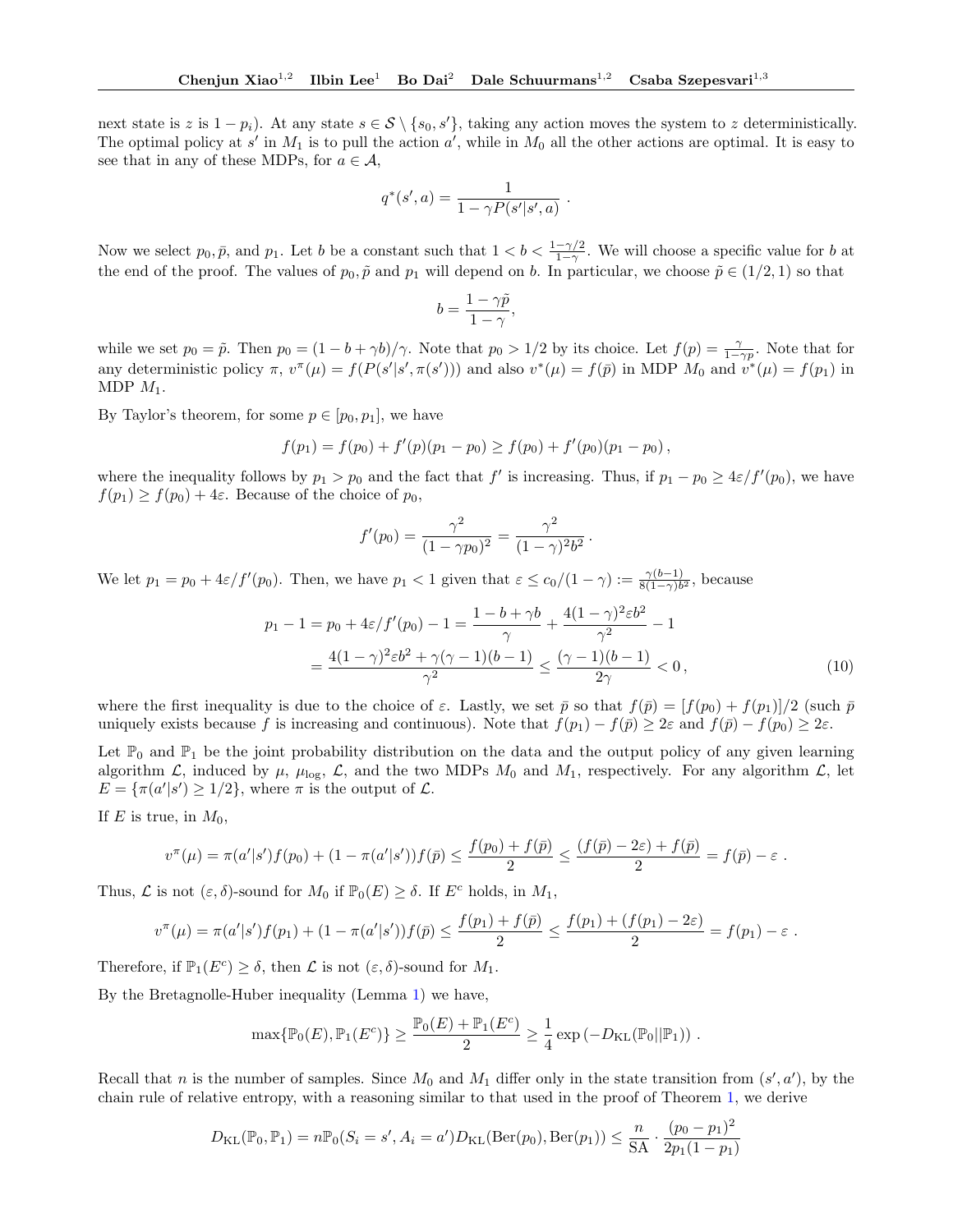next state is $z$ is $1 - p_i$). At any state $s \in \mathcal{S} \setminus \{s_0, s'\}$, taking any action moves the system to $z$ deterministically. The optimal policy at $s'$ in $M_1$ is to pull the action $a'$, while in $M_0$ all the other actions are optimal. It is easy to see that in any of these MDPs, for $a \in \mathcal{A}$,

$$q^*(s', a) = \frac{1}{1 - \gamma P(s'|s', a)} .$$

Now we select $p_0, \bar{p}$, and $p_1$. Let $b$ be a constant such that $1 < b < \frac{1-\gamma/2}{1-\gamma}$. We will choose a specific value for $b$ at the end of the proof. The values of $p_0, \tilde{p}$ and $p_1$ will depend on $b$. In particular, we choose $\tilde{p} \in (1/2, 1)$ so that

$$b = \frac{1 - \gamma \tilde{p}}{1 - \gamma},$$

while we set $p_0 = \tilde{p}$. Then $p_0 = (1 - b + \gamma b)/\gamma$. Note that $p_0 > 1/2$ by its choice. Let $f(p) = \frac{\gamma}{1-\gamma p}$. Note that for any deterministic policy $\pi$, $v^\pi(\mu) = f(P(s'|s', \pi(s')))$ and also $v^*(\mu) = f(\bar{p})$ in MDP $M_0$ and $v^*(\mu) = f(p_1)$ in MDP $M_1$.

By Taylor's theorem, for some $p \in [p_0, p_1]$, we have

$$f(p_1) = f(p_0) + f'(p)(p_1 - p_0) \geq f(p_0) + f'(p_0)(p_1 - p_0) ,$$

where the inequality follows by $p_1 > p_0$ and the fact that $f'$ is increasing. Thus, if $p_1 - p_0 \geq 4\varepsilon/f'(p_0)$, we have $f(p_1) \geq f(p_0) + 4\varepsilon$. Because of the choice of $p_0$,

$$f'(p_0) = \frac{\gamma^2}{(1 - \gamma p_0)^2} = \frac{\gamma^2}{(1-\gamma)^2 b^2} .$$

We let $p_1 = p_0 + 4\varepsilon/f'(p_0)$. Then, we have $p_1 < 1$ given that $\varepsilon \leq c_0/(1-\gamma) := \frac{\gamma(b-1)}{8(1-\gamma)b^2}$, because

$$\begin{aligned} p_1 - 1 = p_0 + 4\varepsilon/f'(p_0) - 1 &= \frac{1 - b + \gamma b}{\gamma} + \frac{4(1-\gamma)^2 \varepsilon b^2}{\gamma^2} - 1 \\ &= \frac{4(1-\gamma)^2\varepsilon b^2 + \gamma(\gamma - 1)(b-1)}{\gamma^2} \leq \frac{(\gamma-1)(b-1)}{2\gamma} < 0 , \end{aligned} \tag{10}$$

where the first inequality is due to the choice of $\varepsilon$. Lastly, we set $\bar{p}$ so that $f(\bar{p}) = [f(p_0) + f(p_1)]/2$ (such $\bar{p}$ uniquely exists because $f$ is increasing and continuous). Note that $f(p_1) - f(\bar{p}) \geq 2\varepsilon$ and $f(\bar{p}) - f(p_0) \geq 2\varepsilon$.

Let $\mathbb{P}_0$ and $\mathbb{P}_1$ be the joint probability distribution on the data and the output policy of any given learning algorithm $\mathcal{L}$, induced by $\mu$, $\mu_{\log}$, $\mathcal{L}$, and the two MDPs $M_0$ and $M_1$, respectively. For any algorithm $\mathcal{L}$, let $E = \{\pi(a'|s') \geq 1/2\}$, where $\pi$ is the output of $\mathcal{L}$.

If $E$ is true, in $M_0$,

$$v^\pi(\mu) = \pi(a'|s') f(p_0) + (1 - \pi(a'|s')) f(\bar{p}) \leq \frac{f(p_0) + f(\bar{p})}{2} \leq \frac{(f(\bar{p}) - 2\varepsilon) + f(\bar{p})}{2} = f(\bar{p}) - \varepsilon .$$

Thus, $\mathcal{L}$ is not $(\varepsilon, \delta)$-sound for $M_0$ if $\mathbb{P}_0(E) \geq \delta$. If $E^c$ holds, in $M_1$,

$$v^\pi(\mu) = \pi(a'|s') f(p_1) + (1 - \pi(a'|s')) f(\bar{p}) \leq \frac{f(p_1) + f(\bar{p})}{2} \leq \frac{f(p_1) + (f(p_1) - 2\varepsilon)}{2} = f(p_1) - \varepsilon .$$

Therefore, if $\mathbb{P}_1(E^c) \geq \delta$, then $\mathcal{L}$ is not $(\varepsilon, \delta)$-sound for $M_1$.

By the Bretagnolle-Huber inequality (Lemma 1) we have,

$$\max\{\mathbb{P}_0(E), \mathbb{P}_1(E^c)\} \geq \frac{\mathbb{P}_0(E) + \mathbb{P}_1(E^c)}{2} \geq \frac{1}{4} \exp\left(-D_{\mathrm{KL}}(\mathbb{P}_0 || \mathbb{P}_1)\right) .$$

Recall that $n$ is the number of samples. Since $M_0$ and $M_1$ differ only in the state transition from $(s', a')$, by the chain rule of relative entropy, with a reasoning similar to that used in the proof of Theorem 1, we derive

$$D_{\mathrm{KL}}(\mathbb{P}_0, \mathbb{P}_1) = n\mathbb{P}_0(S_i = s', A_i = a') D_{\mathrm{KL}}(\mathrm{Ber}(p_0), \mathrm{Ber}(p_1)) \leq \frac{n}{\mathrm{SA}} \cdot \frac{(p_0 - p_1)^2}{2p_1(1-p_1)}$$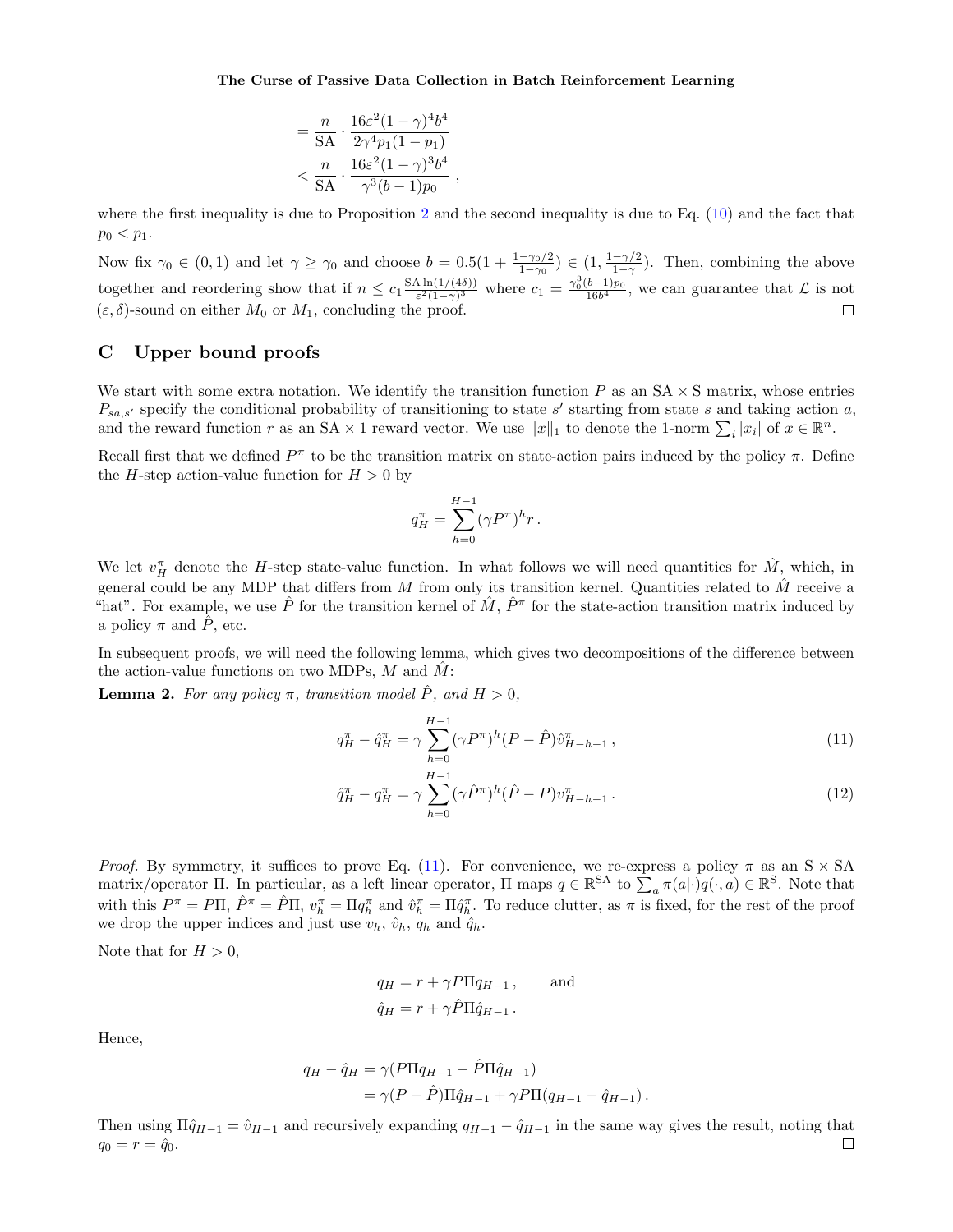$$
\begin{aligned}
&= \frac{n}{\mathrm{SA}} \cdot \frac{16\varepsilon^2(1-\gamma)^4 b^4}{2\gamma^4 p_1(1-p_1)} \\
&< \frac{n}{\mathrm{SA}} \cdot \frac{16\varepsilon^2(1-\gamma)^3 b^4}{\gamma^3 (b-1) p_0}\,,
\end{aligned}
$$

where the first inequality is due to Proposition 2 and the second inequality is due to Eq. (10) and the fact that $p_0 < p_1$.

Now fix $\gamma_0 \in (0,1)$ and let $\gamma \geq \gamma_0$ and choose $b = 0.5(1 + \frac{1-\gamma_0/2}{1-\gamma_0}) \in (1, \frac{1-\gamma/2}{1-\gamma})$. Then, combining the above together and reordering show that if $n \leq c_1 \frac{\mathrm{SA}\ln(1/(4\delta))}{\varepsilon^2(1-\gamma)^3}$ where $c_1 = \frac{\gamma_0^3(b-1)p_0}{16b^4}$, we can guarantee that $\mathcal{L}$ is not $(\varepsilon,\delta)$-sound on either $M_0$ or $M_1$, concluding the proof. ∎

# C Upper bound proofs

We start with some extra notation. We identify the transition function $P$ as an $\mathrm{SA} \times \mathrm{S}$ matrix, whose entries $P_{sa,s'}$ specify the conditional probability of transitioning to state $s'$ starting from state $s$ and taking action $a$, and the reward function $r$ as an $\mathrm{SA} \times 1$ reward vector. We use $\|x\|_1$ to denote the 1-norm $\sum_i |x_i|$ of $x \in \mathbb{R}^n$.

Recall first that we defined $P^\pi$ to be the transition matrix on state-action pairs induced by the policy $\pi$. Define the $H$-step action-value function for $H > 0$ by

$$
q_H^\pi = \sum_{h=0}^{H-1} (\gamma P^\pi)^h r\,.
$$

We let $v_H^\pi$ denote the $H$-step state-value function. In what follows we will need quantities for $\hat{M}$, which, in general could be any MDP that differs from $M$ from only its transition kernel. Quantities related to $\hat{M}$ receive a "hat". For example, we use $\hat{P}$ for the transition kernel of $\hat{M}$, $\hat{P}^\pi$ for the state-action transition matrix induced by a policy $\pi$ and $\hat{P}$, etc.

In subsequent proofs, we will need the following lemma, which gives two decompositions of the difference between the action-value functions on two MDPs, $M$ and $\hat{M}$:

**Lemma 2.** *For any policy $\pi$, transition model $\hat{P}$, and $H > 0$,*

$$
q_H^\pi - \hat{q}_H^\pi = \gamma \sum_{h=0}^{H-1} (\gamma P^\pi)^h (P - \hat{P}) \hat{v}_{H-h-1}^\pi\,, \tag{11}
$$

$$
\hat{q}_H^\pi - q_H^\pi = \gamma \sum_{h=0}^{H-1} (\gamma \hat{P}^\pi)^h (\hat{P} - P) v_{H-h-1}^\pi\,. \tag{12}
$$

*Proof.* By symmetry, it suffices to prove Eq. (11). For convenience, we re-express a policy $\pi$ as an $\mathrm{S} \times \mathrm{SA}$ matrix/operator $\Pi$. In particular, as a left linear operator, $\Pi$ maps $q \in \mathbb{R}^{\mathrm{SA}}$ to $\sum_a \pi(a|\cdot) q(\cdot, a) \in \mathbb{R}^{\mathrm{S}}$. Note that with this $P^\pi = P\Pi$, $\hat{P}^\pi = \hat{P}\Pi$, $v_h^\pi = \Pi q_h^\pi$ and $\hat{v}_h^\pi = \Pi \hat{q}_h^\pi$. To reduce clutter, as $\pi$ is fixed, for the rest of the proof we drop the upper indices and just use $v_h$, $\hat{v}_h$, $q_h$ and $\hat{q}_h$.

Note that for $H > 0$,

$$
\begin{aligned}
q_H &= r + \gamma P \Pi q_{H-1}\,, \qquad \text{and} \\
\hat{q}_H &= r + \gamma \hat{P} \Pi \hat{q}_{H-1}\,.
\end{aligned}
$$

Hence,

$$
\begin{aligned}
q_H - \hat{q}_H &= \gamma (P \Pi q_{H-1} - \hat{P} \Pi \hat{q}_{H-1}) \\
&= \gamma (P - \hat{P}) \Pi \hat{q}_{H-1} + \gamma P \Pi (q_{H-1} - \hat{q}_{H-1})\,.
\end{aligned}
$$

Then using $\Pi \hat{q}_{H-1} = \hat{v}_{H-1}$ and recursively expanding $q_{H-1} - \hat{q}_{H-1}$ in the same way gives the result, noting that $q_0 = r = \hat{q}_0$. ∎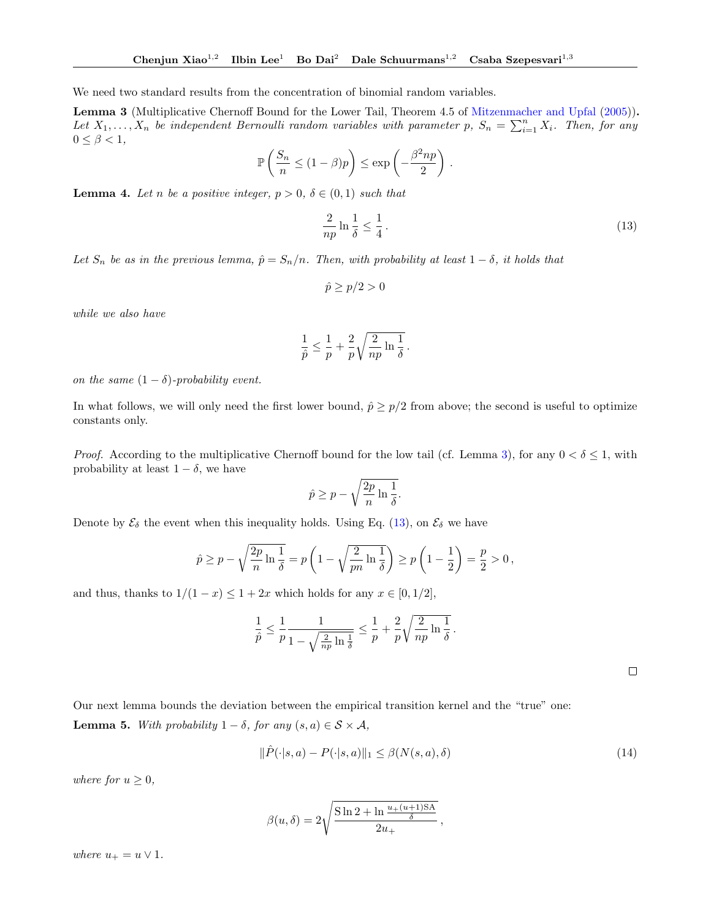We need two standard results from the concentration of binomial random variables.

**Lemma 3** (Multiplicative Chernoff Bound for the Lower Tail, Theorem 4.5 of Mitzenmacher and Upfal (2005))**.** *Let $X_1, \dots, X_n$ be independent Bernoulli random variables with parameter $p$, $S_n = \sum_{i=1}^n X_i$. Then, for any $0 \le \beta < 1$,*

$$\mathbb{P}\left(\frac{S_n}{n} \le (1-\beta)p\right) \le \exp\left(-\frac{\beta^2 np}{2}\right) .$$

**Lemma 4.** *Let $n$ be a positive integer, $p > 0$, $\delta \in (0,1)$ such that*

$$\frac{2}{np} \ln \frac{1}{\delta} \le \frac{1}{4} . \tag{13}$$

*Let $S_n$ be as in the previous lemma, $\hat{p} = S_n/n$. Then, with probability at least $1-\delta$, it holds that*

$$\hat{p} \ge p/2 > 0$$

*while we also have*

$$\frac{1}{\hat{p}} \le \frac{1}{p} + \frac{2}{p}\sqrt{\frac{2}{np}\ln\frac{1}{\delta}} .$$

*on the same $(1-\delta)$-probability event.*

In what follows, we will only need the first lower bound, $\hat{p} \ge p/2$ from above; the second is useful to optimize constants only.

*Proof.* According to the multiplicative Chernoff bound for the low tail (cf. Lemma 3), for any $0 < \delta \le 1$, with probability at least $1 - \delta$, we have

$$\hat{p} \ge p - \sqrt{\frac{2p}{n}\ln\frac{1}{\delta}}.$$

Denote by $\mathcal{E}_\delta$ the event when this inequality holds. Using Eq. (13), on $\mathcal{E}_\delta$ we have

$$\hat{p} \ge p - \sqrt{\frac{2p}{n}\ln\frac{1}{\delta}} = p\left(1 - \sqrt{\frac{2}{pn}\ln\frac{1}{\delta}}\right) \ge p\left(1 - \frac{1}{2}\right) = \frac{p}{2} > 0 ,$$

and thus, thanks to $1/(1-x) \le 1 + 2x$ which holds for any $x \in [0, 1/2]$,

$$\frac{1}{\hat{p}} \le \frac{1}{p}\frac{1}{1 - \sqrt{\frac{2}{np}\ln\frac{1}{\delta}}} \le \frac{1}{p} + \frac{2}{p}\sqrt{\frac{2}{np}\ln\frac{1}{\delta}} .$$

$\square$

Our next lemma bounds the deviation between the empirical transition kernel and the "true" one:

**Lemma 5.** *With probability $1 - \delta$, for any $(s,a) \in \mathcal{S} \times \mathcal{A}$,*

$$\|\hat{P}(\cdot|s,a) - P(\cdot|s,a)\|_1 \le \beta(N(s,a), \delta) \tag{14}$$

*where for $u \ge 0$,*

$$\beta(u, \delta) = 2\sqrt{\frac{\mathrm{S}\ln 2 + \ln\frac{u_+(u+1)\mathrm{SA}}{\delta}}{2u_+}} ,$$

*where $u_+ = u \vee 1$.*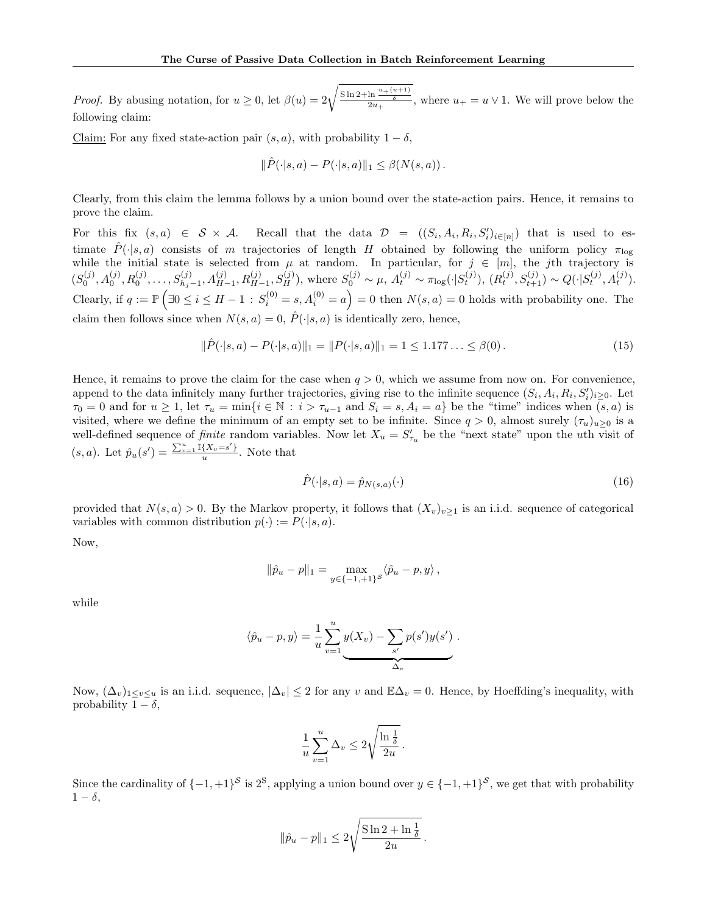*Proof.* By abusing notation, for $u \geq 0$, let $\beta(u) = 2\sqrt{\frac{\mathrm{S}\ln 2 + \ln \frac{u_+(u+1)}{\delta}}{2u_+}}$, where $u_+ = u \vee 1$. We will prove below the following claim:

Claim: For any fixed state-action pair $(s, a)$, with probability $1 - \delta$,

$$\|\hat{P}(\cdot|s,a) - P(\cdot|s,a)\|_1 \leq \beta(N(s,a)).$$

Clearly, from this claim the lemma follows by a union bound over the state-action pairs. Hence, it remains to prove the claim.

For this fix $(s, a) \in \mathcal{S} \times \mathcal{A}$. Recall that the data $\mathcal{D} = ((S_i, A_i, R_i, S_i')_{i \in [n]})$ that is used to estimate $\hat{P}(\cdot|s,a)$ consists of $m$ trajectories of length $H$ obtained by following the uniform policy $\pi_{\log}$ while the initial state is selected from $\mu$ at random. In particular, for $j \in [m]$, the $j$th trajectory is $(S_0^{(j)}, A_0^{(j)}, R_0^{(j)}, \dots, S_{h_j-1}^{(j)}, A_{H-1}^{(j)}, R_{H-1}^{(j)}, S_H^{(j)})$, where $S_0^{(j)} \sim \mu$, $A_t^{(j)} \sim \pi_{\log}(\cdot|S_t^{(j)})$, $(R_t^{(j)}, S_{t+1}^{(j)}) \sim Q(\cdot|S_t^{(j)}, A_t^{(j)})$. Clearly, if $q := \mathbb{P}\left(\exists 0 \leq i \leq H-1 \,:\, S_i^{(0)} = s, A_i^{(0)} = a\right) = 0$ then $N(s,a) = 0$ holds with probability one. The claim then follows since when $N(s,a) = 0$, $\hat{P}(\cdot|s,a)$ is identically zero, hence,

$$\|\hat{P}(\cdot|s,a) - P(\cdot|s,a)\|_1 = \|P(\cdot|s,a)\|_1 = 1 \leq 1.177\ldots \leq \beta(0). \tag{15}$$

Hence, it remains to prove the claim for the case when $q > 0$, which we assume from now on. For convenience, append to the data infinitely many further trajectories, giving rise to the infinite sequence $(S_i, A_i, R_i, S_i')_{i \geq 0}$. Let $\tau_0 = 0$ and for $u \geq 1$, let $\tau_u = \min\{i \in \mathbb{N} \,:\, i > \tau_{u-1} \text{ and } S_i = s, A_i = a\}$ be the "time" indices when $(s, a)$ is visited, where we define the minimum of an empty set to be infinite. Since $q > 0$, almost surely $(\tau_u)_{u \geq 0}$ is a well-defined sequence of *finite* random variables. Now let $X_u = S'_{\tau_u}$ be the "next state" upon the $u$th visit of $(s, a)$. Let $\hat{p}_u(s') = \frac{\sum_{v=1}^{u} \mathbb{I}\{X_v = s'\}}{u}$. Note that

$$\hat{P}(\cdot|s,a) = \hat{p}_{N(s,a)}(\cdot) \tag{16}$$

provided that $N(s,a) > 0$. By the Markov property, it follows that $(X_v)_{v \geq 1}$ is an i.i.d. sequence of categorical variables with common distribution $p(\cdot) := P(\cdot|s,a)$.

Now,

$$\|\hat{p}_u - p\|_1 = \max_{y \in \{-1,+1\}^{\mathcal{S}}} \langle \hat{p}_u - p, y \rangle ,$$

while

$$\langle \hat{p}_u - p, y \rangle = \frac{1}{u} \sum_{v=1}^{u} \underbrace{y(X_v) - \sum_{s'} p(s') y(s')}_{\Delta_v} .$$

Now, $(\Delta_v)_{1 \leq v \leq u}$ is an i.i.d. sequence, $|\Delta_v| \leq 2$ for any $v$ and $\mathbb{E}\Delta_v = 0$. Hence, by Hoeffding's inequality, with probability $1 - \delta$,

$$\frac{1}{u} \sum_{v=1}^{u} \Delta_v \leq 2\sqrt{\frac{\ln \frac{1}{\delta}}{2u}} .$$

Since the cardinality of $\{-1,+1\}^{\mathcal{S}}$ is $2^{\mathrm{S}}$, applying a union bound over $y \in \{-1,+1\}^{\mathcal{S}}$, we get that with probability $1 - \delta$,

$$\|\hat{p}_u - p\|_1 \leq 2\sqrt{\frac{\mathrm{S}\ln 2 + \ln \frac{1}{\delta}}{2u}} .$$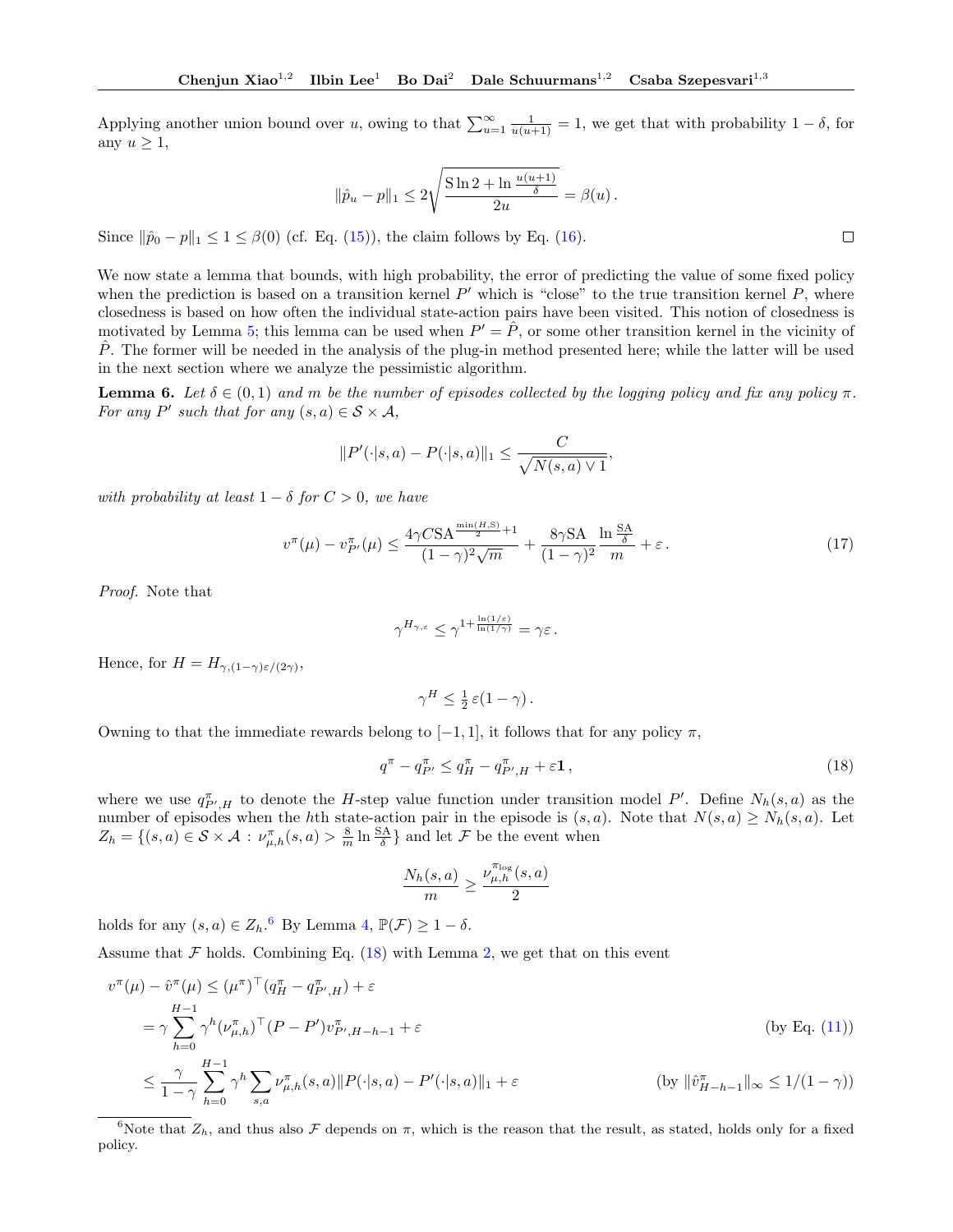Applying another union bound over $u$, owing to that $\sum_{u=1}^{\infty} \frac{1}{u(u+1)} = 1$, we get that with probability $1-\delta$, for any $u \geq 1$,

$$\|\hat{p}_u - p\|_1 \leq 2\sqrt{\frac{\mathrm{S}\ln 2 + \ln \frac{u(u+1)}{\delta}}{2u}} = \beta(u)\,.$$

Since $\|\hat{p}_0 - p\|_1 \leq 1 \leq \beta(0)$ (cf. Eq. (15)), the claim follows by Eq. (16). $\square$

We now state a lemma that bounds, with high probability, the error of predicting the value of some fixed policy when the prediction is based on a transition kernel $P'$ which is "close" to the true transition kernel $P$, where closedness is based on how often the individual state-action pairs have been visited. This notion of closedness is motivated by Lemma 5; this lemma can be used when $P' = \hat{P}$, or some other transition kernel in the vicinity of $\hat{P}$. The former will be needed in the analysis of the plug-in method presented here; while the latter will be used in the next section where we analyze the pessimistic algorithm.

**Lemma 6.** *Let $\delta \in (0,1)$ and $m$ be the number of episodes collected by the logging policy and fix any policy $\pi$. For any $P'$ such that for any $(s,a) \in \mathcal{S} \times \mathcal{A}$,*

$$\|P'(\cdot|s,a) - P(\cdot|s,a)\|_1 \leq \frac{C}{\sqrt{N(s,a) \vee 1}},$$

*with probability at least $1-\delta$ for $C > 0$, we have*

$$v^\pi(\mu) - v^\pi_{P'}(\mu) \leq \frac{4\gamma C \mathrm{SA}^{\frac{\min(H,\mathrm{S})}{2}+1}}{(1-\gamma)^2\sqrt{m}} + \frac{8\gamma \mathrm{SA}}{(1-\gamma)^2}\frac{\ln\frac{\mathrm{SA}}{\delta}}{m} + \varepsilon\,. \tag{17}$$

*Proof.* Note that

$$\gamma^{H_{\gamma,\varepsilon}} \leq \gamma^{1+\frac{\ln(1/\varepsilon)}{\ln(1/\gamma)}} = \gamma\varepsilon\,.$$

Hence, for $H = H_{\gamma,(1-\gamma)\varepsilon/(2\gamma)}$,

$$\gamma^H \leq \tfrac{1}{2}\,\varepsilon(1-\gamma)\,.$$

Owning to that the immediate rewards belong to $[-1,1]$, it follows that for any policy $\pi$,

$$q^\pi - q^\pi_{P'} \leq q^\pi_H - q^\pi_{P',H} + \varepsilon\mathbf{1}\,, \tag{18}$$

where we use $q^\pi_{P',H}$ to denote the $H$-step value function under transition model $P'$. Define $N_h(s,a)$ as the number of episodes when the $h$th state-action pair in the episode is $(s,a)$. Note that $N(s,a) \geq N_h(s,a)$. Let $Z_h = \{(s,a) \in \mathcal{S}\times\mathcal{A} : \nu^\pi_{\mu,h}(s,a) > \frac{8}{m}\ln\frac{\mathrm{SA}}{\delta}\}$ and let $\mathcal{F}$ be the event when

$$\frac{N_h(s,a)}{m} \geq \frac{\nu^{\pi_{\log}}_{\mu,h}(s,a)}{2}$$

holds for any $(s,a) \in Z_h$.[6] By Lemma 4, $\mathbb{P}(\mathcal{F}) \geq 1-\delta$.

Assume that $\mathcal{F}$ holds. Combining Eq. (18) with Lemma 2, we get that on this event

$$
\begin{aligned}
v^\pi(\mu) - \hat{v}^\pi(\mu) &\leq (\mu^\pi)^\top(q^\pi_H - q^\pi_{P',H}) + \varepsilon \\
&= \gamma\sum_{h=0}^{H-1}\gamma^h(\nu^\pi_{\mu,h})^\top(P-P')v^\pi_{P',H-h-1} + \varepsilon && \text{(by Eq. (11))} \\
&\leq \frac{\gamma}{1-\gamma}\sum_{h=0}^{H-1}\gamma^h\sum_{s,a}\nu^\pi_{\mu,h}(s,a)\|P(\cdot|s,a) - P'(\cdot|s,a)\|_1 + \varepsilon && \text{(by } \|\hat{v}^\pi_{H-h-1}\|_\infty \leq 1/(1-\gamma)\text{)}
\end{aligned}
$$

[6] Note that $Z_h$, and thus also $\mathcal{F}$ depends on $\pi$, which is the reason that the result, as stated, holds only for a fixed policy.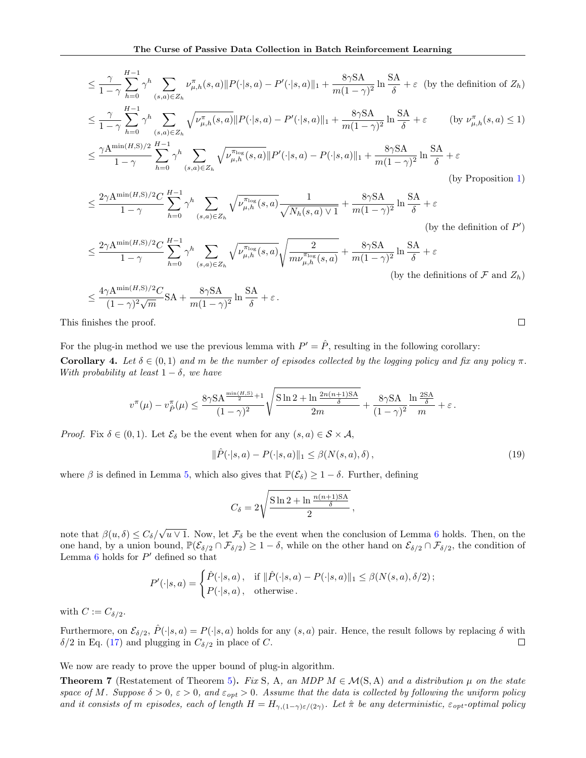$$
\begin{aligned}
&\le \frac{\gamma}{1-\gamma}\sum_{h=0}^{H-1}\gamma^h \sum_{(s,a)\in Z_h} \nu^{\pi}_{\mu,h}(s,a)\|P(\cdot|s,a)-P'(\cdot|s,a)\|_1 + \frac{8\gamma \mathrm{SA}}{m(1-\gamma)^2}\ln\frac{\mathrm{SA}}{\delta} + \varepsilon \quad \text{(by the definition of } Z_h\text{)}\\
&\le \frac{\gamma}{1-\gamma}\sum_{h=0}^{H-1}\gamma^h \sum_{(s,a)\in Z_h} \sqrt{\nu^{\pi}_{\mu,h}(s,a)}\|P(\cdot|s,a)-P'(\cdot|s,a)\|_1 + \frac{8\gamma \mathrm{SA}}{m(1-\gamma)^2}\ln\frac{\mathrm{SA}}{\delta} + \varepsilon \qquad \text{(by } \nu^{\pi}_{\mu,h}(s,a)\le 1\text{)}\\
&\le \frac{\gamma \mathrm{A}^{\min(H,\mathrm{S})/2}}{1-\gamma}\sum_{h=0}^{H-1}\gamma^h \sum_{(s,a)\in Z_h} \sqrt{\nu^{\pi_{\log}}_{\mu,h}(s,a)}\|P'(\cdot|s,a)-P(\cdot|s,a)\|_1 + \frac{8\gamma \mathrm{SA}}{m(1-\gamma)^2}\ln\frac{\mathrm{SA}}{\delta} + \varepsilon\\
&\hspace{30em}\text{(by Proposition 1)}\\
&\le \frac{2\gamma \mathrm{A}^{\min(H,\mathrm{S})/2}C}{1-\gamma}\sum_{h=0}^{H-1}\gamma^h \sum_{(s,a)\in Z_h} \sqrt{\nu^{\pi_{\log}}_{\mu,h}(s,a)}\frac{1}{\sqrt{N_h(s,a)\vee 1}} + \frac{8\gamma \mathrm{SA}}{m(1-\gamma)^2}\ln\frac{\mathrm{SA}}{\delta} + \varepsilon\\
&\hspace{30em}\text{(by the definition of } P'\text{)}\\
&\le \frac{2\gamma \mathrm{A}^{\min(H,\mathrm{S})/2}C}{1-\gamma}\sum_{h=0}^{H-1}\gamma^h \sum_{(s,a)\in Z_h} \sqrt{\nu^{\pi_{\log}}_{\mu,h}(s,a)}\sqrt{\frac{2}{m\nu^{\pi_{\log}}_{\mu,h}(s,a)}} + \frac{8\gamma \mathrm{SA}}{m(1-\gamma)^2}\ln\frac{\mathrm{SA}}{\delta} + \varepsilon\\
&\hspace{26em}\text{(by the definitions of } \mathcal{F} \text{ and } Z_h\text{)}\\
&\le \frac{4\gamma \mathrm{A}^{\min(H,\mathrm{S})/2}C}{(1-\gamma)^2\sqrt{m}}\mathrm{SA} + \frac{8\gamma \mathrm{SA}}{m(1-\gamma)^2}\ln\frac{\mathrm{SA}}{\delta} + \varepsilon\,.
\end{aligned}
$$

This finishes the proof. ∎

For the plug-in method we use the previous lemma with $P' = \hat{P}$, resulting in the following corollary:

**Corollary 4.** *Let $\delta \in (0,1)$ and $m$ be the number of episodes collected by the logging policy and fix any policy $\pi$. With probability at least $1-\delta$, we have*

$$
v^{\pi}(\mu) - v^{\pi}_{\hat{P}}(\mu) \le \frac{8\gamma \mathrm{SA}^{\frac{\min(H,\mathrm{S})}{2}+1}}{(1-\gamma)^2}\sqrt{\frac{\mathrm{S}\ln 2 + \ln\frac{2n(n+1)\mathrm{SA}}{\delta}}{2m}} + \frac{8\gamma \mathrm{SA}}{(1-\gamma)^2}\frac{\ln\frac{2\mathrm{SA}}{\delta}}{m} + \varepsilon\,.
$$

*Proof.* Fix $\delta \in (0,1)$. Let $\mathcal{E}_\delta$ be the event when for any $(s,a)\in\mathcal{S}\times\mathcal{A}$,

$$
\|\hat{P}(\cdot|s,a) - P(\cdot|s,a)\|_1 \le \beta(N(s,a),\delta)\,, \tag{19}
$$

where $\beta$ is defined in Lemma 5, which also gives that $\mathbb{P}(\mathcal{E}_\delta) \ge 1-\delta$. Further, defining

$$
C_\delta = 2\sqrt{\frac{\mathrm{S}\ln 2 + \ln\frac{n(n+1)\mathrm{SA}}{\delta}}{2}}\,,
$$

note that $\beta(u,\delta) \le C_\delta/\sqrt{u\vee 1}$. Now, let $\mathcal{F}_\delta$ be the event when the conclusion of Lemma 6 holds. Then, on the one hand, by a union bound, $\mathbb{P}(\mathcal{E}_{\delta/2}\cap\mathcal{F}_{\delta/2}) \ge 1-\delta$, while on the other hand on $\mathcal{E}_{\delta/2}\cap\mathcal{F}_{\delta/2}$, the condition of Lemma 6 holds for $P'$ defined so that

$$
P'(\cdot|s,a) = \begin{cases} \hat{P}(\cdot|s,a)\,, & \text{if } \|\hat{P}(\cdot|s,a) - P(\cdot|s,a)\|_1 \le \beta(N(s,a),\delta/2)\,;\\ P(\cdot|s,a)\,, & \text{otherwise}\,. \end{cases}
$$

with $C := C_{\delta/2}$.

Furthermore, on $\mathcal{E}_{\delta/2}$, $\hat{P}(\cdot|s,a) = P(\cdot|s,a)$ holds for any $(s,a)$ pair. Hence, the result follows by replacing $\delta$ with $\delta/2$ in Eq. (17) and plugging in $C_{\delta/2}$ in place of $C$. ∎

We now are ready to prove the upper bound of plug-in algorithm.

**Theorem 7** (Restatement of Theorem 5)**.** *Fix S, A, an MDP $M \in \mathcal{M}(\mathrm{S},\mathrm{A})$ and a distribution $\mu$ on the state space of $M$. Suppose $\delta > 0$, $\varepsilon > 0$, and $\varepsilon_{opt} > 0$. Assume that the data is collected by following the uniform policy and it consists of $m$ episodes, each of length $H = H_{\gamma,(1-\gamma)\varepsilon/(2\gamma)}$. Let $\hat{\pi}$ be any deterministic, $\varepsilon_{opt}$-optimal policy*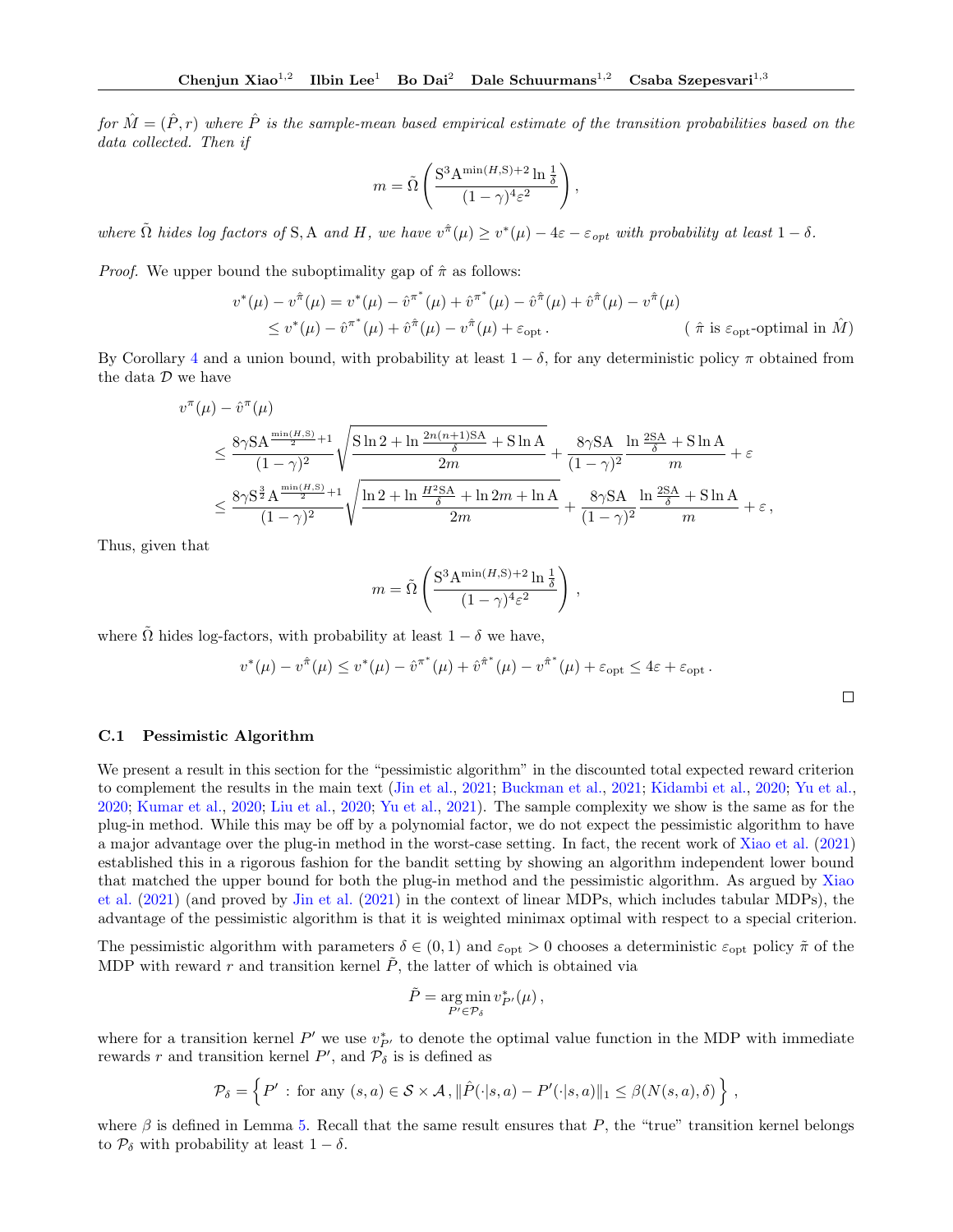*for $\hat{M} = (\hat{P}, r)$ where $\hat{P}$ is the sample-mean based empirical estimate of the transition probabilities based on the data collected. Then if*

$$m = \tilde{\Omega}\left(\frac{\mathrm{S}^3 \mathrm{A}^{\min(H,\mathrm{S})+2} \ln \frac{1}{\delta}}{(1-\gamma)^4 \varepsilon^2}\right),$$

*where $\tilde{\Omega}$ hides log factors of $\mathrm{S}, \mathrm{A}$ and $H$, we have $v^{\hat{\pi}}(\mu) \geq v^*(\mu) - 4\varepsilon - \varepsilon_{opt}$ with probability at least $1-\delta$.*

*Proof.* We upper bound the suboptimality gap of $\hat{\pi}$ as follows:

$$\begin{aligned}
v^*(\mu) - v^{\hat{\pi}}(\mu) &= v^*(\mu) - \hat{v}^{\pi^*}(\mu) + \hat{v}^{\pi^*}(\mu) - \hat{v}^{\hat{\pi}}(\mu) + \hat{v}^{\hat{\pi}}(\mu) - v^{\hat{\pi}}(\mu) \\
&\leq v^*(\mu) - \hat{v}^{\pi^*}(\mu) + \hat{v}^{\hat{\pi}}(\mu) - v^{\hat{\pi}}(\mu) + \varepsilon_{\text{opt}} \,. \qquad (\text{ $\hat{\pi}$ is $\varepsilon_{\text{opt}}$-optimal in $\hat{M}$})
\end{aligned}$$

By Corollary 4 and a union bound, with probability at least $1-\delta$, for any deterministic policy $\pi$ obtained from the data $\mathcal{D}$ we have

$$\begin{aligned}
&v^{\pi}(\mu) - \hat{v}^{\pi}(\mu) \\
&\leq \frac{8\gamma \mathrm{S}\mathrm{A}^{\frac{\min(H,\mathrm{S})}{2}+1}}{(1-\gamma)^2} \sqrt{\frac{\mathrm{S}\ln 2 + \ln \frac{2n(n+1)\mathrm{S}\mathrm{A}}{\delta} + \mathrm{S}\ln \mathrm{A}}{2m}} + \frac{8\gamma \mathrm{S}\mathrm{A}}{(1-\gamma)^2} \frac{\ln \frac{2\mathrm{S}\mathrm{A}}{\delta} + \mathrm{S}\ln \mathrm{A}}{m} + \varepsilon \\
&\leq \frac{8\gamma \mathrm{S}^{\frac{3}{2}}\mathrm{A}^{\frac{\min(H,\mathrm{S})}{2}+1}}{(1-\gamma)^2} \sqrt{\frac{\ln 2 + \ln \frac{H^2 \mathrm{S}\mathrm{A}}{\delta} + \ln 2m + \ln \mathrm{A}}{2m}} + \frac{8\gamma \mathrm{S}\mathrm{A}}{(1-\gamma)^2} \frac{\ln \frac{2\mathrm{S}\mathrm{A}}{\delta} + \mathrm{S}\ln \mathrm{A}}{m} + \varepsilon \,,
\end{aligned}$$

Thus, given that

$$m = \tilde{\Omega}\left(\frac{\mathrm{S}^3 \mathrm{A}^{\min(H,\mathrm{S})+2} \ln \frac{1}{\delta}}{(1-\gamma)^4 \varepsilon^2}\right),$$

where $\tilde{\Omega}$ hides log-factors, with probability at least $1-\delta$ we have,

$$v^*(\mu) - v^{\hat{\pi}}(\mu) \leq v^*(\mu) - \hat{v}^{\pi^*}(\mu) + \hat{v}^{\hat{\pi}^*}(\mu) - v^{\hat{\pi}^*}(\mu) + \varepsilon_{\text{opt}} \leq 4\varepsilon + \varepsilon_{\text{opt}} \,.$$

□

### C.1 Pessimistic Algorithm

We present a result in this section for the "pessimistic algorithm" in the discounted total expected reward criterion to complement the results in the main text (Jin et al., 2021; Buckman et al., 2021; Kidambi et al., 2020; Yu et al., 2020; Kumar et al., 2020; Liu et al., 2020; Yu et al., 2021). The sample complexity we show is the same as for the plug-in method. While this may be off by a polynomial factor, we do not expect the pessimistic algorithm to have a major advantage over the plug-in method in the worst-case setting. In fact, the recent work of Xiao et al. (2021) established this in a rigorous fashion for the bandit setting by showing an algorithm independent lower bound that matched the upper bound for both the plug-in method and the pessimistic algorithm. As argued by Xiao et al. (2021) (and proved by Jin et al. (2021) in the context of linear MDPs, which includes tabular MDPs), the advantage of the pessimistic algorithm is that it is weighted minimax optimal with respect to a special criterion.

The pessimistic algorithm with parameters $\delta \in (0,1)$ and $\varepsilon_{\text{opt}} > 0$ chooses a deterministic $\varepsilon_{\text{opt}}$ policy $\tilde{\pi}$ of the MDP with reward $r$ and transition kernel $\tilde{P}$, the latter of which is obtained via

$$\tilde{P} = \underset{P' \in \mathcal{P}_\delta}{\arg\min}\, v^*_{P'}(\mu) \,,$$

where for a transition kernel $P'$ we use $v^*_{P'}$ to denote the optimal value function in the MDP with immediate rewards $r$ and transition kernel $P'$, and $\mathcal{P}_\delta$ is is defined as

$$\mathcal{P}_\delta = \left\{ P' \,:\, \text{for any } (s,a) \in \mathcal{S} \times \mathcal{A} \,, \|\hat{P}(\cdot|s,a) - P'(\cdot|s,a)\|_1 \leq \beta(N(s,a),\delta) \right\} \,,$$

where $\beta$ is defined in Lemma 5. Recall that the same result ensures that $P$, the "true" transition kernel belongs to $\mathcal{P}_\delta$ with probability at least $1-\delta$.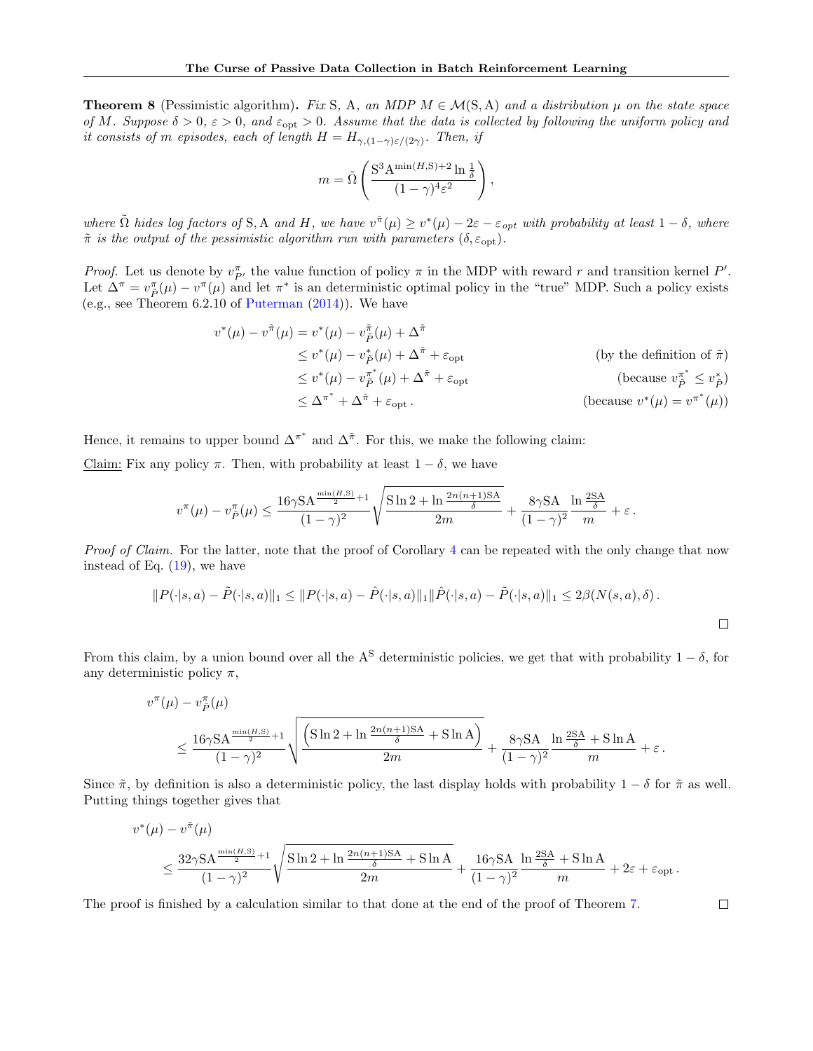**Theorem 8** (Pessimistic algorithm)**.** *Fix* $\mathrm{S}$, $\mathrm{A}$, *an MDP* $M \in \mathcal{M}(\mathrm{S}, \mathrm{A})$ *and a distribution* $\mu$ *on the state space of* $M$. *Suppose* $\delta > 0$, $\varepsilon > 0$, *and* $\varepsilon_{\text{opt}} > 0$. *Assume that the data is collected by following the uniform policy and it consists of* $m$ *episodes, each of length* $H = H_{\gamma,(1-\gamma)\varepsilon/(2\gamma)}$. *Then, if*

$$m = \tilde{\Omega}\left(\frac{\mathrm{S}^3 \mathrm{A}^{\min(H,\mathrm{S})+2} \ln \frac{1}{\delta}}{(1-\gamma)^4 \varepsilon^2}\right),$$

*where* $\tilde{\Omega}$ *hides log factors of* $\mathrm{S}, \mathrm{A}$ *and* $H$, *we have* $v^{\tilde{\pi}}(\mu) \geq v^*(\mu) - 2\varepsilon - \varepsilon_{opt}$ *with probability at least* $1 - \delta$, *where* $\tilde{\pi}$ *is the output of the pessimistic algorithm run with parameters* $(\delta, \varepsilon_{\text{opt}})$.

*Proof.* Let us denote by $v^{\pi}_{P'}$ the value function of policy $\pi$ in the MDP with reward $r$ and transition kernel $P'$. Let $\Delta^{\pi} = v^{\pi}_{\tilde{P}}(\mu) - v^{\pi}(\mu)$ and let $\pi^*$ is an deterministic optimal policy in the "true" MDP. Such a policy exists (e.g., see Theorem 6.2.10 of Puterman (2014)). We have

$$\begin{aligned}
v^*(\mu) - v^{\tilde{\pi}}(\mu) &= v^*(\mu) - v^{\tilde{\pi}}_{\tilde{P}}(\mu) + \Delta^{\tilde{\pi}} \\
&\leq v^*(\mu) - v^*_{\tilde{P}}(\mu) + \Delta^{\tilde{\pi}} + \varepsilon_{\text{opt}} && \text{(by the definition of } \tilde{\pi}\text{)} \\
&\leq v^*(\mu) - v^{\pi^*}_{\tilde{P}}(\mu) + \Delta^{\tilde{\pi}} + \varepsilon_{\text{opt}} && \text{(because } v^{\pi^*}_{\tilde{P}} \leq v^*_{\tilde{P}}\text{)} \\
&\leq \Delta^{\pi^*} + \Delta^{\tilde{\pi}} + \varepsilon_{\text{opt}}\,. && \text{(because } v^*(\mu) = v^{\pi^*}(\mu)\text{)}
\end{aligned}$$

Hence, it remains to upper bound $\Delta^{\pi^*}$ and $\Delta^{\tilde{\pi}}$. For this, we make the following claim:

Claim: Fix any policy $\pi$. Then, with probability at least $1 - \delta$, we have

$$v^{\pi}(\mu) - v^{\pi}_{\tilde{P}}(\mu) \leq \frac{16\gamma \mathrm{S}\mathrm{A}^{\frac{\min(H,\mathrm{S})}{2}+1}}{(1-\gamma)^2}\sqrt{\frac{\mathrm{S}\ln 2 + \ln\frac{2n(n+1)\mathrm{S}\mathrm{A}}{\delta}}{2m}} + \frac{8\gamma \mathrm{S}\mathrm{A}}{(1-\gamma)^2}\frac{\ln\frac{2\mathrm{S}\mathrm{A}}{\delta}}{m} + \varepsilon\,.$$

*Proof of Claim.* For the latter, note that the proof of Corollary 4 can be repeated with the only change that now instead of Eq. (19), we have

$$\|P(\cdot|s,a) - \tilde{P}(\cdot|s,a)\|_1 \leq \|P(\cdot|s,a) - \hat{P}(\cdot|s,a)\|_1 \|\hat{P}(\cdot|s,a) - \tilde{P}(\cdot|s,a)\|_1 \leq 2\beta(N(s,a),\delta)\,.$$

$\square$

From this claim, by a union bound over all the $\mathrm{A}^{\mathrm{S}}$ deterministic policies, we get that with probability $1 - \delta$, for any deterministic policy $\pi$,

$$\begin{aligned}
&v^{\pi}(\mu) - v^{\pi}_{\tilde{P}}(\mu) \\
&\quad\leq \frac{16\gamma \mathrm{S}\mathrm{A}^{\frac{\min(H,\mathrm{S})}{2}+1}}{(1-\gamma)^2}\sqrt{\frac{\left(\mathrm{S}\ln 2 + \ln\frac{2n(n+1)\mathrm{S}\mathrm{A}}{\delta} + \mathrm{S}\ln\mathrm{A}\right)}{2m}} + \frac{8\gamma\mathrm{S}\mathrm{A}}{(1-\gamma)^2}\frac{\ln\frac{2\mathrm{S}\mathrm{A}}{\delta} + \mathrm{S}\ln\mathrm{A}}{m} + \varepsilon\,.
\end{aligned}$$

Since $\tilde{\pi}$, by definition is also a deterministic policy, the last display holds with probability $1 - \delta$ for $\tilde{\pi}$ as well. Putting things together gives that

$$\begin{aligned}
&v^*(\mu) - v^{\tilde{\pi}}(\mu) \\
&\quad\leq \frac{32\gamma \mathrm{S}\mathrm{A}^{\frac{\min(H,\mathrm{S})}{2}+1}}{(1-\gamma)^2}\sqrt{\frac{\mathrm{S}\ln 2 + \ln\frac{2n(n+1)\mathrm{S}\mathrm{A}}{\delta} + \mathrm{S}\ln\mathrm{A}}{2m}} + \frac{16\gamma\mathrm{S}\mathrm{A}}{(1-\gamma)^2}\frac{\ln\frac{2\mathrm{S}\mathrm{A}}{\delta} + \mathrm{S}\ln\mathrm{A}}{m} + 2\varepsilon + \varepsilon_{\text{opt}}\,.
\end{aligned}$$

The proof is finished by a calculation similar to that done at the end of the proof of Theorem 7. $\square$